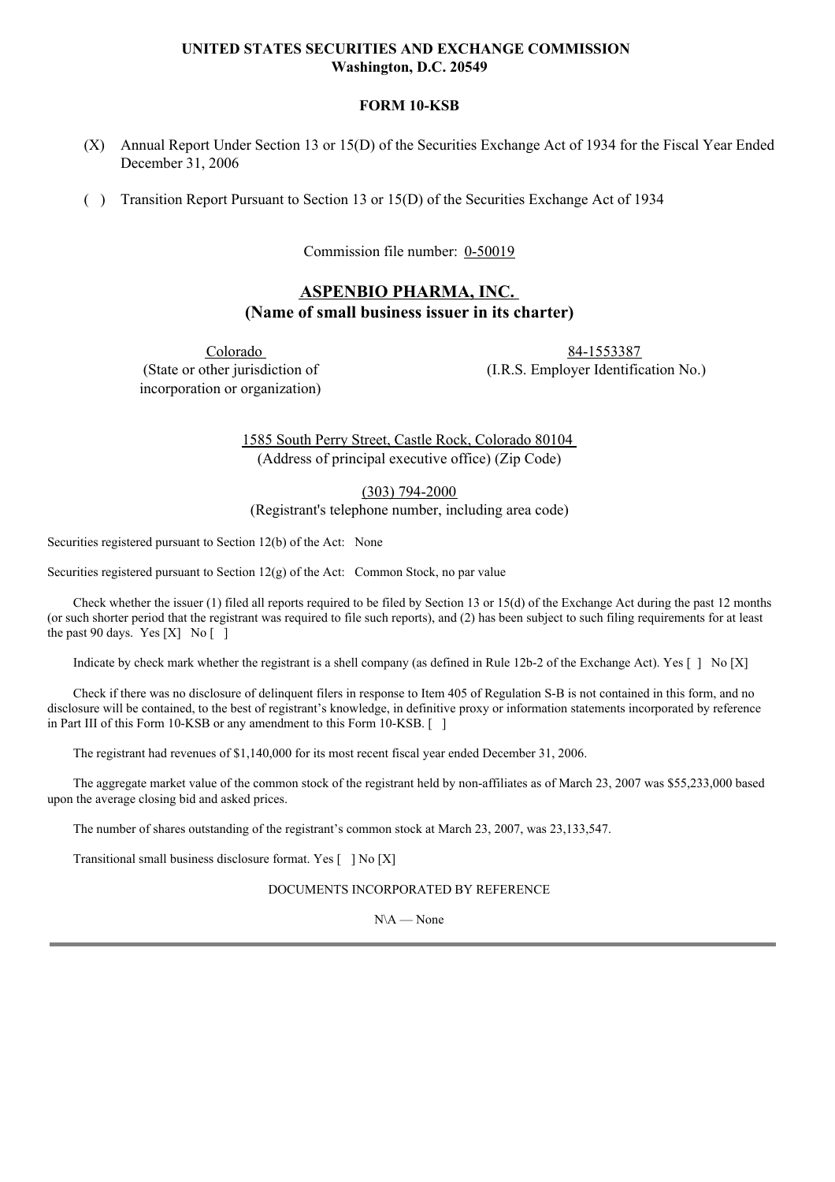**UNITED STATES SECURITIES AND EXCHANGE COMMISSION**
**Washington, D.C. 20549**

**FORM 10-KSB**

(X) Annual Report Under Section 13 or 15(D) of the Securities Exchange Act of 1934 for the Fiscal Year Ended December 31, 2006

( ) Transition Report Pursuant to Section 13 or 15(D) of the Securities Exchange Act of 1934

Commission file number: 0-50019

# ASPENBIO PHARMA, INC.
**(Name of small business issuer in its charter)**

| | |
|---|---|
| Colorado<br>(State or other jurisdiction of incorporation or organization) | 84-1553387<br>(I.R.S. Employer Identification No.) |

1585 South Perry Street, Castle Rock, Colorado 80104
(Address of principal executive office) (Zip Code)

(303) 794-2000
(Registrant's telephone number, including area code)

Securities registered pursuant to Section 12(b) of the Act: None

Securities registered pursuant to Section 12(g) of the Act: Common Stock, no par value

Check whether the issuer (1) filed all reports required to be filed by Section 13 or 15(d) of the Exchange Act during the past 12 months (or such shorter period that the registrant was required to file such reports), and (2) has been subject to such filing requirements for at least the past 90 days. Yes [X] No [ ]

Indicate by check mark whether the registrant is a shell company (as defined in Rule 12b-2 of the Exchange Act). Yes [ ] No [X]

Check if there was no disclosure of delinquent filers in response to Item 405 of Regulation S-B is not contained in this form, and no disclosure will be contained, to the best of registrant's knowledge, in definitive proxy or information statements incorporated by reference in Part III of this Form 10-KSB or any amendment to this Form 10-KSB. [ ]

The registrant had revenues of $1,140,000 for its most recent fiscal year ended December 31, 2006.

The aggregate market value of the common stock of the registrant held by non-affiliates as of March 23, 2007 was $55,233,000 based upon the average closing bid and asked prices.

The number of shares outstanding of the registrant's common stock at March 23, 2007, was 23,133,547.

Transitional small business disclosure format. Yes [ ] No [X]

DOCUMENTS INCORPORATED BY REFERENCE

N\A — None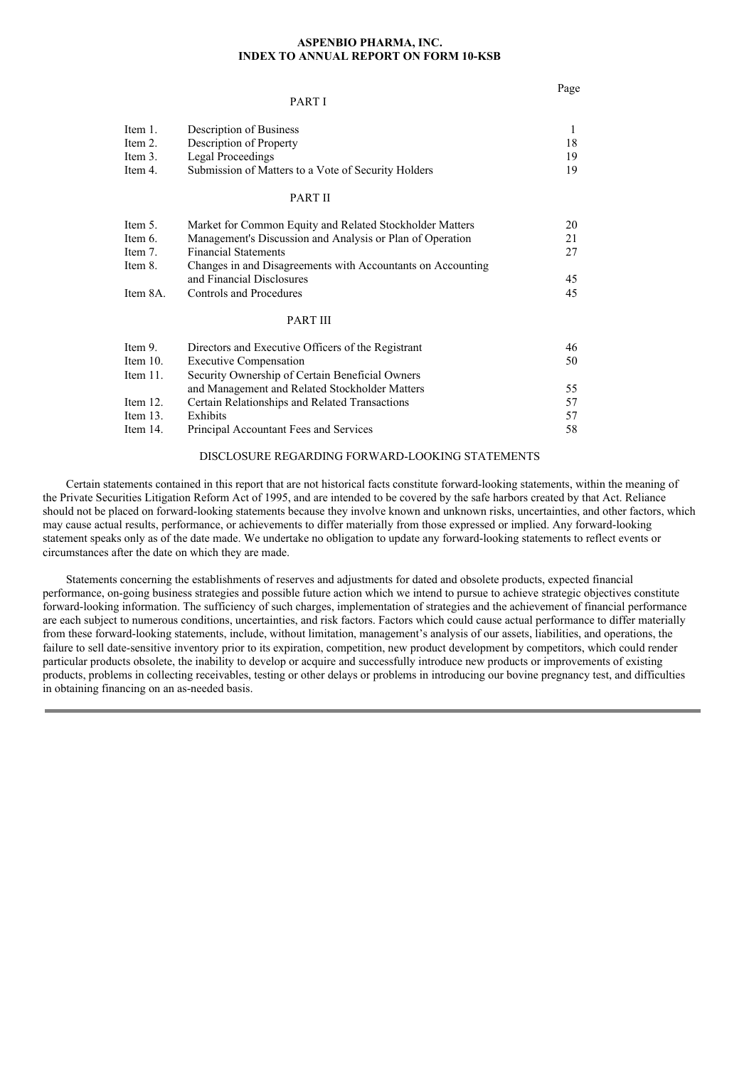**ASPENBIO PHARMA, INC.**
**INDEX TO ANNUAL REPORT ON FORM 10-KSB**

| | | Page |
|---|---|---|
| | PART I | |
| Item 1. | Description of Business | 1 |
| Item 2. | Description of Property | 18 |
| Item 3. | Legal Proceedings | 19 |
| Item 4. | Submission of Matters to a Vote of Security Holders | 19 |
| | PART II | |
| Item 5. | Market for Common Equity and Related Stockholder Matters | 20 |
| Item 6. | Management's Discussion and Analysis or Plan of Operation | 21 |
| Item 7. | Financial Statements | 27 |
| Item 8. | Changes in and Disagreements with Accountants on Accounting and Financial Disclosures | 45 |
| Item 8A. | Controls and Procedures | 45 |
| | PART III | |
| Item 9. | Directors and Executive Officers of the Registrant | 46 |
| Item 10. | Executive Compensation | 50 |
| Item 11. | Security Ownership of Certain Beneficial Owners and Management and Related Stockholder Matters | 55 |
| Item 12. | Certain Relationships and Related Transactions | 57 |
| Item 13. | Exhibits | 57 |
| Item 14. | Principal Accountant Fees and Services | 58 |

DISCLOSURE REGARDING FORWARD-LOOKING STATEMENTS

Certain statements contained in this report that are not historical facts constitute forward-looking statements, within the meaning of the Private Securities Litigation Reform Act of 1995, and are intended to be covered by the safe harbors created by that Act. Reliance should not be placed on forward-looking statements because they involve known and unknown risks, uncertainties, and other factors, which may cause actual results, performance, or achievements to differ materially from those expressed or implied. Any forward-looking statement speaks only as of the date made. We undertake no obligation to update any forward-looking statements to reflect events or circumstances after the date on which they are made.

Statements concerning the establishments of reserves and adjustments for dated and obsolete products, expected financial performance, on-going business strategies and possible future action which we intend to pursue to achieve strategic objectives constitute forward-looking information. The sufficiency of such charges, implementation of strategies and the achievement of financial performance are each subject to numerous conditions, uncertainties, and risk factors. Factors which could cause actual performance to differ materially from these forward-looking statements, include, without limitation, management's analysis of our assets, liabilities, and operations, the failure to sell date-sensitive inventory prior to its expiration, competition, new product development by competitors, which could render particular products obsolete, the inability to develop or acquire and successfully introduce new products or improvements of existing products, problems in collecting receivables, testing or other delays or problems in introducing our bovine pregnancy test, and difficulties in obtaining financing on an as-needed basis.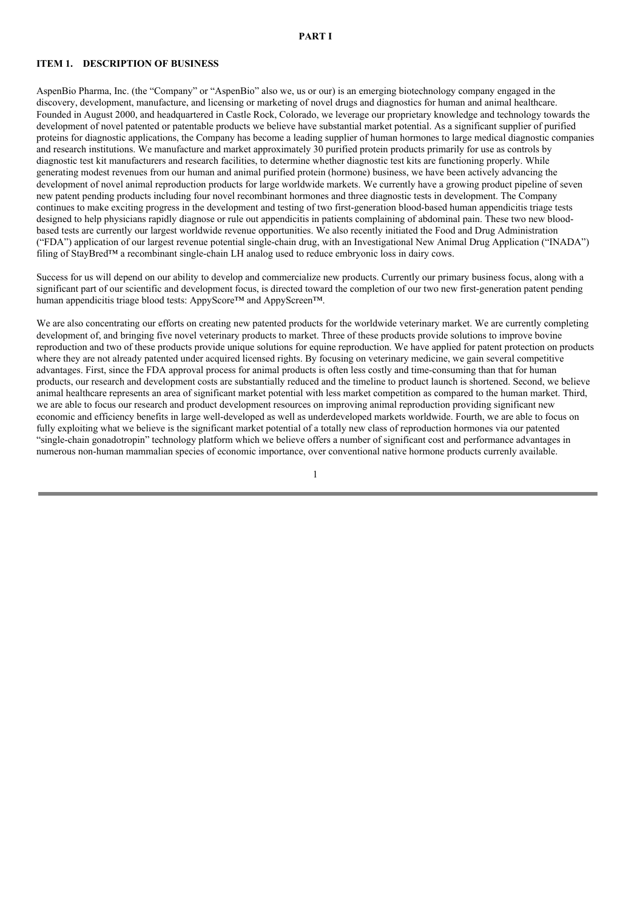# PART I

## ITEM 1. DESCRIPTION OF BUSINESS

AspenBio Pharma, Inc. (the "Company" or "AspenBio" also we, us or our) is an emerging biotechnology company engaged in the discovery, development, manufacture, and licensing or marketing of novel drugs and diagnostics for human and animal healthcare. Founded in August 2000, and headquartered in Castle Rock, Colorado, we leverage our proprietary knowledge and technology towards the development of novel patented or patentable products we believe have substantial market potential. As a significant supplier of purified proteins for diagnostic applications, the Company has become a leading supplier of human hormones to large medical diagnostic companies and research institutions. We manufacture and market approximately 30 purified protein products primarily for use as controls by diagnostic test kit manufacturers and research facilities, to determine whether diagnostic test kits are functioning properly. While generating modest revenues from our human and animal purified protein (hormone) business, we have been actively advancing the development of novel animal reproduction products for large worldwide markets. We currently have a growing product pipeline of seven new patent pending products including four novel recombinant hormones and three diagnostic tests in development. The Company continues to make exciting progress in the development and testing of two first-generation blood-based human appendicitis triage tests designed to help physicians rapidly diagnose or rule out appendicitis in patients complaining of abdominal pain. These two new blood-based tests are currently our largest worldwide revenue opportunities. We also recently initiated the Food and Drug Administration ("FDA") application of our largest revenue potential single-chain drug, with an Investigational New Animal Drug Application ("INADA") filing of StayBred™ a recombinant single-chain LH analog used to reduce embryonic loss in dairy cows.

Success for us will depend on our ability to develop and commercialize new products. Currently our primary business focus, along with a significant part of our scientific and development focus, is directed toward the completion of our two new first-generation patent pending human appendicitis triage blood tests: AppyScore™ and AppyScreen™.

We are also concentrating our efforts on creating new patented products for the worldwide veterinary market. We are currently completing development of, and bringing five novel veterinary products to market. Three of these products provide solutions to improve bovine reproduction and two of these products provide unique solutions for equine reproduction. We have applied for patent protection on products where they are not already patented under acquired licensed rights. By focusing on veterinary medicine, we gain several competitive advantages. First, since the FDA approval process for animal products is often less costly and time-consuming than that for human products, our research and development costs are substantially reduced and the timeline to product launch is shortened. Second, we believe animal healthcare represents an area of significant market potential with less market competition as compared to the human market. Third, we are able to focus our research and product development resources on improving animal reproduction providing significant new economic and efficiency benefits in large well-developed as well as underdeveloped markets worldwide. Fourth, we are able to focus on fully exploiting what we believe is the significant market potential of a totally new class of reproduction hormones via our patented "single-chain gonadotropin" technology platform which we believe offers a number of significant cost and performance advantages in numerous non-human mammalian species of economic importance, over conventional native hormone products currently available.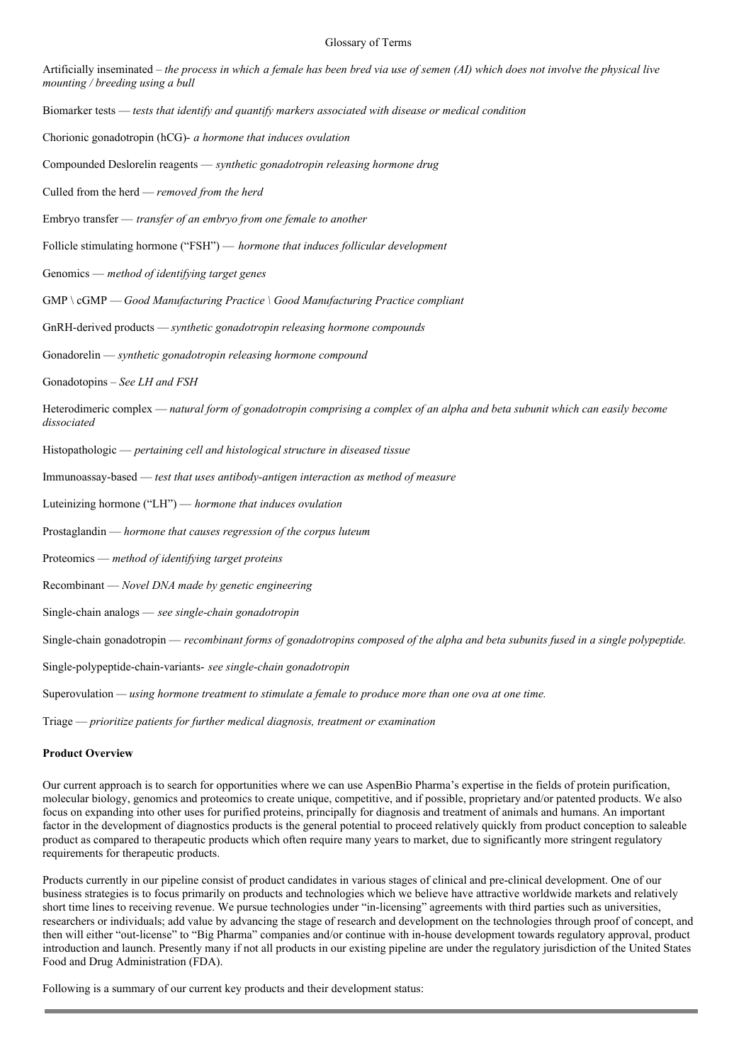Glossary of Terms

Artificially inseminated – *the process in which a female has been bred via use of semen (AI) which does not involve the physical live mounting / breeding using a bull*

Biomarker tests — *tests that identify and quantify markers associated with disease or medical condition*

Chorionic gonadotropin (hCG)- *a hormone that induces ovulation*

Compounded Deslorelin reagents — *synthetic gonadotropin releasing hormone drug*

Culled from the herd — *removed from the herd*

Embryo transfer — *transfer of an embryo from one female to another*

Follicle stimulating hormone (“FSH”) — *hormone that induces follicular development*

Genomics — *method of identifying target genes*

GMP \ cGMP — *Good Manufacturing Practice \ Good Manufacturing Practice compliant*

GnRH-derived products — *synthetic gonadotropin releasing hormone compounds*

Gonadorelin — *synthetic gonadotropin releasing hormone compound*

Gonadotopins – *See LH and FSH*

Heterodimeric complex — *natural form of gonadotropin comprising a complex of an alpha and beta subunit which can easily become dissociated*

Histopathologic — *pertaining cell and histological structure in diseased tissue*

Immunoassay-based — *test that uses antibody-antigen interaction as method of measure*

Luteinizing hormone (“LH”) — *hormone that induces ovulation*

Prostaglandin — *hormone that causes regression of the corpus luteum*

Proteomics — *method of identifying target proteins*

Recombinant — *Novel DNA made by genetic engineering*

Single-chain analogs — *see single-chain gonadotropin*

Single-chain gonadotropin — *recombinant forms of gonadotropins composed of the alpha and beta subunits fused in a single polypeptide.*

Single-polypeptide-chain-variants- *see single-chain gonadotropin*

Superovulation — *using hormone treatment to stimulate a female to produce more than one ova at one time.*

Triage — *prioritize patients for further medical diagnosis, treatment or examination*

**Product Overview**

Our current approach is to search for opportunities where we can use AspenBio Pharma’s expertise in the fields of protein purification, molecular biology, genomics and proteomics to create unique, competitive, and if possible, proprietary and/or patented products. We also focus on expanding into other uses for purified proteins, principally for diagnosis and treatment of animals and humans. An important factor in the development of diagnostics products is the general potential to proceed relatively quickly from product conception to saleable product as compared to therapeutic products which often require many years to market, due to significantly more stringent regulatory requirements for therapeutic products.

Products currently in our pipeline consist of product candidates in various stages of clinical and pre-clinical development. One of our business strategies is to focus primarily on products and technologies which we believe have attractive worldwide markets and relatively short time lines to receiving revenue. We pursue technologies under “in-licensing” agreements with third parties such as universities, researchers or individuals; add value by advancing the stage of research and development on the technologies through proof of concept, and then will either “out-license” to “Big Pharma” companies and/or continue with in-house development towards regulatory approval, product introduction and launch. Presently many if not all products in our existing pipeline are under the regulatory jurisdiction of the United States Food and Drug Administration (FDA).

Following is a summary of our current key products and their development status: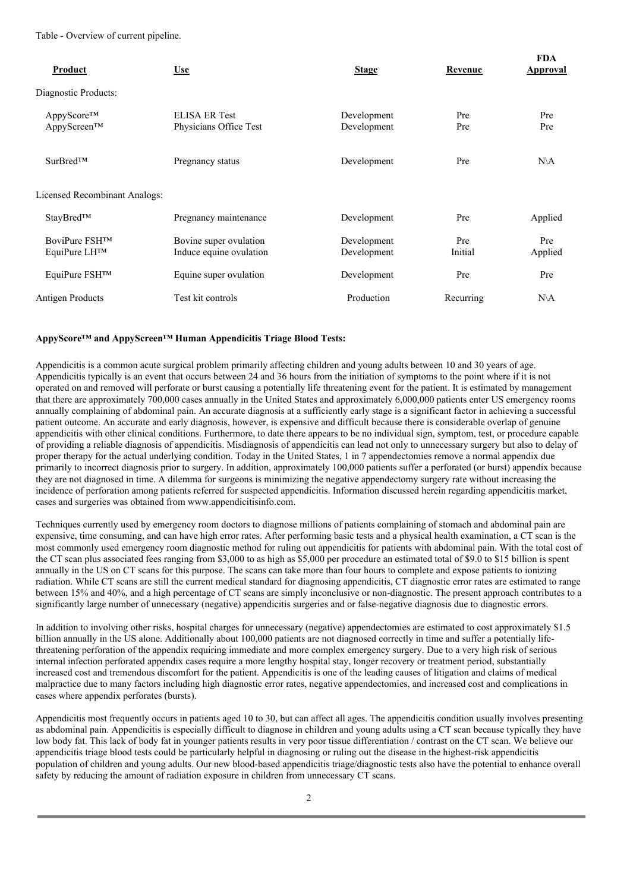Table - Overview of current pipeline.

| Product | Use | Stage | Revenue | FDA Approval |
|---|---|---|---|---|
| Diagnostic Products: | | | | |
| AppyScore™ | ELISA ER Test | Development | Pre | Pre |
| AppyScreen™ | Physicians Office Test | Development | Pre | Pre |
| SurBred™ | Pregnancy status | Development | Pre | N\A |
| Licensed Recombinant Analogs: | | | | |
| StayBred™ | Pregnancy maintenance | Development | Pre | Applied |
| BoviPure FSH™ | Bovine super ovulation | Development | Pre | Pre |
| EquiPure LH™ | Induce equine ovulation | Development | Initial | Applied |
| EquiPure FSH™ | Equine super ovulation | Development | Pre | Pre |
| Antigen Products | Test kit controls | Production | Recurring | N\A |

**AppyScore™ and AppyScreen™ Human Appendicitis Triage Blood Tests:**

Appendicitis is a common acute surgical problem primarily affecting children and young adults between 10 and 30 years of age. Appendicitis typically is an event that occurs between 24 and 36 hours from the initiation of symptoms to the point where if it is not operated on and removed will perforate or burst causing a potentially life threatening event for the patient. It is estimated by management that there are approximately 700,000 cases annually in the United States and approximately 6,000,000 patients enter US emergency rooms annually complaining of abdominal pain. An accurate diagnosis at a sufficiently early stage is a significant factor in achieving a successful patient outcome. An accurate and early diagnosis, however, is expensive and difficult because there is considerable overlap of genuine appendicitis with other clinical conditions. Furthermore, to date there appears to be no individual sign, symptom, test, or procedure capable of providing a reliable diagnosis of appendicitis. Misdiagnosis of appendicitis can lead not only to unnecessary surgery but also to delay of proper therapy for the actual underlying condition. Today in the United States, 1 in 7 appendectomies remove a normal appendix due primarily to incorrect diagnosis prior to surgery. In addition, approximately 100,000 patients suffer a perforated (or burst) appendix because they are not diagnosed in time. A dilemma for surgeons is minimizing the negative appendectomy surgery rate without increasing the incidence of perforation among patients referred for suspected appendicitis. Information discussed herein regarding appendicitis market, cases and surgeries was obtained from www.appendicitisinfo.com.

Techniques currently used by emergency room doctors to diagnose millions of patients complaining of stomach and abdominal pain are expensive, time consuming, and can have high error rates. After performing basic tests and a physical health examination, a CT scan is the most commonly used emergency room diagnostic method for ruling out appendicitis for patients with abdominal pain. With the total cost of the CT scan plus associated fees ranging from $3,000 to as high as $5,000 per procedure an estimated total of $9.0 to $15 billion is spent annually in the US on CT scans for this purpose. The scans can take more than four hours to complete and expose patients to ionizing radiation. While CT scans are still the current medical standard for diagnosing appendicitis, CT diagnostic error rates are estimated to range between 15% and 40%, and a high percentage of CT scans are simply inconclusive or non-diagnostic. The present approach contributes to a significantly large number of unnecessary (negative) appendicitis surgeries and or false-negative diagnosis due to diagnostic errors.

In addition to involving other risks, hospital charges for unnecessary (negative) appendectomies are estimated to cost approximately $1.5 billion annually in the US alone. Additionally about 100,000 patients are not diagnosed correctly in time and suffer a potentially life-threatening perforation of the appendix requiring immediate and more complex emergency surgery. Due to a very high risk of serious internal infection perforated appendix cases require a more lengthy hospital stay, longer recovery or treatment period, substantially increased cost and tremendous discomfort for the patient. Appendicitis is one of the leading causes of litigation and claims of medical malpractice due to many factors including high diagnostic error rates, negative appendectomies, and increased cost and complications in cases where appendix perforates (bursts).

Appendicitis most frequently occurs in patients aged 10 to 30, but can affect all ages. The appendicitis condition usually involves presenting as abdominal pain. Appendicitis is especially difficult to diagnose in children and young adults using a CT scan because typically they have low body fat. This lack of body fat in younger patients results in very poor tissue differentiation / contrast on the CT scan. We believe our appendicitis triage blood tests could be particularly helpful in diagnosing or ruling out the disease in the highest-risk appendicitis population of children and young adults. Our new blood-based appendicitis triage/diagnostic tests also have the potential to enhance overall safety by reducing the amount of radiation exposure in children from unnecessary CT scans.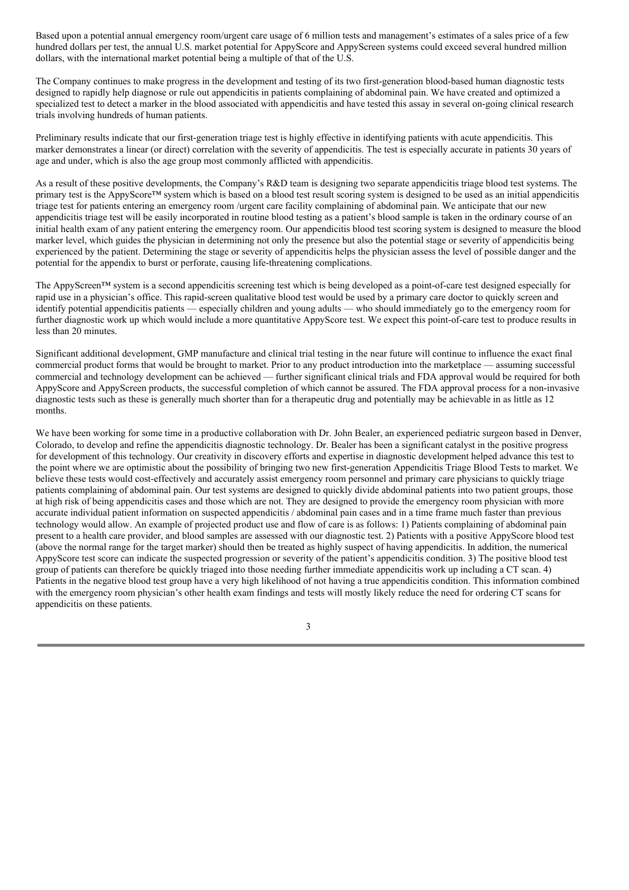Based upon a potential annual emergency room/urgent care usage of 6 million tests and management's estimates of a sales price of a few hundred dollars per test, the annual U.S. market potential for AppyScore and AppyScreen systems could exceed several hundred million dollars, with the international market potential being a multiple of that of the U.S.

The Company continues to make progress in the development and testing of its two first-generation blood-based human diagnostic tests designed to rapidly help diagnose or rule out appendicitis in patients complaining of abdominal pain. We have created and optimized a specialized test to detect a marker in the blood associated with appendicitis and have tested this assay in several on-going clinical research trials involving hundreds of human patients.

Preliminary results indicate that our first-generation triage test is highly effective in identifying patients with acute appendicitis. This marker demonstrates a linear (or direct) correlation with the severity of appendicitis. The test is especially accurate in patients 30 years of age and under, which is also the age group most commonly afflicted with appendicitis.

As a result of these positive developments, the Company's R&D team is designing two separate appendicitis triage blood test systems. The primary test is the AppyScore™ system which is based on a blood test result scoring system is designed to be used as an initial appendicitis triage test for patients entering an emergency room /urgent care facility complaining of abdominal pain. We anticipate that our new appendicitis triage test will be easily incorporated in routine blood testing as a patient's blood sample is taken in the ordinary course of an initial health exam of any patient entering the emergency room. Our appendicitis blood test scoring system is designed to measure the blood marker level, which guides the physician in determining not only the presence but also the potential stage or severity of appendicitis being experienced by the patient. Determining the stage or severity of appendicitis helps the physician assess the level of possible danger and the potential for the appendix to burst or perforate, causing life-threatening complications.

The AppyScreen™ system is a second appendicitis screening test which is being developed as a point-of-care test designed especially for rapid use in a physician's office. This rapid-screen qualitative blood test would be used by a primary care doctor to quickly screen and identify potential appendicitis patients — especially children and young adults — who should immediately go to the emergency room for further diagnostic work up which would include a more quantitative AppyScore test. We expect this point-of-care test to produce results in less than 20 minutes.

Significant additional development, GMP manufacture and clinical trial testing in the near future will continue to influence the exact final commercial product forms that would be brought to market. Prior to any product introduction into the marketplace — assuming successful commercial and technology development can be achieved — further significant clinical trials and FDA approval would be required for both AppyScore and AppyScreen products, the successful completion of which cannot be assured. The FDA approval process for a non-invasive diagnostic tests such as these is generally much shorter than for a therapeutic drug and potentially may be achievable in as little as 12 months.

We have been working for some time in a productive collaboration with Dr. John Bealer, an experienced pediatric surgeon based in Denver, Colorado, to develop and refine the appendicitis diagnostic technology. Dr. Bealer has been a significant catalyst in the positive progress for development of this technology. Our creativity in discovery efforts and expertise in diagnostic development helped advance this test to the point where we are optimistic about the possibility of bringing two new first-generation Appendicitis Triage Blood Tests to market. We believe these tests would cost-effectively and accurately assist emergency room personnel and primary care physicians to quickly triage patients complaining of abdominal pain. Our test systems are designed to quickly divide abdominal patients into two patient groups, those at high risk of being appendicitis cases and those which are not. They are designed to provide the emergency room physician with more accurate individual patient information on suspected appendicitis / abdominal pain cases and in a time frame much faster than previous technology would allow. An example of projected product use and flow of care is as follows: 1) Patients complaining of abdominal pain present to a health care provider, and blood samples are assessed with our diagnostic test. 2) Patients with a positive AppyScore blood test (above the normal range for the target marker) should then be treated as highly suspect of having appendicitis. In addition, the numerical AppyScore test score can indicate the suspected progression or severity of the patient's appendicitis condition. 3) The positive blood test group of patients can therefore be quickly triaged into those needing further immediate appendicitis work up including a CT scan. 4) Patients in the negative blood test group have a very high likelihood of not having a true appendicitis condition. This information combined with the emergency room physician's other health exam findings and tests will mostly likely reduce the need for ordering CT scans for appendicitis on these patients.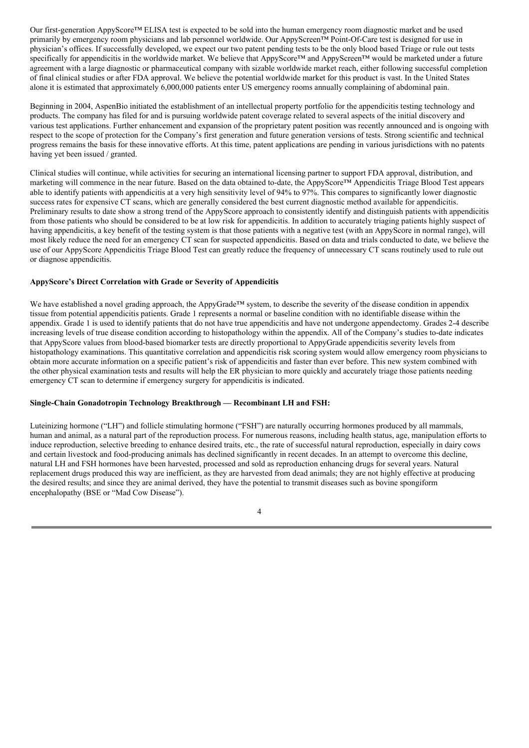Our first-generation AppyScore™ ELISA test is expected to be sold into the human emergency room diagnostic market and be used primarily by emergency room physicians and lab personnel worldwide. Our AppyScreen™ Point-Of-Care test is designed for use in physician's offices. If successfully developed, we expect our two patent pending tests to be the only blood based Triage or rule out tests specifically for appendicitis in the worldwide market. We believe that AppyScore™ and AppyScreen™ would be marketed under a future agreement with a large diagnostic or pharmaceutical company with sizable worldwide market reach, either following successful completion of final clinical studies or after FDA approval. We believe the potential worldwide market for this product is vast. In the United States alone it is estimated that approximately 6,000,000 patients enter US emergency rooms annually complaining of abdominal pain.

Beginning in 2004, AspenBio initiated the establishment of an intellectual property portfolio for the appendicitis testing technology and products. The company has filed for and is pursuing worldwide patent coverage related to several aspects of the initial discovery and various test applications. Further enhancement and expansion of the proprietary patent position was recently announced and is ongoing with respect to the scope of protection for the Company's first generation and future generation versions of tests. Strong scientific and technical progress remains the basis for these innovative efforts. At this time, patent applications are pending in various jurisdictions with no patents having yet been issued / granted.

Clinical studies will continue, while activities for securing an international licensing partner to support FDA approval, distribution, and marketing will commence in the near future. Based on the data obtained to-date, the AppyScore™ Appendicitis Triage Blood Test appears able to identify patients with appendicitis at a very high sensitivity level of 94% to 97%. This compares to significantly lower diagnostic success rates for expensive CT scans, which are generally considered the best current diagnostic method available for appendicitis. Preliminary results to date show a strong trend of the AppyScore approach to consistently identify and distinguish patients with appendicitis from those patients who should be considered to be at low risk for appendicitis. In addition to accurately triaging patients highly suspect of having appendicitis, a key benefit of the testing system is that those patients with a negative test (with an AppyScore in normal range), will most likely reduce the need for an emergency CT scan for suspected appendicitis. Based on data and trials conducted to date, we believe the use of our AppyScore Appendicitis Triage Blood Test can greatly reduce the frequency of unnecessary CT scans routinely used to rule out or diagnose appendicitis.

**AppyScore's Direct Correlation with Grade or Severity of Appendicitis**

We have established a novel grading approach, the AppyGrade™ system, to describe the severity of the disease condition in appendix tissue from potential appendicitis patients. Grade 1 represents a normal or baseline condition with no identifiable disease within the appendix. Grade 1 is used to identify patients that do not have true appendicitis and have not undergone appendectomy. Grades 2-4 describe increasing levels of true disease condition according to histopathology within the appendix. All of the Company's studies to-date indicates that AppyScore values from blood-based biomarker tests are directly proportional to AppyGrade appendicitis severity levels from histopathology examinations. This quantitative correlation and appendicitis risk scoring system would allow emergency room physicians to obtain more accurate information on a specific patient's risk of appendicitis and faster than ever before. This new system combined with the other physical examination tests and results will help the ER physician to more quickly and accurately triage those patients needing emergency CT scan to determine if emergency surgery for appendicitis is indicated.

**Single-Chain Gonadotropin Technology Breakthrough — Recombinant LH and FSH:**

Luteinizing hormone ("LH") and follicle stimulating hormone ("FSH") are naturally occurring hormones produced by all mammals, human and animal, as a natural part of the reproduction process. For numerous reasons, including health status, age, manipulation efforts to induce reproduction, selective breeding to enhance desired traits, etc., the rate of successful natural reproduction, especially in dairy cows and certain livestock and food-producing animals has declined significantly in recent decades. In an attempt to overcome this decline, natural LH and FSH hormones have been harvested, processed and sold as reproduction enhancing drugs for several years. Natural replacement drugs produced this way are inefficient, as they are harvested from dead animals; they are not highly effective at producing the desired results; and since they are animal derived, they have the potential to transmit diseases such as bovine spongiform encephalopathy (BSE or "Mad Cow Disease").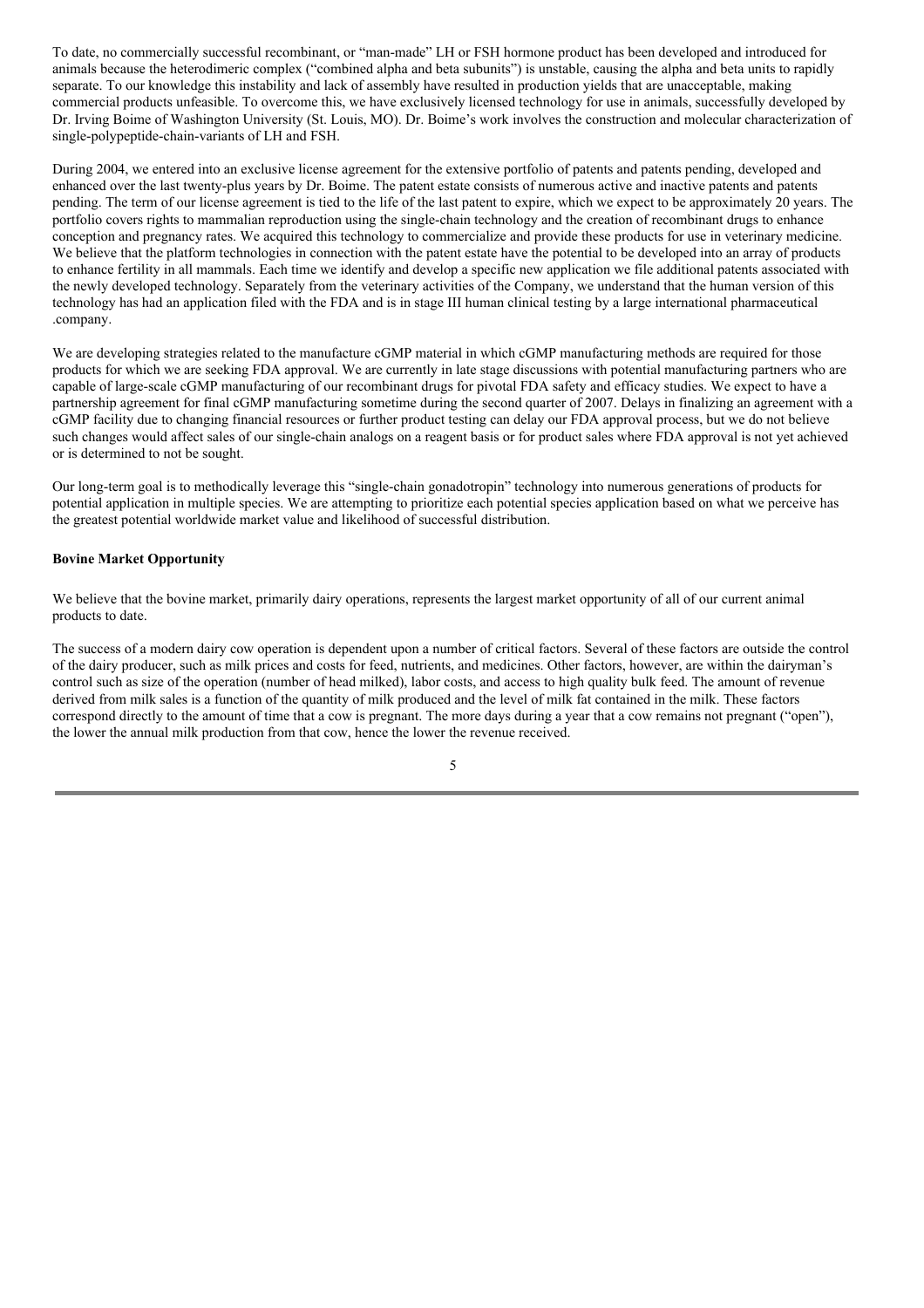To date, no commercially successful recombinant, or "man-made" LH or FSH hormone product has been developed and introduced for animals because the heterodimeric complex ("combined alpha and beta subunits") is unstable, causing the alpha and beta units to rapidly separate. To our knowledge this instability and lack of assembly have resulted in production yields that are unacceptable, making commercial products unfeasible. To overcome this, we have exclusively licensed technology for use in animals, successfully developed by Dr. Irving Boime of Washington University (St. Louis, MO). Dr. Boime's work involves the construction and molecular characterization of single-polypeptide-chain-variants of LH and FSH.

During 2004, we entered into an exclusive license agreement for the extensive portfolio of patents and patents pending, developed and enhanced over the last twenty-plus years by Dr. Boime. The patent estate consists of numerous active and inactive patents and patents pending. The term of our license agreement is tied to the life of the last patent to expire, which we expect to be approximately 20 years. The portfolio covers rights to mammalian reproduction using the single-chain technology and the creation of recombinant drugs to enhance conception and pregnancy rates. We acquired this technology to commercialize and provide these products for use in veterinary medicine. We believe that the platform technologies in connection with the patent estate have the potential to be developed into an array of products to enhance fertility in all mammals. Each time we identify and develop a specific new application we file additional patents associated with the newly developed technology. Separately from the veterinary activities of the Company, we understand that the human version of this technology has had an application filed with the FDA and is in stage III human clinical testing by a large international pharmaceutical .company.

We are developing strategies related to the manufacture cGMP material in which cGMP manufacturing methods are required for those products for which we are seeking FDA approval. We are currently in late stage discussions with potential manufacturing partners who are capable of large-scale cGMP manufacturing of our recombinant drugs for pivotal FDA safety and efficacy studies. We expect to have a partnership agreement for final cGMP manufacturing sometime during the second quarter of 2007. Delays in finalizing an agreement with a cGMP facility due to changing financial resources or further product testing can delay our FDA approval process, but we do not believe such changes would affect sales of our single-chain analogs on a reagent basis or for product sales where FDA approval is not yet achieved or is determined to not be sought.

Our long-term goal is to methodically leverage this "single-chain gonadotropin" technology into numerous generations of products for potential application in multiple species. We are attempting to prioritize each potential species application based on what we perceive has the greatest potential worldwide market value and likelihood of successful distribution.

**Bovine Market Opportunity**

We believe that the bovine market, primarily dairy operations, represents the largest market opportunity of all of our current animal products to date.

The success of a modern dairy cow operation is dependent upon a number of critical factors. Several of these factors are outside the control of the dairy producer, such as milk prices and costs for feed, nutrients, and medicines. Other factors, however, are within the dairyman's control such as size of the operation (number of head milked), labor costs, and access to high quality bulk feed. The amount of revenue derived from milk sales is a function of the quantity of milk produced and the level of milk fat contained in the milk. These factors correspond directly to the amount of time that a cow is pregnant. The more days during a year that a cow remains not pregnant ("open"), the lower the annual milk production from that cow, hence the lower the revenue received.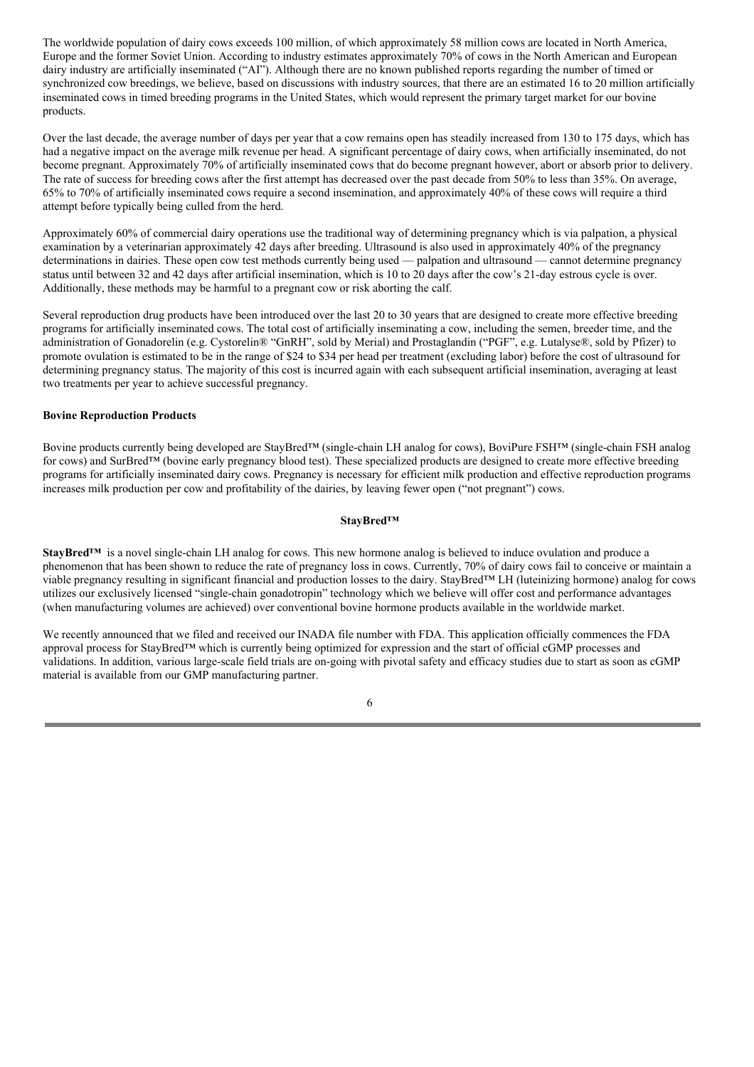The worldwide population of dairy cows exceeds 100 million, of which approximately 58 million cows are located in North America, Europe and the former Soviet Union. According to industry estimates approximately 70% of cows in the North American and European dairy industry are artificially inseminated ("AI"). Although there are no known published reports regarding the number of timed or synchronized cow breedings, we believe, based on discussions with industry sources, that there are an estimated 16 to 20 million artificially inseminated cows in timed breeding programs in the United States, which would represent the primary target market for our bovine products.

Over the last decade, the average number of days per year that a cow remains open has steadily increased from 130 to 175 days, which has had a negative impact on the average milk revenue per head. A significant percentage of dairy cows, when artificially inseminated, do not become pregnant. Approximately 70% of artificially inseminated cows that do become pregnant however, abort or absorb prior to delivery. The rate of success for breeding cows after the first attempt has decreased over the past decade from 50% to less than 35%. On average, 65% to 70% of artificially inseminated cows require a second insemination, and approximately 40% of these cows will require a third attempt before typically being culled from the herd.

Approximately 60% of commercial dairy operations use the traditional way of determining pregnancy which is via palpation, a physical examination by a veterinarian approximately 42 days after breeding. Ultrasound is also used in approximately 40% of the pregnancy determinations in dairies. These open cow test methods currently being used — palpation and ultrasound — cannot determine pregnancy status until between 32 and 42 days after artificial insemination, which is 10 to 20 days after the cow's 21-day estrous cycle is over. Additionally, these methods may be harmful to a pregnant cow or risk aborting the calf.

Several reproduction drug products have been introduced over the last 20 to 30 years that are designed to create more effective breeding programs for artificially inseminated cows. The total cost of artificially inseminating a cow, including the semen, breeder time, and the administration of Gonadorelin (e.g. Cystorelin® "GnRH", sold by Merial) and Prostaglandin ("PGF", e.g. Lutalyse®, sold by Pfizer) to promote ovulation is estimated to be in the range of $24 to $34 per head per treatment (excluding labor) before the cost of ultrasound for determining pregnancy status. The majority of this cost is incurred again with each subsequent artificial insemination, averaging at least two treatments per year to achieve successful pregnancy.

**Bovine Reproduction Products**

Bovine products currently being developed are StayBred™ (single-chain LH analog for cows), BoviPure FSH™ (single-chain FSH analog for cows) and SurBred™ (bovine early pregnancy blood test). These specialized products are designed to create more effective breeding programs for artificially inseminated dairy cows. Pregnancy is necessary for efficient milk production and effective reproduction programs increases milk production per cow and profitability of the dairies, by leaving fewer open ("not pregnant") cows.

**StayBred™**

**StayBred™** is a novel single-chain LH analog for cows. This new hormone analog is believed to induce ovulation and produce a phenomenon that has been shown to reduce the rate of pregnancy loss in cows. Currently, 70% of dairy cows fail to conceive or maintain a viable pregnancy resulting in significant financial and production losses to the dairy. StayBred™ LH (luteinizing hormone) analog for cows utilizes our exclusively licensed "single-chain gonadotropin" technology which we believe will offer cost and performance advantages (when manufacturing volumes are achieved) over conventional bovine hormone products available in the worldwide market.

We recently announced that we filed and received our INADA file number with FDA. This application officially commences the FDA approval process for StayBred™ which is currently being optimized for expression and the start of official cGMP processes and validations. In addition, various large-scale field trials are on-going with pivotal safety and efficacy studies due to start as soon as cGMP material is available from our GMP manufacturing partner.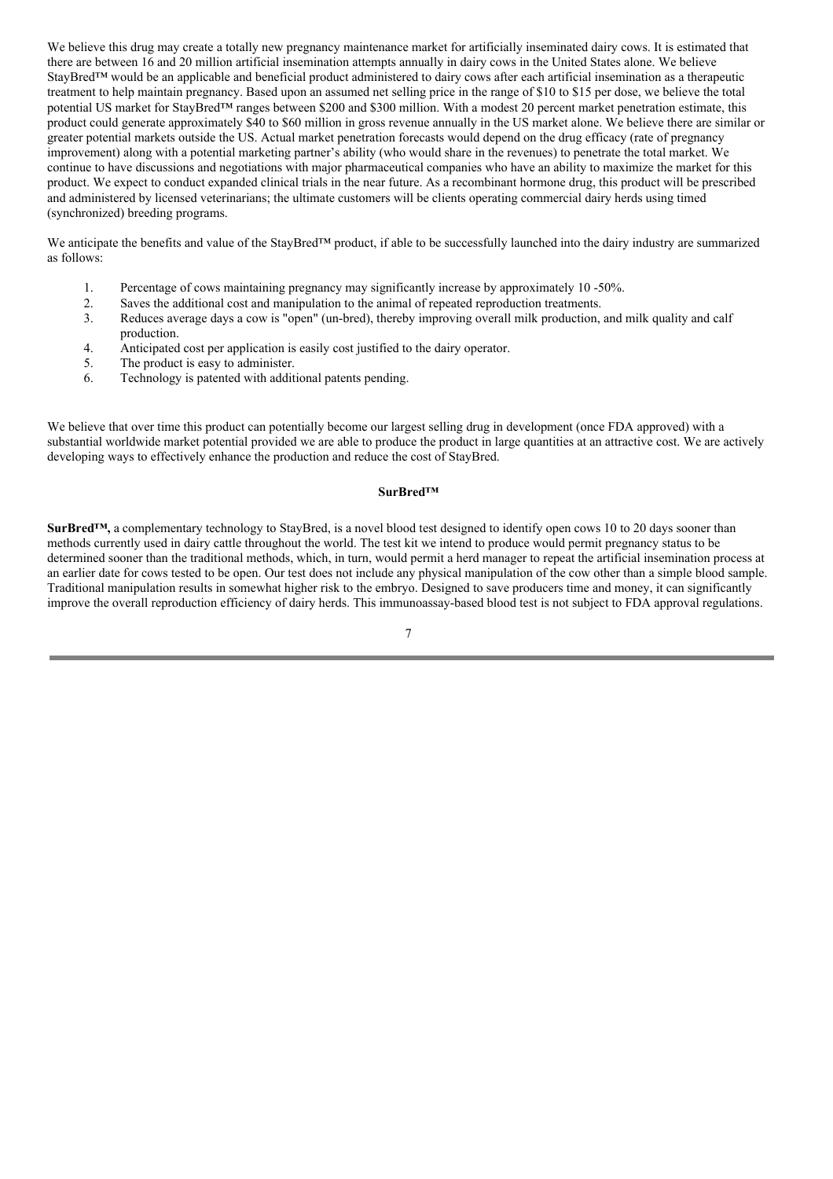We believe this drug may create a totally new pregnancy maintenance market for artificially inseminated dairy cows. It is estimated that there are between 16 and 20 million artificial insemination attempts annually in dairy cows in the United States alone. We believe StayBred™ would be an applicable and beneficial product administered to dairy cows after each artificial insemination as a therapeutic treatment to help maintain pregnancy. Based upon an assumed net selling price in the range of $10 to $15 per dose, we believe the total potential US market for StayBred™ ranges between $200 and $300 million. With a modest 20 percent market penetration estimate, this product could generate approximately $40 to $60 million in gross revenue annually in the US market alone. We believe there are similar or greater potential markets outside the US. Actual market penetration forecasts would depend on the drug efficacy (rate of pregnancy improvement) along with a potential marketing partner's ability (who would share in the revenues) to penetrate the total market. We continue to have discussions and negotiations with major pharmaceutical companies who have an ability to maximize the market for this product. We expect to conduct expanded clinical trials in the near future. As a recombinant hormone drug, this product will be prescribed and administered by licensed veterinarians; the ultimate customers will be clients operating commercial dairy herds using timed (synchronized) breeding programs.

We anticipate the benefits and value of the StayBred™ product, if able to be successfully launched into the dairy industry are summarized as follows:

1. Percentage of cows maintaining pregnancy may significantly increase by approximately 10 -50%.
2. Saves the additional cost and manipulation to the animal of repeated reproduction treatments.
3. Reduces average days a cow is "open" (un-bred), thereby improving overall milk production, and milk quality and calf production.
4. Anticipated cost per application is easily cost justified to the dairy operator.
5. The product is easy to administer.
6. Technology is patented with additional patents pending.

We believe that over time this product can potentially become our largest selling drug in development (once FDA approved) with a substantial worldwide market potential provided we are able to produce the product in large quantities at an attractive cost. We are actively developing ways to effectively enhance the production and reduce the cost of StayBred.

### SurBred™

**SurBred™,** a complementary technology to StayBred, is a novel blood test designed to identify open cows 10 to 20 days sooner than methods currently used in dairy cattle throughout the world. The test kit we intend to produce would permit pregnancy status to be determined sooner than the traditional methods, which, in turn, would permit a herd manager to repeat the artificial insemination process at an earlier date for cows tested to be open. Our test does not include any physical manipulation of the cow other than a simple blood sample. Traditional manipulation results in somewhat higher risk to the embryo. Designed to save producers time and money, it can significantly improve the overall reproduction efficiency of dairy herds. This immunoassay-based blood test is not subject to FDA approval regulations.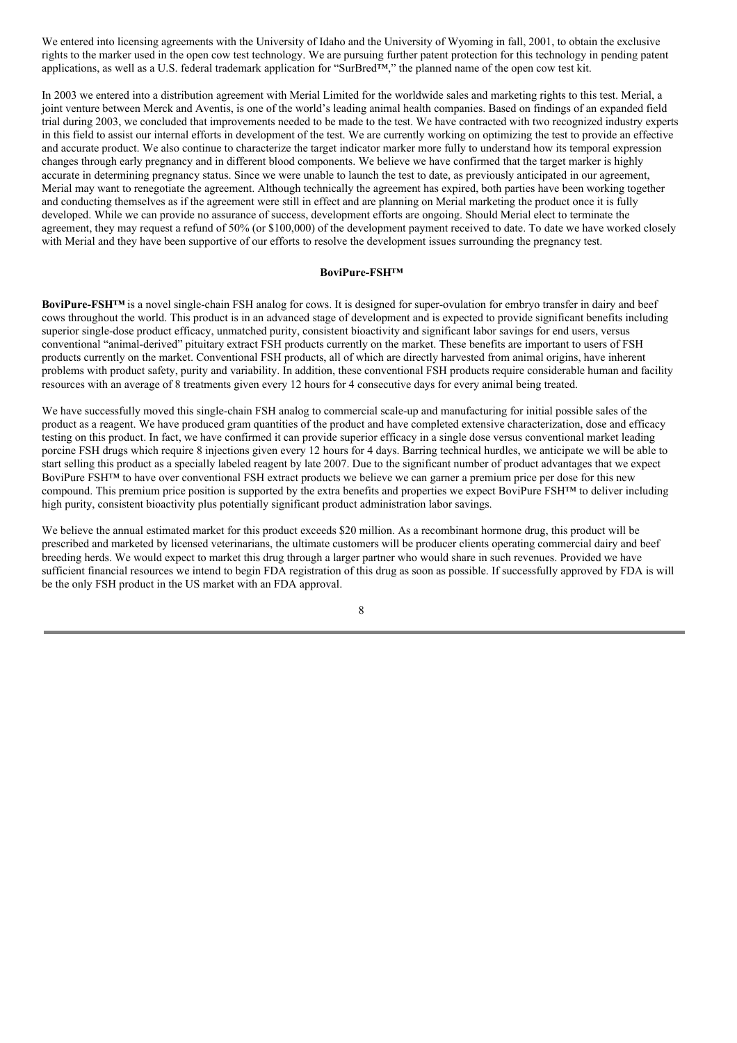We entered into licensing agreements with the University of Idaho and the University of Wyoming in fall, 2001, to obtain the exclusive rights to the marker used in the open cow test technology. We are pursuing further patent protection for this technology in pending patent applications, as well as a U.S. federal trademark application for "SurBred™," the planned name of the open cow test kit.

In 2003 we entered into a distribution agreement with Merial Limited for the worldwide sales and marketing rights to this test. Merial, a joint venture between Merck and Aventis, is one of the world's leading animal health companies. Based on findings of an expanded field trial during 2003, we concluded that improvements needed to be made to the test. We have contracted with two recognized industry experts in this field to assist our internal efforts in development of the test. We are currently working on optimizing the test to provide an effective and accurate product. We also continue to characterize the target indicator marker more fully to understand how its temporal expression changes through early pregnancy and in different blood components. We believe we have confirmed that the target marker is highly accurate in determining pregnancy status. Since we were unable to launch the test to date, as previously anticipated in our agreement, Merial may want to renegotiate the agreement. Although technically the agreement has expired, both parties have been working together and conducting themselves as if the agreement were still in effect and are planning on Merial marketing the product once it is fully developed. While we can provide no assurance of success, development efforts are ongoing. Should Merial elect to terminate the agreement, they may request a refund of 50% (or $100,000) of the development payment received to date. To date we have worked closely with Merial and they have been supportive of our efforts to resolve the development issues surrounding the pregnancy test.

## BoviPure-FSH™

**BoviPure-FSH™** is a novel single-chain FSH analog for cows. It is designed for super-ovulation for embryo transfer in dairy and beef cows throughout the world. This product is in an advanced stage of development and is expected to provide significant benefits including superior single-dose product efficacy, unmatched purity, consistent bioactivity and significant labor savings for end users, versus conventional "animal-derived" pituitary extract FSH products currently on the market. These benefits are important to users of FSH products currently on the market. Conventional FSH products, all of which are directly harvested from animal origins, have inherent problems with product safety, purity and variability. In addition, these conventional FSH products require considerable human and facility resources with an average of 8 treatments given every 12 hours for 4 consecutive days for every animal being treated.

We have successfully moved this single-chain FSH analog to commercial scale-up and manufacturing for initial possible sales of the product as a reagent. We have produced gram quantities of the product and have completed extensive characterization, dose and efficacy testing on this product. In fact, we have confirmed it can provide superior efficacy in a single dose versus conventional market leading porcine FSH drugs which require 8 injections given every 12 hours for 4 days. Barring technical hurdles, we anticipate we will be able to start selling this product as a specially labeled reagent by late 2007. Due to the significant number of product advantages that we expect BoviPure FSH™ to have over conventional FSH extract products we believe we can garner a premium price per dose for this new compound. This premium price position is supported by the extra benefits and properties we expect BoviPure FSH™ to deliver including high purity, consistent bioactivity plus potentially significant product administration labor savings.

We believe the annual estimated market for this product exceeds $20 million. As a recombinant hormone drug, this product will be prescribed and marketed by licensed veterinarians, the ultimate customers will be producer clients operating commercial dairy and beef breeding herds. We would expect to market this drug through a larger partner who would share in such revenues. Provided we have sufficient financial resources we intend to begin FDA registration of this drug as soon as possible. If successfully approved by FDA is will be the only FSH product in the US market with an FDA approval.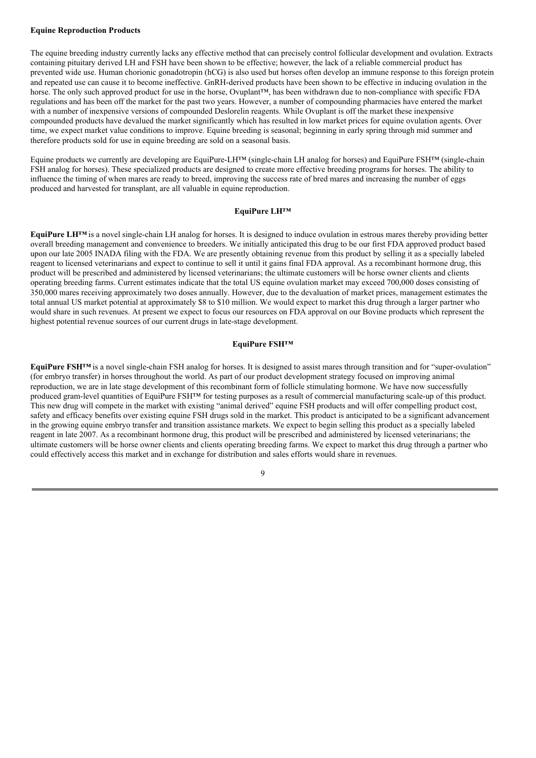**Equine Reproduction Products**

The equine breeding industry currently lacks any effective method that can precisely control follicular development and ovulation. Extracts containing pituitary derived LH and FSH have been shown to be effective; however, the lack of a reliable commercial product has prevented wide use. Human chorionic gonadotropin (hCG) is also used but horses often develop an immune response to this foreign protein and repeated use can cause it to become ineffective. GnRH-derived products have been shown to be effective in inducing ovulation in the horse. The only such approved product for use in the horse, Ovuplant™, has been withdrawn due to non-compliance with specific FDA regulations and has been off the market for the past two years. However, a number of compounding pharmacies have entered the market with a number of inexpensive versions of compounded Deslorelin reagents. While Ovuplant is off the market these inexpensive compounded products have devalued the market significantly which has resulted in low market prices for equine ovulation agents. Over time, we expect market value conditions to improve. Equine breeding is seasonal; beginning in early spring through mid summer and therefore products sold for use in equine breeding are sold on a seasonal basis.

Equine products we currently are developing are EquiPure-LH™ (single-chain LH analog for horses) and EquiPure FSH™ (single-chain FSH analog for horses). These specialized products are designed to create more effective breeding programs for horses. The ability to influence the timing of when mares are ready to breed, improving the success rate of bred mares and increasing the number of eggs produced and harvested for transplant, are all valuable in equine reproduction.

### EquiPure LH™

**EquiPure LH™** is a novel single-chain LH analog for horses. It is designed to induce ovulation in estrous mares thereby providing better overall breeding management and convenience to breeders. We initially anticipated this drug to be our first FDA approved product based upon our late 2005 INADA filing with the FDA. We are presently obtaining revenue from this product by selling it as a specially labeled reagent to licensed veterinarians and expect to continue to sell it until it gains final FDA approval. As a recombinant hormone drug, this product will be prescribed and administered by licensed veterinarians; the ultimate customers will be horse owner clients and clients operating breeding farms. Current estimates indicate that the total US equine ovulation market may exceed 700,000 doses consisting of 350,000 mares receiving approximately two doses annually. However, due to the devaluation of market prices, management estimates the total annual US market potential at approximately $8 to $10 million. We would expect to market this drug through a larger partner who would share in such revenues. At present we expect to focus our resources on FDA approval on our Bovine products which represent the highest potential revenue sources of our current drugs in late-stage development.

### EquiPure FSH™

**EquiPure FSH™** is a novel single-chain FSH analog for horses. It is designed to assist mares through transition and for "super-ovulation" (for embryo transfer) in horses throughout the world. As part of our product development strategy focused on improving animal reproduction, we are in late stage development of this recombinant form of follicle stimulating hormone. We have now successfully produced gram-level quantities of EquiPure FSH™ for testing purposes as a result of commercial manufacturing scale-up of this product. This new drug will compete in the market with existing "animal derived" equine FSH products and will offer compelling product cost, safety and efficacy benefits over existing equine FSH drugs sold in the market. This product is anticipated to be a significant advancement in the growing equine embryo transfer and transition assistance markets. We expect to begin selling this product as a specially labeled reagent in late 2007. As a recombinant hormone drug, this product will be prescribed and administered by licensed veterinarians; the ultimate customers will be horse owner clients and clients operating breeding farms. We expect to market this drug through a partner who could effectively access this market and in exchange for distribution and sales efforts would share in revenues.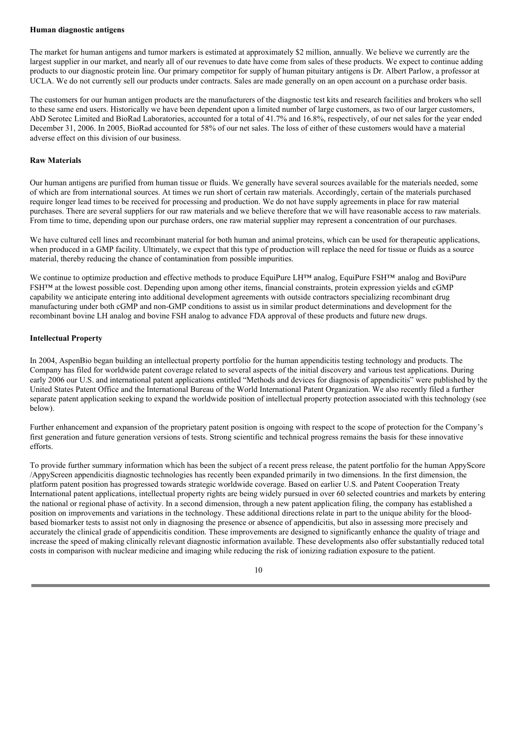**Human diagnostic antigens**

The market for human antigens and tumor markers is estimated at approximately $2 million, annually. We believe we currently are the largest supplier in our market, and nearly all of our revenues to date have come from sales of these products. We expect to continue adding products to our diagnostic protein line. Our primary competitor for supply of human pituitary antigens is Dr. Albert Parlow, a professor at UCLA. We do not currently sell our products under contracts. Sales are made generally on an open account on a purchase order basis.

The customers for our human antigen products are the manufacturers of the diagnostic test kits and research facilities and brokers who sell to these same end users. Historically we have been dependent upon a limited number of large customers, as two of our larger customers, AbD Serotec Limited and BioRad Laboratories, accounted for a total of 41.7% and 16.8%, respectively, of our net sales for the year ended December 31, 2006. In 2005, BioRad accounted for 58% of our net sales. The loss of either of these customers would have a material adverse effect on this division of our business.

**Raw Materials**

Our human antigens are purified from human tissue or fluids. We generally have several sources available for the materials needed, some of which are from international sources. At times we run short of certain raw materials. Accordingly, certain of the materials purchased require longer lead times to be received for processing and production. We do not have supply agreements in place for raw material purchases. There are several suppliers for our raw materials and we believe therefore that we will have reasonable access to raw materials. From time to time, depending upon our purchase orders, one raw material supplier may represent a concentration of our purchases.

We have cultured cell lines and recombinant material for both human and animal proteins, which can be used for therapeutic applications, when produced in a GMP facility. Ultimately, we expect that this type of production will replace the need for tissue or fluids as a source material, thereby reducing the chance of contamination from possible impurities.

We continue to optimize production and effective methods to produce EquiPure LH™ analog, EquiPure FSH™ analog and BoviPure FSH™ at the lowest possible cost. Depending upon among other items, financial constraints, protein expression yields and cGMP capability we anticipate entering into additional development agreements with outside contractors specializing recombinant drug manufacturing under both cGMP and non-GMP conditions to assist us in similar product determinations and development for the recombinant bovine LH analog and bovine FSH analog to advance FDA approval of these products and future new drugs.

**Intellectual Property**

In 2004, AspenBio began building an intellectual property portfolio for the human appendicitis testing technology and products. The Company has filed for worldwide patent coverage related to several aspects of the initial discovery and various test applications. During early 2006 our U.S. and international patent applications entitled "Methods and devices for diagnosis of appendicitis" were published by the United States Patent Office and the International Bureau of the World International Patent Organization. We also recently filed a further separate patent application seeking to expand the worldwide position of intellectual property protection associated with this technology (see below).

Further enhancement and expansion of the proprietary patent position is ongoing with respect to the scope of protection for the Company's first generation and future generation versions of tests. Strong scientific and technical progress remains the basis for these innovative efforts.

To provide further summary information which has been the subject of a recent press release, the patent portfolio for the human AppyScore /AppyScreen appendicitis diagnostic technologies has recently been expanded primarily in two dimensions. In the first dimension, the platform patent position has progressed towards strategic worldwide coverage. Based on earlier U.S. and Patent Cooperation Treaty International patent applications, intellectual property rights are being widely pursued in over 60 selected countries and markets by entering the national or regional phase of activity. In a second dimension, through a new patent application filing, the company has established a position on improvements and variations in the technology. These additional directions relate in part to the unique ability for the blood-based biomarker tests to assist not only in diagnosing the presence or absence of appendicitis, but also in assessing more precisely and accurately the clinical grade of appendicitis condition. These improvements are designed to significantly enhance the quality of triage and increase the speed of making clinically relevant diagnostic information available. These developments also offer substantially reduced total costs in comparison with nuclear medicine and imaging while reducing the risk of ionizing radiation exposure to the patient.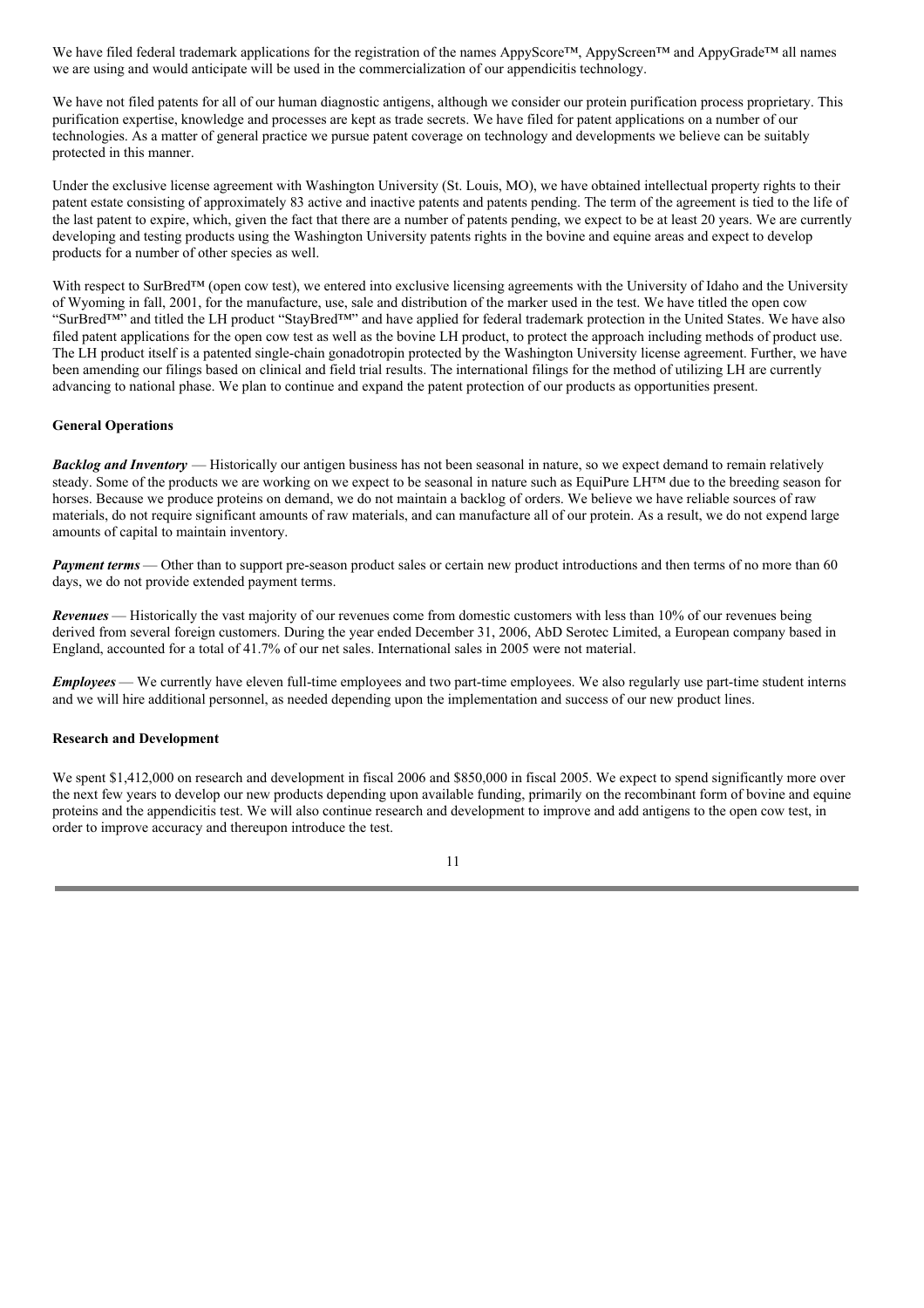We have filed federal trademark applications for the registration of the names AppyScore™, AppyScreen™ and AppyGrade™ all names we are using and would anticipate will be used in the commercialization of our appendicitis technology.

We have not filed patents for all of our human diagnostic antigens, although we consider our protein purification process proprietary. This purification expertise, knowledge and processes are kept as trade secrets. We have filed for patent applications on a number of our technologies. As a matter of general practice we pursue patent coverage on technology and developments we believe can be suitably protected in this manner.

Under the exclusive license agreement with Washington University (St. Louis, MO), we have obtained intellectual property rights to their patent estate consisting of approximately 83 active and inactive patents and patents pending. The term of the agreement is tied to the life of the last patent to expire, which, given the fact that there are a number of patents pending, we expect to be at least 20 years. We are currently developing and testing products using the Washington University patents rights in the bovine and equine areas and expect to develop products for a number of other species as well.

With respect to SurBred™ (open cow test), we entered into exclusive licensing agreements with the University of Idaho and the University of Wyoming in fall, 2001, for the manufacture, use, sale and distribution of the marker used in the test. We have titled the open cow "SurBred™" and titled the LH product "StayBred™" and have applied for federal trademark protection in the United States. We have also filed patent applications for the open cow test as well as the bovine LH product, to protect the approach including methods of product use. The LH product itself is a patented single-chain gonadotropin protected by the Washington University license agreement. Further, we have been amending our filings based on clinical and field trial results. The international filings for the method of utilizing LH are currently advancing to national phase. We plan to continue and expand the patent protection of our products as opportunities present.

**General Operations**

***Backlog and Inventory*** — Historically our antigen business has not been seasonal in nature, so we expect demand to remain relatively steady. Some of the products we are working on we expect to be seasonal in nature such as EquiPure LH™ due to the breeding season for horses. Because we produce proteins on demand, we do not maintain a backlog of orders. We believe we have reliable sources of raw materials, do not require significant amounts of raw materials, and can manufacture all of our protein. As a result, we do not expend large amounts of capital to maintain inventory.

***Payment terms*** — Other than to support pre-season product sales or certain new product introductions and then terms of no more than 60 days, we do not provide extended payment terms.

***Revenues*** — Historically the vast majority of our revenues come from domestic customers with less than 10% of our revenues being derived from several foreign customers. During the year ended December 31, 2006, AbD Serotec Limited, a European company based in England, accounted for a total of 41.7% of our net sales. International sales in 2005 were not material.

***Employees*** — We currently have eleven full-time employees and two part-time employees. We also regularly use part-time student interns and we will hire additional personnel, as needed depending upon the implementation and success of our new product lines.

**Research and Development**

We spent $1,412,000 on research and development in fiscal 2006 and $850,000 in fiscal 2005. We expect to spend significantly more over the next few years to develop our new products depending upon available funding, primarily on the recombinant form of bovine and equine proteins and the appendicitis test. We will also continue research and development to improve and add antigens to the open cow test, in order to improve accuracy and thereupon introduce the test.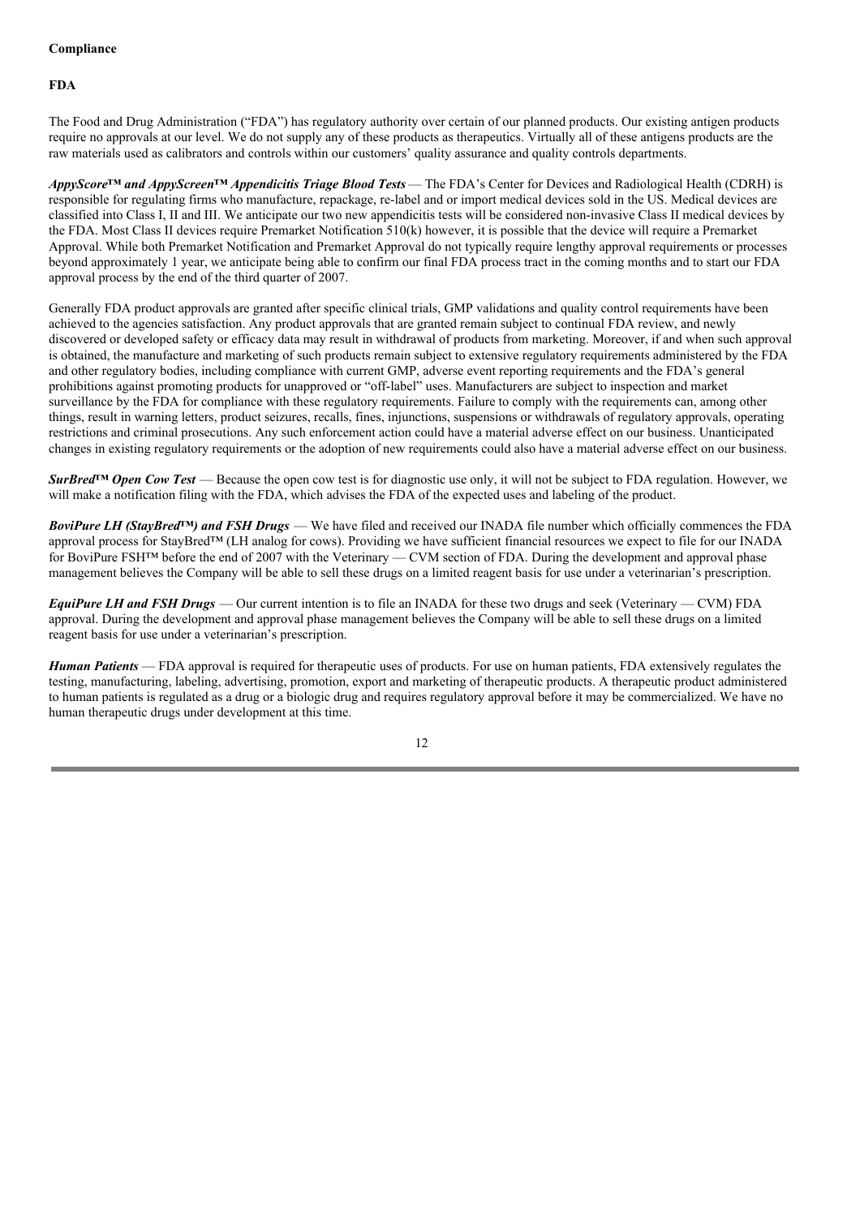**Compliance**

**FDA**

The Food and Drug Administration ("FDA") has regulatory authority over certain of our planned products. Our existing antigen products require no approvals at our level. We do not supply any of these products as therapeutics. Virtually all of these antigens products are the raw materials used as calibrators and controls within our customers' quality assurance and quality controls departments.

***AppyScore™ and AppyScreen™ Appendicitis Triage Blood Tests*** — The FDA's Center for Devices and Radiological Health (CDRH) is responsible for regulating firms who manufacture, repackage, re-label and or import medical devices sold in the US. Medical devices are classified into Class I, II and III. We anticipate our two new appendicitis tests will be considered non-invasive Class II medical devices by the FDA. Most Class II devices require Premarket Notification 510(k) however, it is possible that the device will require a Premarket Approval. While both Premarket Notification and Premarket Approval do not typically require lengthy approval requirements or processes beyond approximately 1 year, we anticipate being able to confirm our final FDA process tract in the coming months and to start our FDA approval process by the end of the third quarter of 2007.

Generally FDA product approvals are granted after specific clinical trials, GMP validations and quality control requirements have been achieved to the agencies satisfaction. Any product approvals that are granted remain subject to continual FDA review, and newly discovered or developed safety or efficacy data may result in withdrawal of products from marketing. Moreover, if and when such approval is obtained, the manufacture and marketing of such products remain subject to extensive regulatory requirements administered by the FDA and other regulatory bodies, including compliance with current GMP, adverse event reporting requirements and the FDA's general prohibitions against promoting products for unapproved or "off-label" uses. Manufacturers are subject to inspection and market surveillance by the FDA for compliance with these regulatory requirements. Failure to comply with the requirements can, among other things, result in warning letters, product seizures, recalls, fines, injunctions, suspensions or withdrawals of regulatory approvals, operating restrictions and criminal prosecutions. Any such enforcement action could have a material adverse effect on our business. Unanticipated changes in existing regulatory requirements or the adoption of new requirements could also have a material adverse effect on our business.

***SurBred™ Open Cow Test*** — Because the open cow test is for diagnostic use only, it will not be subject to FDA regulation. However, we will make a notification filing with the FDA, which advises the FDA of the expected uses and labeling of the product.

***BoviPure LH (StayBred™) and FSH Drugs*** — We have filed and received our INADA file number which officially commences the FDA approval process for StayBred™ (LH analog for cows). Providing we have sufficient financial resources we expect to file for our INADA for BoviPure FSH™ before the end of 2007 with the Veterinary — CVM section of FDA. During the development and approval phase management believes the Company will be able to sell these drugs on a limited reagent basis for use under a veterinarian's prescription.

***EquiPure LH and FSH Drugs*** — Our current intention is to file an INADA for these two drugs and seek (Veterinary — CVM) FDA approval. During the development and approval phase management believes the Company will be able to sell these drugs on a limited reagent basis for use under a veterinarian's prescription.

***Human Patients*** — FDA approval is required for therapeutic uses of products. For use on human patients, FDA extensively regulates the testing, manufacturing, labeling, advertising, promotion, export and marketing of therapeutic products. A therapeutic product administered to human patients is regulated as a drug or a biologic drug and requires regulatory approval before it may be commercialized. We have no human therapeutic drugs under development at this time.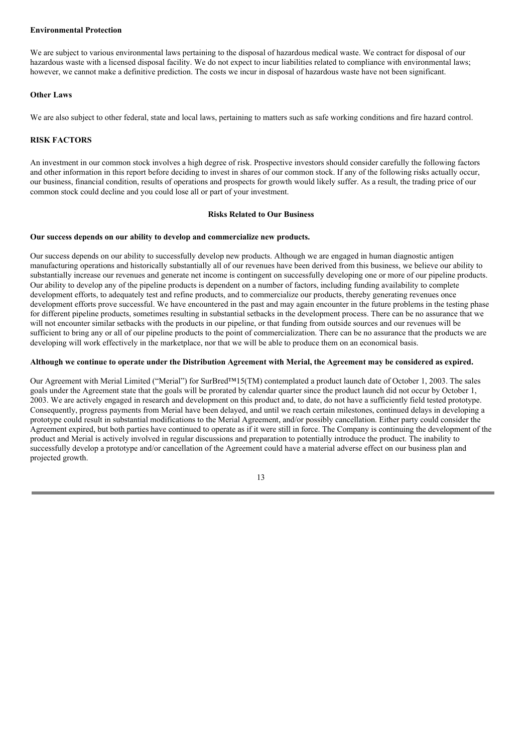**Environmental Protection**

We are subject to various environmental laws pertaining to the disposal of hazardous medical waste. We contract for disposal of our hazardous waste with a licensed disposal facility. We do not expect to incur liabilities related to compliance with environmental laws; however, we cannot make a definitive prediction. The costs we incur in disposal of hazardous waste have not been significant.

**Other Laws**

We are also subject to other federal, state and local laws, pertaining to matters such as safe working conditions and fire hazard control.

**RISK FACTORS**

An investment in our common stock involves a high degree of risk. Prospective investors should consider carefully the following factors and other information in this report before deciding to invest in shares of our common stock. If any of the following risks actually occur, our business, financial condition, results of operations and prospects for growth would likely suffer. As a result, the trading price of our common stock could decline and you could lose all or part of your investment.

**Risks Related to Our Business**

**Our success depends on our ability to develop and commercialize new products.**

Our success depends on our ability to successfully develop new products. Although we are engaged in human diagnostic antigen manufacturing operations and historically substantially all of our revenues have been derived from this business, we believe our ability to substantially increase our revenues and generate net income is contingent on successfully developing one or more of our pipeline products. Our ability to develop any of the pipeline products is dependent on a number of factors, including funding availability to complete development efforts, to adequately test and refine products, and to commercialize our products, thereby generating revenues once development efforts prove successful. We have encountered in the past and may again encounter in the future problems in the testing phase for different pipeline products, sometimes resulting in substantial setbacks in the development process. There can be no assurance that we will not encounter similar setbacks with the products in our pipeline, or that funding from outside sources and our revenues will be sufficient to bring any or all of our pipeline products to the point of commercialization. There can be no assurance that the products we are developing will work effectively in the marketplace, nor that we will be able to produce them on an economical basis.

**Although we continue to operate under the Distribution Agreement with Merial, the Agreement may be considered as expired.**

Our Agreement with Merial Limited ("Merial") for SurBred™15(TM) contemplated a product launch date of October 1, 2003. The sales goals under the Agreement state that the goals will be prorated by calendar quarter since the product launch did not occur by October 1, 2003. We are actively engaged in research and development on this product and, to date, do not have a sufficiently field tested prototype. Consequently, progress payments from Merial have been delayed, and until we reach certain milestones, continued delays in developing a prototype could result in substantial modifications to the Merial Agreement, and/or possibly cancellation. Either party could consider the Agreement expired, but both parties have continued to operate as if it were still in force. The Company is continuing the development of the product and Merial is actively involved in regular discussions and preparation to potentially introduce the product. The inability to successfully develop a prototype and/or cancellation of the Agreement could have a material adverse effect on our business plan and projected growth.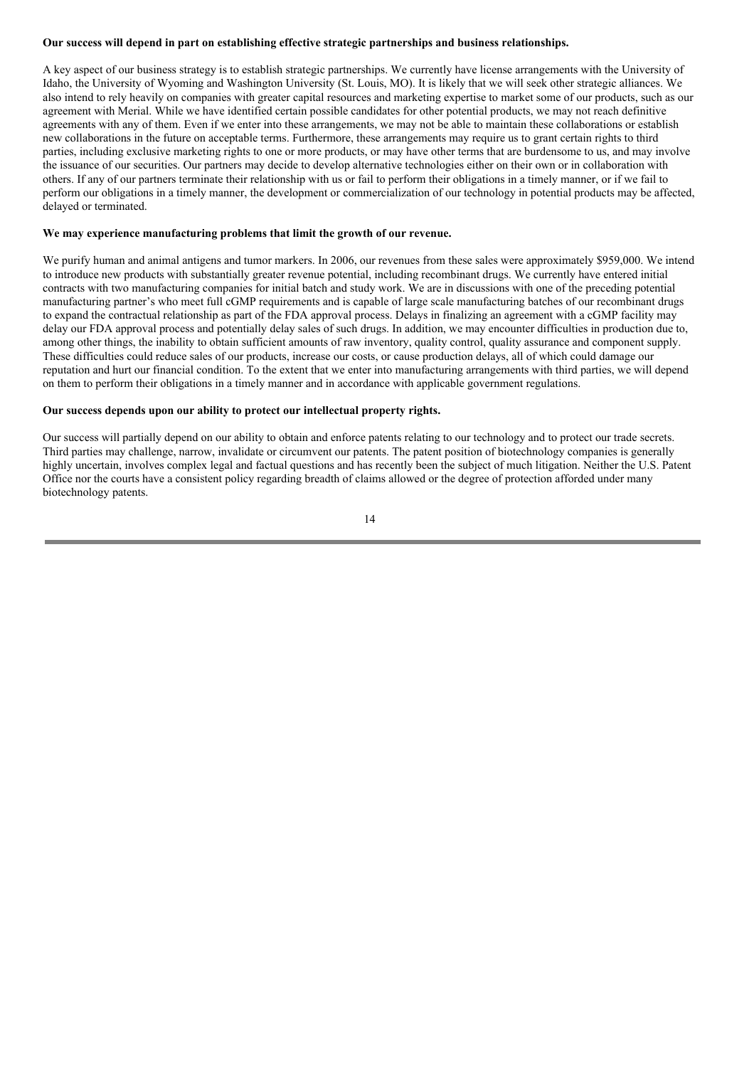**Our success will depend in part on establishing effective strategic partnerships and business relationships.**

A key aspect of our business strategy is to establish strategic partnerships. We currently have license arrangements with the University of Idaho, the University of Wyoming and Washington University (St. Louis, MO). It is likely that we will seek other strategic alliances. We also intend to rely heavily on companies with greater capital resources and marketing expertise to market some of our products, such as our agreement with Merial. While we have identified certain possible candidates for other potential products, we may not reach definitive agreements with any of them. Even if we enter into these arrangements, we may not be able to maintain these collaborations or establish new collaborations in the future on acceptable terms. Furthermore, these arrangements may require us to grant certain rights to third parties, including exclusive marketing rights to one or more products, or may have other terms that are burdensome to us, and may involve the issuance of our securities. Our partners may decide to develop alternative technologies either on their own or in collaboration with others. If any of our partners terminate their relationship with us or fail to perform their obligations in a timely manner, or if we fail to perform our obligations in a timely manner, the development or commercialization of our technology in potential products may be affected, delayed or terminated.

**We may experience manufacturing problems that limit the growth of our revenue.**

We purify human and animal antigens and tumor markers. In 2006, our revenues from these sales were approximately $959,000. We intend to introduce new products with substantially greater revenue potential, including recombinant drugs. We currently have entered initial contracts with two manufacturing companies for initial batch and study work. We are in discussions with one of the preceding potential manufacturing partner's who meet full cGMP requirements and is capable of large scale manufacturing batches of our recombinant drugs to expand the contractual relationship as part of the FDA approval process. Delays in finalizing an agreement with a cGMP facility may delay our FDA approval process and potentially delay sales of such drugs. In addition, we may encounter difficulties in production due to, among other things, the inability to obtain sufficient amounts of raw inventory, quality control, quality assurance and component supply. These difficulties could reduce sales of our products, increase our costs, or cause production delays, all of which could damage our reputation and hurt our financial condition. To the extent that we enter into manufacturing arrangements with third parties, we will depend on them to perform their obligations in a timely manner and in accordance with applicable government regulations.

**Our success depends upon our ability to protect our intellectual property rights.**

Our success will partially depend on our ability to obtain and enforce patents relating to our technology and to protect our trade secrets. Third parties may challenge, narrow, invalidate or circumvent our patents. The patent position of biotechnology companies is generally highly uncertain, involves complex legal and factual questions and has recently been the subject of much litigation. Neither the U.S. Patent Office nor the courts have a consistent policy regarding breadth of claims allowed or the degree of protection afforded under many biotechnology patents.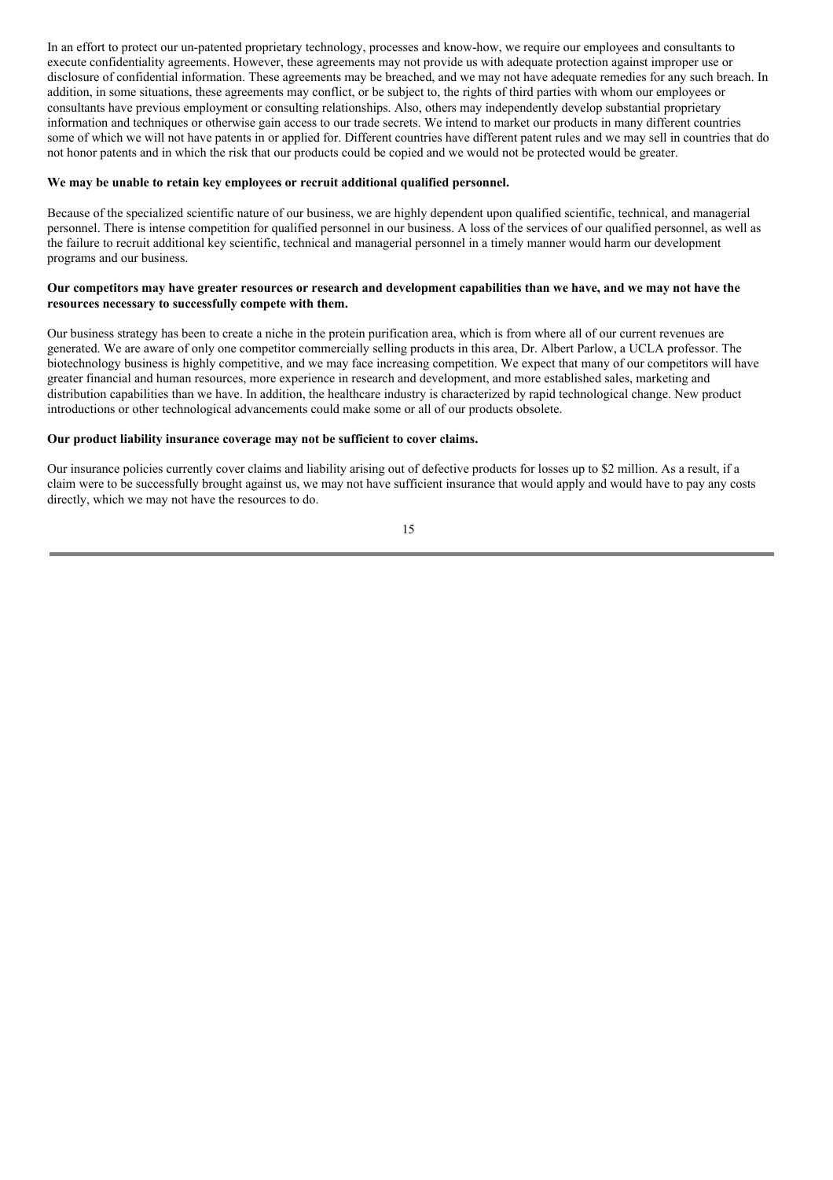In an effort to protect our un-patented proprietary technology, processes and know-how, we require our employees and consultants to execute confidentiality agreements. However, these agreements may not provide us with adequate protection against improper use or disclosure of confidential information. These agreements may be breached, and we may not have adequate remedies for any such breach. In addition, in some situations, these agreements may conflict, or be subject to, the rights of third parties with whom our employees or consultants have previous employment or consulting relationships. Also, others may independently develop substantial proprietary information and techniques or otherwise gain access to our trade secrets. We intend to market our products in many different countries some of which we will not have patents in or applied for. Different countries have different patent rules and we may sell in countries that do not honor patents and in which the risk that our products could be copied and we would not be protected would be greater.

**We may be unable to retain key employees or recruit additional qualified personnel.**

Because of the specialized scientific nature of our business, we are highly dependent upon qualified scientific, technical, and managerial personnel. There is intense competition for qualified personnel in our business. A loss of the services of our qualified personnel, as well as the failure to recruit additional key scientific, technical and managerial personnel in a timely manner would harm our development programs and our business.

**Our competitors may have greater resources or research and development capabilities than we have, and we may not have the resources necessary to successfully compete with them.**

Our business strategy has been to create a niche in the protein purification area, which is from where all of our current revenues are generated. We are aware of only one competitor commercially selling products in this area, Dr. Albert Parlow, a UCLA professor. The biotechnology business is highly competitive, and we may face increasing competition. We expect that many of our competitors will have greater financial and human resources, more experience in research and development, and more established sales, marketing and distribution capabilities than we have. In addition, the healthcare industry is characterized by rapid technological change. New product introductions or other technological advancements could make some or all of our products obsolete.

**Our product liability insurance coverage may not be sufficient to cover claims.**

Our insurance policies currently cover claims and liability arising out of defective products for losses up to $2 million. As a result, if a claim were to be successfully brought against us, we may not have sufficient insurance that would apply and would have to pay any costs directly, which we may not have the resources to do.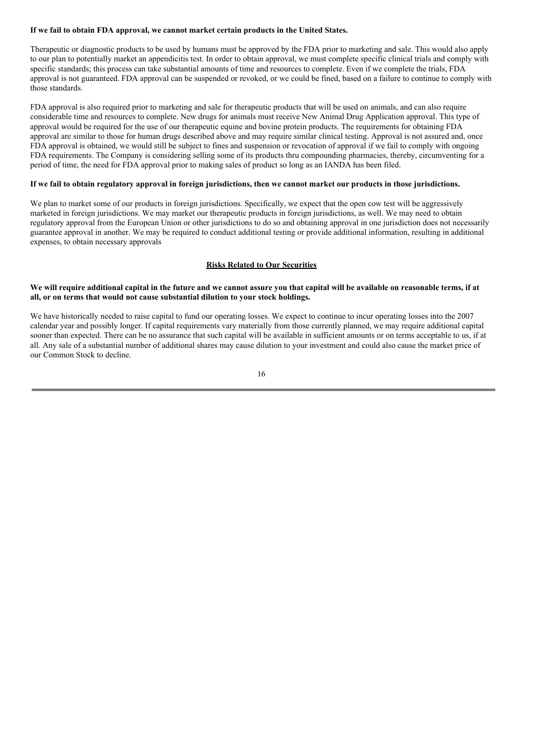**If we fail to obtain FDA approval, we cannot market certain products in the United States.**

Therapeutic or diagnostic products to be used by humans must be approved by the FDA prior to marketing and sale. This would also apply to our plan to potentially market an appendicitis test. In order to obtain approval, we must complete specific clinical trials and comply with specific standards; this process can take substantial amounts of time and resources to complete. Even if we complete the trials, FDA approval is not guaranteed. FDA approval can be suspended or revoked, or we could be fined, based on a failure to continue to comply with those standards.

FDA approval is also required prior to marketing and sale for therapeutic products that will be used on animals, and can also require considerable time and resources to complete. New drugs for animals must receive New Animal Drug Application approval. This type of approval would be required for the use of our therapeutic equine and bovine protein products. The requirements for obtaining FDA approval are similar to those for human drugs described above and may require similar clinical testing. Approval is not assured and, once FDA approval is obtained, we would still be subject to fines and suspension or revocation of approval if we fail to comply with ongoing FDA requirements. The Company is considering selling some of its products thru compounding pharmacies, thereby, circumventing for a period of time, the need for FDA approval prior to making sales of product so long as an IANDA has been filed.

**If we fail to obtain regulatory approval in foreign jurisdictions, then we cannot market our products in those jurisdictions.**

We plan to market some of our products in foreign jurisdictions. Specifically, we expect that the open cow test will be aggressively marketed in foreign jurisdictions. We may market our therapeutic products in foreign jurisdictions, as well. We may need to obtain regulatory approval from the European Union or other jurisdictions to do so and obtaining approval in one jurisdiction does not necessarily guarantee approval in another. We may be required to conduct additional testing or provide additional information, resulting in additional expenses, to obtain necessary approvals

## Risks Related to Our Securities

**We will require additional capital in the future and we cannot assure you that capital will be available on reasonable terms, if at all, or on terms that would not cause substantial dilution to your stock holdings.**

We have historically needed to raise capital to fund our operating losses. We expect to continue to incur operating losses into the 2007 calendar year and possibly longer. If capital requirements vary materially from those currently planned, we may require additional capital sooner than expected. There can be no assurance that such capital will be available in sufficient amounts or on terms acceptable to us, if at all. Any sale of a substantial number of additional shares may cause dilution to your investment and could also cause the market price of our Common Stock to decline.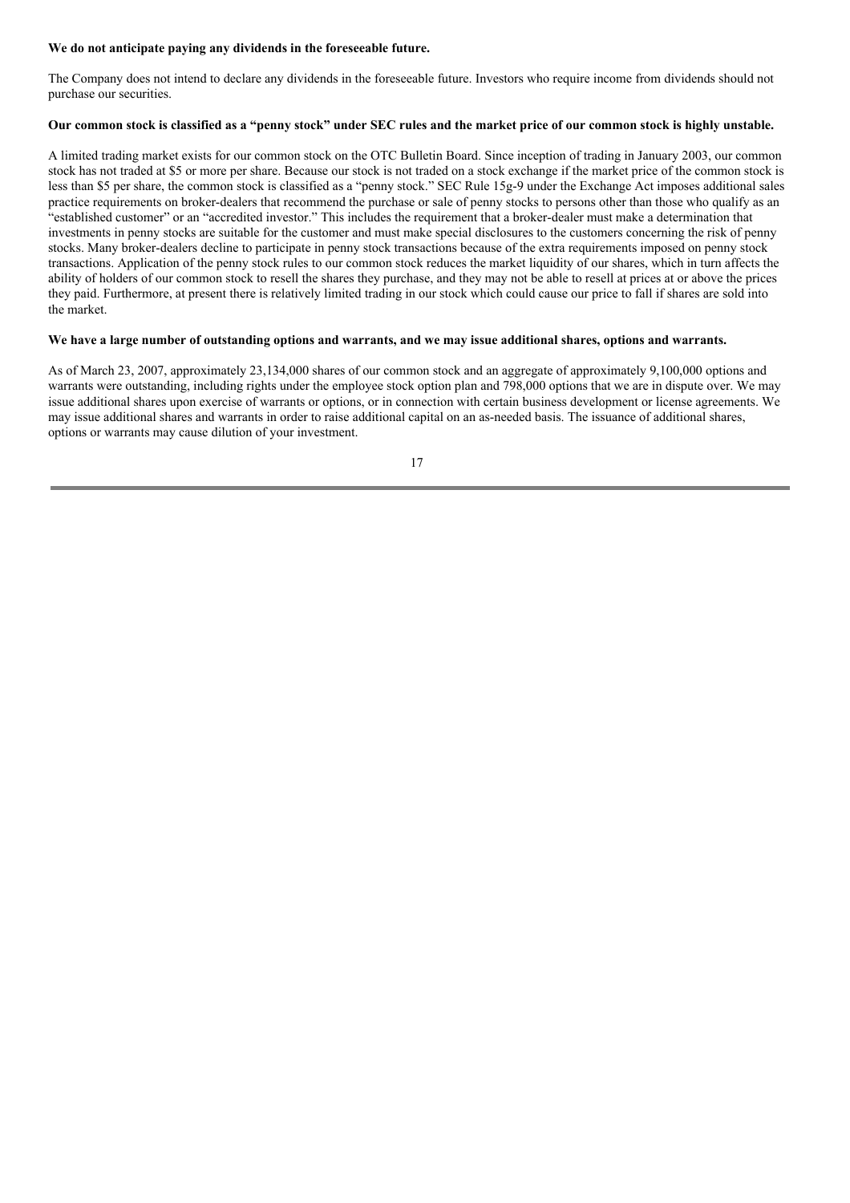**We do not anticipate paying any dividends in the foreseeable future.**

The Company does not intend to declare any dividends in the foreseeable future. Investors who require income from dividends should not purchase our securities.

**Our common stock is classified as a "penny stock" under SEC rules and the market price of our common stock is highly unstable.**

A limited trading market exists for our common stock on the OTC Bulletin Board. Since inception of trading in January 2003, our common stock has not traded at $5 or more per share. Because our stock is not traded on a stock exchange if the market price of the common stock is less than $5 per share, the common stock is classified as a "penny stock." SEC Rule 15g-9 under the Exchange Act imposes additional sales practice requirements on broker-dealers that recommend the purchase or sale of penny stocks to persons other than those who qualify as an "established customer" or an "accredited investor." This includes the requirement that a broker-dealer must make a determination that investments in penny stocks are suitable for the customer and must make special disclosures to the customers concerning the risk of penny stocks. Many broker-dealers decline to participate in penny stock transactions because of the extra requirements imposed on penny stock transactions. Application of the penny stock rules to our common stock reduces the market liquidity of our shares, which in turn affects the ability of holders of our common stock to resell the shares they purchase, and they may not be able to resell at prices at or above the prices they paid. Furthermore, at present there is relatively limited trading in our stock which could cause our price to fall if shares are sold into the market.

**We have a large number of outstanding options and warrants, and we may issue additional shares, options and warrants.**

As of March 23, 2007, approximately 23,134,000 shares of our common stock and an aggregate of approximately 9,100,000 options and warrants were outstanding, including rights under the employee stock option plan and 798,000 options that we are in dispute over. We may issue additional shares upon exercise of warrants or options, or in connection with certain business development or license agreements. We may issue additional shares and warrants in order to raise additional capital on an as-needed basis. The issuance of additional shares, options or warrants may cause dilution of your investment.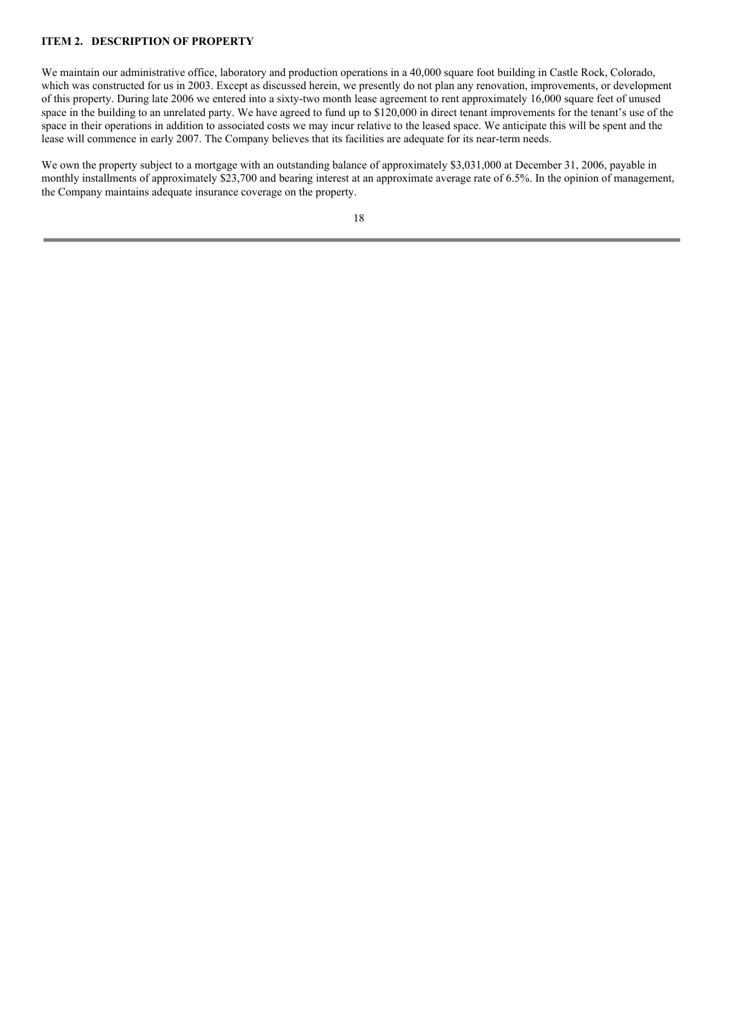**ITEM 2. DESCRIPTION OF PROPERTY**

We maintain our administrative office, laboratory and production operations in a 40,000 square foot building in Castle Rock, Colorado, which was constructed for us in 2003. Except as discussed herein, we presently do not plan any renovation, improvements, or development of this property. During late 2006 we entered into a sixty-two month lease agreement to rent approximately 16,000 square feet of unused space in the building to an unrelated party. We have agreed to fund up to $120,000 in direct tenant improvements for the tenant's use of the space in their operations in addition to associated costs we may incur relative to the leased space. We anticipate this will be spent and the lease will commence in early 2007. The Company believes that its facilities are adequate for its near-term needs.

We own the property subject to a mortgage with an outstanding balance of approximately $3,031,000 at December 31, 2006, payable in monthly installments of approximately $23,700 and bearing interest at an approximate average rate of 6.5%. In the opinion of management, the Company maintains adequate insurance coverage on the property.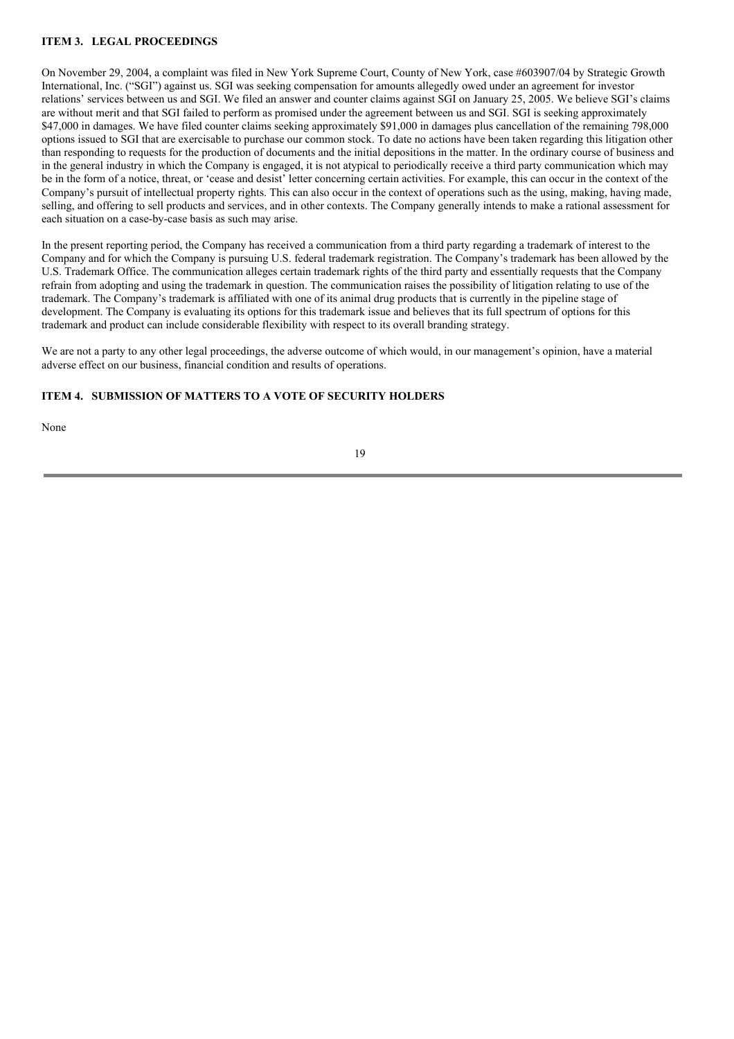### ITEM 3. LEGAL PROCEEDINGS

On November 29, 2004, a complaint was filed in New York Supreme Court, County of New York, case #603907/04 by Strategic Growth International, Inc. ("SGI") against us. SGI was seeking compensation for amounts allegedly owed under an agreement for investor relations' services between us and SGI. We filed an answer and counter claims against SGI on January 25, 2005. We believe SGI's claims are without merit and that SGI failed to perform as promised under the agreement between us and SGI. SGI is seeking approximately $47,000 in damages. We have filed counter claims seeking approximately $91,000 in damages plus cancellation of the remaining 798,000 options issued to SGI that are exercisable to purchase our common stock. To date no actions have been taken regarding this litigation other than responding to requests for the production of documents and the initial depositions in the matter. In the ordinary course of business and in the general industry in which the Company is engaged, it is not atypical to periodically receive a third party communication which may be in the form of a notice, threat, or 'cease and desist' letter concerning certain activities. For example, this can occur in the context of the Company's pursuit of intellectual property rights. This can also occur in the context of operations such as the using, making, having made, selling, and offering to sell products and services, and in other contexts. The Company generally intends to make a rational assessment for each situation on a case-by-case basis as such may arise.

In the present reporting period, the Company has received a communication from a third party regarding a trademark of interest to the Company and for which the Company is pursuing U.S. federal trademark registration. The Company's trademark has been allowed by the U.S. Trademark Office. The communication alleges certain trademark rights of the third party and essentially requests that the Company refrain from adopting and using the trademark in question. The communication raises the possibility of litigation relating to use of the trademark. The Company's trademark is affiliated with one of its animal drug products that is currently in the pipeline stage of development. The Company is evaluating its options for this trademark issue and believes that its full spectrum of options for this trademark and product can include considerable flexibility with respect to its overall branding strategy.

We are not a party to any other legal proceedings, the adverse outcome of which would, in our management's opinion, have a material adverse effect on our business, financial condition and results of operations.

### ITEM 4. SUBMISSION OF MATTERS TO A VOTE OF SECURITY HOLDERS

None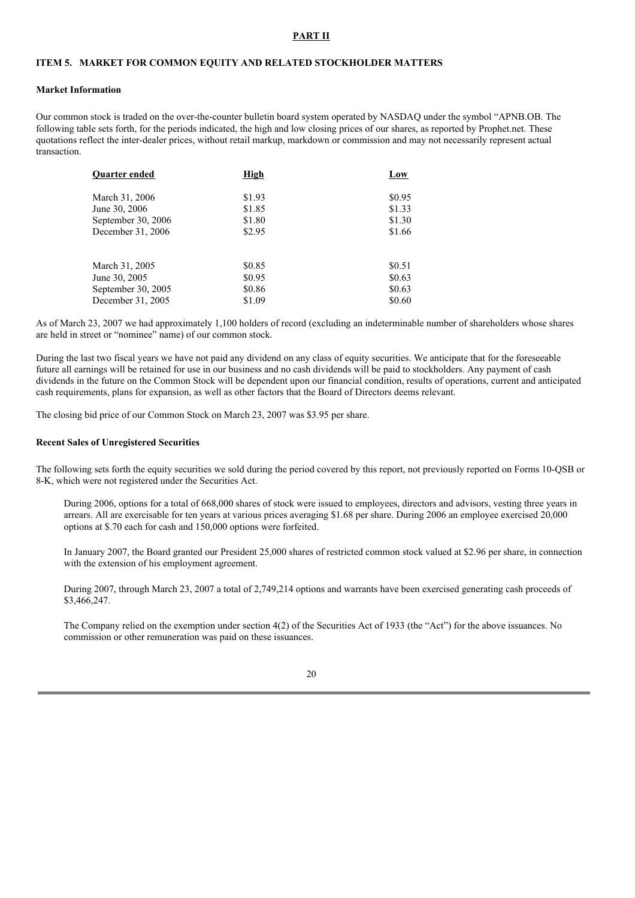## PART II

### ITEM 5. MARKET FOR COMMON EQUITY AND RELATED STOCKHOLDER MATTERS

**Market Information**

Our common stock is traded on the over-the-counter bulletin board system operated by NASDAQ under the symbol "APNB.OB. The following table sets forth, for the periods indicated, the high and low closing prices of our shares, as reported by Prophet.net. These quotations reflect the inter-dealer prices, without retail markup, markdown or commission and may not necessarily represent actual transaction.

| Quarter ended | High | Low |
|---|---|---|
| March 31, 2006 | $1.93 | $0.95 |
| June 30, 2006 | $1.85 | $1.33 |
| September 30, 2006 | $1.80 | $1.30 |
| December 31, 2006 | $2.95 | $1.66 |
| | | |
| March 31, 2005 | $0.85 | $0.51 |
| June 30, 2005 | $0.95 | $0.63 |
| September 30, 2005 | $0.86 | $0.63 |
| December 31, 2005 | $1.09 | $0.60 |

As of March 23, 2007 we had approximately 1,100 holders of record (excluding an indeterminable number of shareholders whose shares are held in street or "nominee" name) of our common stock.

During the last two fiscal years we have not paid any dividend on any class of equity securities. We anticipate that for the foreseeable future all earnings will be retained for use in our business and no cash dividends will be paid to stockholders. Any payment of cash dividends in the future on the Common Stock will be dependent upon our financial condition, results of operations, current and anticipated cash requirements, plans for expansion, as well as other factors that the Board of Directors deems relevant.

The closing bid price of our Common Stock on March 23, 2007 was $3.95 per share.

**Recent Sales of Unregistered Securities**

The following sets forth the equity securities we sold during the period covered by this report, not previously reported on Forms 10-QSB or 8-K, which were not registered under the Securities Act.

During 2006, options for a total of 668,000 shares of stock were issued to employees, directors and advisors, vesting three years in arrears. All are exercisable for ten years at various prices averaging $1.68 per share. During 2006 an employee exercised 20,000 options at $.70 each for cash and 150,000 options were forfeited.

In January 2007, the Board granted our President 25,000 shares of restricted common stock valued at $2.96 per share, in connection with the extension of his employment agreement.

During 2007, through March 23, 2007 a total of 2,749,214 options and warrants have been exercised generating cash proceeds of $3,466,247.

The Company relied on the exemption under section 4(2) of the Securities Act of 1933 (the "Act") for the above issuances. No commission or other remuneration was paid on these issuances.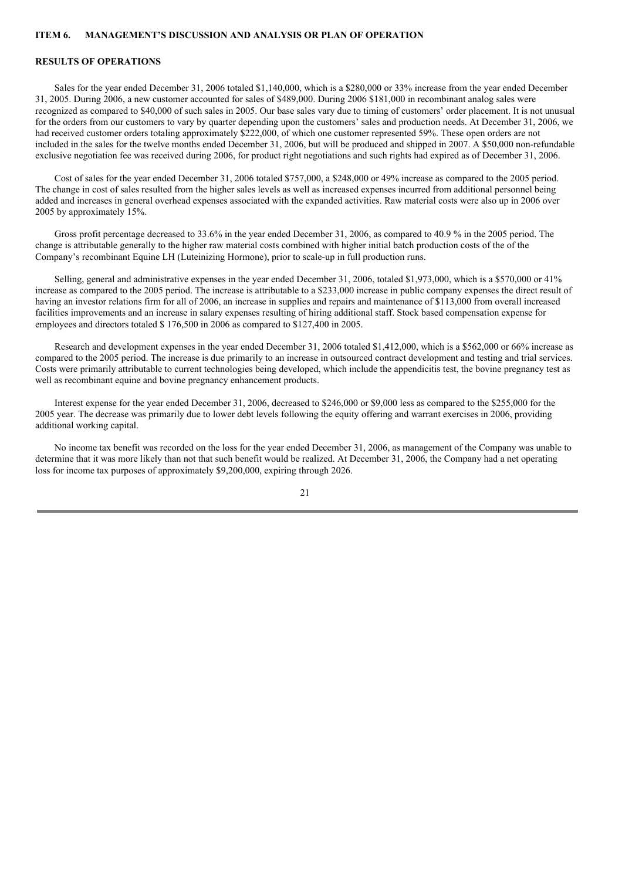## ITEM 6. MANAGEMENT'S DISCUSSION AND ANALYSIS OR PLAN OF OPERATION

### RESULTS OF OPERATIONS

Sales for the year ended December 31, 2006 totaled $1,140,000, which is a $280,000 or 33% increase from the year ended December 31, 2005. During 2006, a new customer accounted for sales of $489,000. During 2006 $181,000 in recombinant analog sales were recognized as compared to $40,000 of such sales in 2005. Our base sales vary due to timing of customers' order placement. It is not unusual for the orders from our customers to vary by quarter depending upon the customers' sales and production needs. At December 31, 2006, we had received customer orders totaling approximately $222,000, of which one customer represented 59%. These open orders are not included in the sales for the twelve months ended December 31, 2006, but will be produced and shipped in 2007. A $50,000 non-refundable exclusive negotiation fee was received during 2006, for product right negotiations and such rights had expired as of December 31, 2006.

Cost of sales for the year ended December 31, 2006 totaled $757,000, a $248,000 or 49% increase as compared to the 2005 period. The change in cost of sales resulted from the higher sales levels as well as increased expenses incurred from additional personnel being added and increases in general overhead expenses associated with the expanded activities. Raw material costs were also up in 2006 over 2005 by approximately 15%.

Gross profit percentage decreased to 33.6% in the year ended December 31, 2006, as compared to 40.9 % in the 2005 period. The change is attributable generally to the higher raw material costs combined with higher initial batch production costs of the of the Company's recombinant Equine LH (Luteinizing Hormone), prior to scale-up in full production runs.

Selling, general and administrative expenses in the year ended December 31, 2006, totaled $1,973,000, which is a $570,000 or 41% increase as compared to the 2005 period. The increase is attributable to a $233,000 increase in public company expenses the direct result of having an investor relations firm for all of 2006, an increase in supplies and repairs and maintenance of $113,000 from overall increased facilities improvements and an increase in salary expenses resulting of hiring additional staff. Stock based compensation expense for employees and directors totaled $ 176,500 in 2006 as compared to $127,400 in 2005.

Research and development expenses in the year ended December 31, 2006 totaled $1,412,000, which is a $562,000 or 66% increase as compared to the 2005 period. The increase is due primarily to an increase in outsourced contract development and testing and trial services. Costs were primarily attributable to current technologies being developed, which include the appendicitis test, the bovine pregnancy test as well as recombinant equine and bovine pregnancy enhancement products.

Interest expense for the year ended December 31, 2006, decreased to $246,000 or $9,000 less as compared to the $255,000 for the 2005 year. The decrease was primarily due to lower debt levels following the equity offering and warrant exercises in 2006, providing additional working capital.

No income tax benefit was recorded on the loss for the year ended December 31, 2006, as management of the Company was unable to determine that it was more likely than not that such benefit would be realized. At December 31, 2006, the Company had a net operating loss for income tax purposes of approximately $9,200,000, expiring through 2026.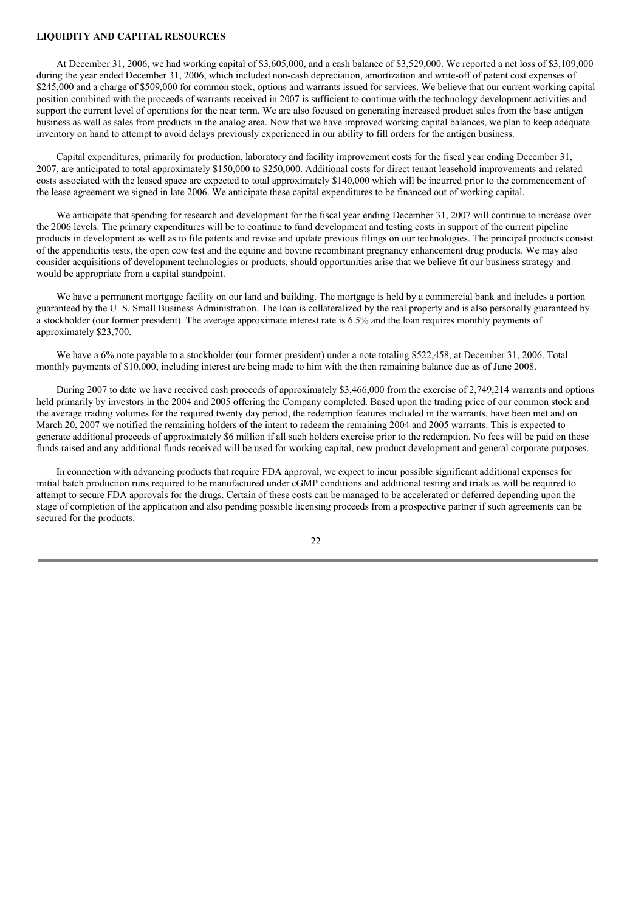**LIQUIDITY AND CAPITAL RESOURCES**

At December 31, 2006, we had working capital of $3,605,000, and a cash balance of $3,529,000. We reported a net loss of $3,109,000 during the year ended December 31, 2006, which included non-cash depreciation, amortization and write-off of patent cost expenses of $245,000 and a charge of $509,000 for common stock, options and warrants issued for services. We believe that our current working capital position combined with the proceeds of warrants received in 2007 is sufficient to continue with the technology development activities and support the current level of operations for the near term. We are also focused on generating increased product sales from the base antigen business as well as sales from products in the analog area. Now that we have improved working capital balances, we plan to keep adequate inventory on hand to attempt to avoid delays previously experienced in our ability to fill orders for the antigen business.

Capital expenditures, primarily for production, laboratory and facility improvement costs for the fiscal year ending December 31, 2007, are anticipated to total approximately $150,000 to $250,000. Additional costs for direct tenant leasehold improvements and related costs associated with the leased space are expected to total approximately $140,000 which will be incurred prior to the commencement of the lease agreement we signed in late 2006. We anticipate these capital expenditures to be financed out of working capital.

We anticipate that spending for research and development for the fiscal year ending December 31, 2007 will continue to increase over the 2006 levels. The primary expenditures will be to continue to fund development and testing costs in support of the current pipeline products in development as well as to file patents and revise and update previous filings on our technologies. The principal products consist of the appendicitis tests, the open cow test and the equine and bovine recombinant pregnancy enhancement drug products. We may also consider acquisitions of development technologies or products, should opportunities arise that we believe fit our business strategy and would be appropriate from a capital standpoint.

We have a permanent mortgage facility on our land and building. The mortgage is held by a commercial bank and includes a portion guaranteed by the U. S. Small Business Administration. The loan is collateralized by the real property and is also personally guaranteed by a stockholder (our former president). The average approximate interest rate is 6.5% and the loan requires monthly payments of approximately $23,700.

We have a 6% note payable to a stockholder (our former president) under a note totaling $522,458, at December 31, 2006. Total monthly payments of $10,000, including interest are being made to him with the then remaining balance due as of June 2008.

During 2007 to date we have received cash proceeds of approximately $3,466,000 from the exercise of 2,749,214 warrants and options held primarily by investors in the 2004 and 2005 offering the Company completed. Based upon the trading price of our common stock and the average trading volumes for the required twenty day period, the redemption features included in the warrants, have been met and on March 20, 2007 we notified the remaining holders of the intent to redeem the remaining 2004 and 2005 warrants. This is expected to generate additional proceeds of approximately $6 million if all such holders exercise prior to the redemption. No fees will be paid on these funds raised and any additional funds received will be used for working capital, new product development and general corporate purposes.

In connection with advancing products that require FDA approval, we expect to incur possible significant additional expenses for initial batch production runs required to be manufactured under cGMP conditions and additional testing and trials as will be required to attempt to secure FDA approvals for the drugs. Certain of these costs can be managed to be accelerated or deferred depending upon the stage of completion of the application and also pending possible licensing proceeds from a prospective partner if such agreements can be secured for the products.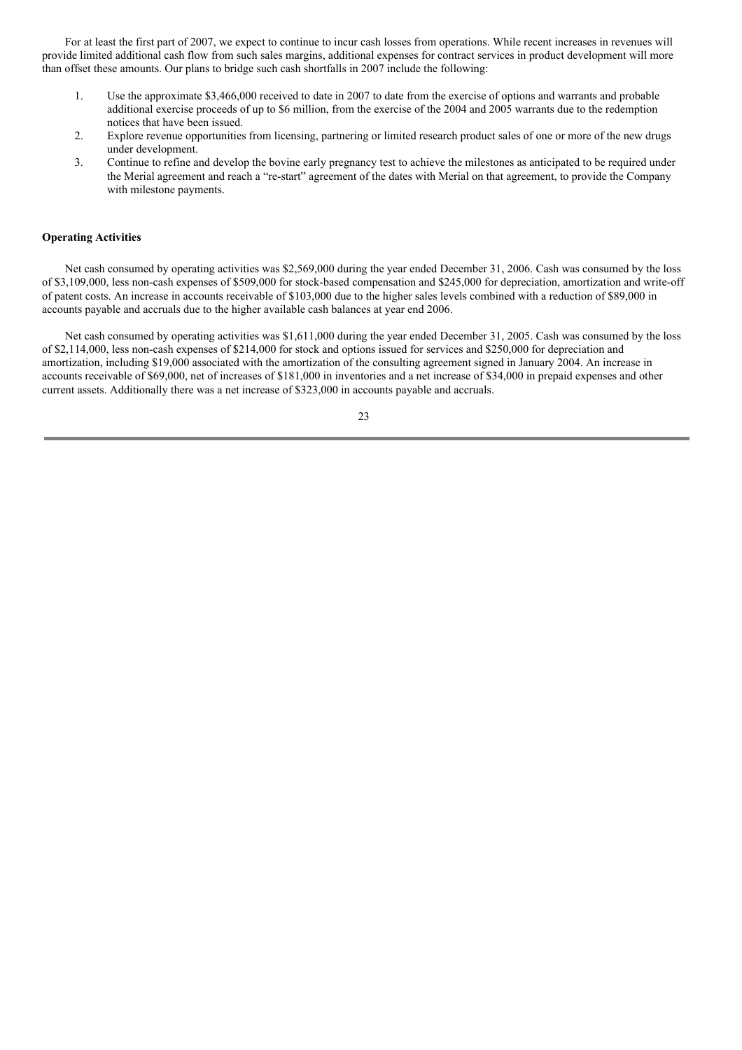For at least the first part of 2007, we expect to continue to incur cash losses from operations. While recent increases in revenues will provide limited additional cash flow from such sales margins, additional expenses for contract services in product development will more than offset these amounts. Our plans to bridge such cash shortfalls in 2007 include the following:

1. Use the approximate $3,466,000 received to date in 2007 to date from the exercise of options and warrants and probable additional exercise proceeds of up to $6 million, from the exercise of the 2004 and 2005 warrants due to the redemption notices that have been issued.
2. Explore revenue opportunities from licensing, partnering or limited research product sales of one or more of the new drugs under development.
3. Continue to refine and develop the bovine early pregnancy test to achieve the milestones as anticipated to be required under the Merial agreement and reach a "re-start" agreement of the dates with Merial on that agreement, to provide the Company with milestone payments.

**Operating Activities**

Net cash consumed by operating activities was $2,569,000 during the year ended December 31, 2006. Cash was consumed by the loss of $3,109,000, less non-cash expenses of $509,000 for stock-based compensation and $245,000 for depreciation, amortization and write-off of patent costs. An increase in accounts receivable of $103,000 due to the higher sales levels combined with a reduction of $89,000 in accounts payable and accruals due to the higher available cash balances at year end 2006.

Net cash consumed by operating activities was $1,611,000 during the year ended December 31, 2005. Cash was consumed by the loss of $2,114,000, less non-cash expenses of $214,000 for stock and options issued for services and $250,000 for depreciation and amortization, including $19,000 associated with the amortization of the consulting agreement signed in January 2004. An increase in accounts receivable of $69,000, net of increases of $181,000 in inventories and a net increase of $34,000 in prepaid expenses and other current assets. Additionally there was a net increase of $323,000 in accounts payable and accruals.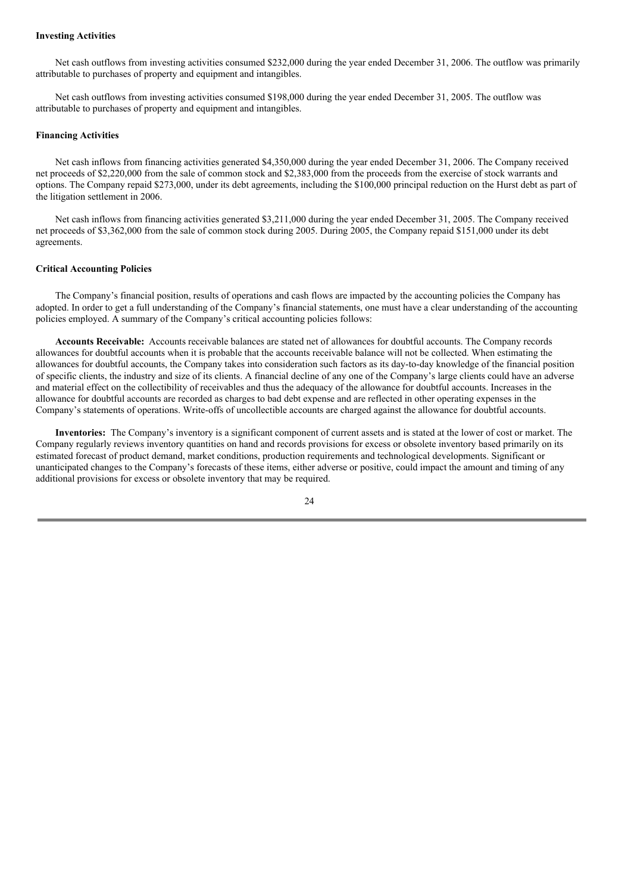**Investing Activities**

Net cash outflows from investing activities consumed $232,000 during the year ended December 31, 2006. The outflow was primarily attributable to purchases of property and equipment and intangibles.

Net cash outflows from investing activities consumed $198,000 during the year ended December 31, 2005. The outflow was attributable to purchases of property and equipment and intangibles.

**Financing Activities**

Net cash inflows from financing activities generated $4,350,000 during the year ended December 31, 2006. The Company received net proceeds of $2,220,000 from the sale of common stock and $2,383,000 from the proceeds from the exercise of stock warrants and options. The Company repaid $273,000, under its debt agreements, including the $100,000 principal reduction on the Hurst debt as part of the litigation settlement in 2006.

Net cash inflows from financing activities generated $3,211,000 during the year ended December 31, 2005. The Company received net proceeds of $3,362,000 from the sale of common stock during 2005. During 2005, the Company repaid $151,000 under its debt agreements.

**Critical Accounting Policies**

The Company's financial position, results of operations and cash flows are impacted by the accounting policies the Company has adopted. In order to get a full understanding of the Company's financial statements, one must have a clear understanding of the accounting policies employed. A summary of the Company's critical accounting policies follows:

**Accounts Receivable:** Accounts receivable balances are stated net of allowances for doubtful accounts. The Company records allowances for doubtful accounts when it is probable that the accounts receivable balance will not be collected. When estimating the allowances for doubtful accounts, the Company takes into consideration such factors as its day-to-day knowledge of the financial position of specific clients, the industry and size of its clients. A financial decline of any one of the Company's large clients could have an adverse and material effect on the collectibility of receivables and thus the adequacy of the allowance for doubtful accounts. Increases in the allowance for doubtful accounts are recorded as charges to bad debt expense and are reflected in other operating expenses in the Company's statements of operations. Write-offs of uncollectible accounts are charged against the allowance for doubtful accounts.

**Inventories:** The Company's inventory is a significant component of current assets and is stated at the lower of cost or market. The Company regularly reviews inventory quantities on hand and records provisions for excess or obsolete inventory based primarily on its estimated forecast of product demand, market conditions, production requirements and technological developments. Significant or unanticipated changes to the Company's forecasts of these items, either adverse or positive, could impact the amount and timing of any additional provisions for excess or obsolete inventory that may be required.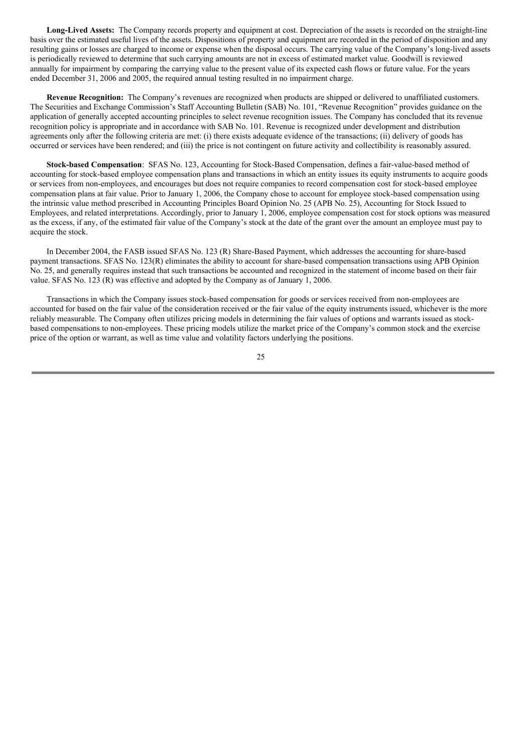**Long-Lived Assets:** The Company records property and equipment at cost. Depreciation of the assets is recorded on the straight-line basis over the estimated useful lives of the assets. Dispositions of property and equipment are recorded in the period of disposition and any resulting gains or losses are charged to income or expense when the disposal occurs. The carrying value of the Company's long-lived assets is periodically reviewed to determine that such carrying amounts are not in excess of estimated market value. Goodwill is reviewed annually for impairment by comparing the carrying value to the present value of its expected cash flows or future value. For the years ended December 31, 2006 and 2005, the required annual testing resulted in no impairment charge.

**Revenue Recognition:** The Company's revenues are recognized when products are shipped or delivered to unaffiliated customers. The Securities and Exchange Commission's Staff Accounting Bulletin (SAB) No. 101, "Revenue Recognition" provides guidance on the application of generally accepted accounting principles to select revenue recognition issues. The Company has concluded that its revenue recognition policy is appropriate and in accordance with SAB No. 101. Revenue is recognized under development and distribution agreements only after the following criteria are met: (i) there exists adequate evidence of the transactions; (ii) delivery of goods has occurred or services have been rendered; and (iii) the price is not contingent on future activity and collectibility is reasonably assured.

**Stock-based Compensation**: SFAS No. 123, Accounting for Stock-Based Compensation, defines a fair-value-based method of accounting for stock-based employee compensation plans and transactions in which an entity issues its equity instruments to acquire goods or services from non-employees, and encourages but does not require companies to record compensation cost for stock-based employee compensation plans at fair value. Prior to January 1, 2006, the Company chose to account for employee stock-based compensation using the intrinsic value method prescribed in Accounting Principles Board Opinion No. 25 (APB No. 25), Accounting for Stock Issued to Employees, and related interpretations. Accordingly, prior to January 1, 2006, employee compensation cost for stock options was measured as the excess, if any, of the estimated fair value of the Company's stock at the date of the grant over the amount an employee must pay to acquire the stock.

In December 2004, the FASB issued SFAS No. 123 (R) Share-Based Payment, which addresses the accounting for share-based payment transactions. SFAS No. 123(R) eliminates the ability to account for share-based compensation transactions using APB Opinion No. 25, and generally requires instead that such transactions be accounted and recognized in the statement of income based on their fair value. SFAS No. 123 (R) was effective and adopted by the Company as of January 1, 2006.

Transactions in which the Company issues stock-based compensation for goods or services received from non-employees are accounted for based on the fair value of the consideration received or the fair value of the equity instruments issued, whichever is the more reliably measurable. The Company often utilizes pricing models in determining the fair values of options and warrants issued as stock-based compensations to non-employees. These pricing models utilize the market price of the Company's common stock and the exercise price of the option or warrant, as well as time value and volatility factors underlying the positions.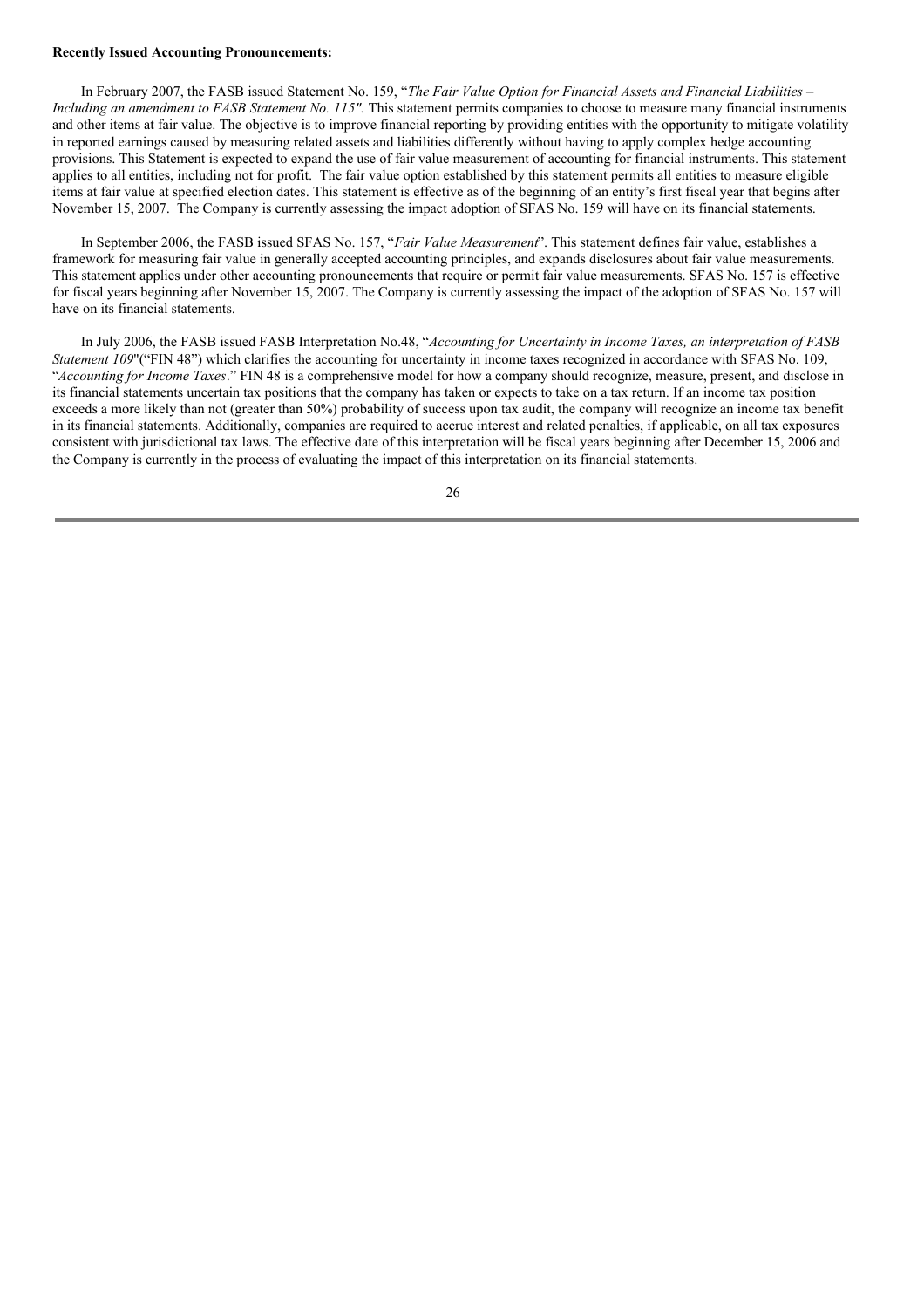**Recently Issued Accounting Pronouncements:**

In February 2007, the FASB issued Statement No. 159, "*The Fair Value Option for Financial Assets and Financial Liabilities – Including an amendment to FASB Statement No. 115".* This statement permits companies to choose to measure many financial instruments and other items at fair value. The objective is to improve financial reporting by providing entities with the opportunity to mitigate volatility in reported earnings caused by measuring related assets and liabilities differently without having to apply complex hedge accounting provisions. This Statement is expected to expand the use of fair value measurement of accounting for financial instruments. This statement applies to all entities, including not for profit. The fair value option established by this statement permits all entities to measure eligible items at fair value at specified election dates. This statement is effective as of the beginning of an entity's first fiscal year that begins after November 15, 2007. The Company is currently assessing the impact adoption of SFAS No. 159 will have on its financial statements.

In September 2006, the FASB issued SFAS No. 157, "*Fair Value Measurement*". This statement defines fair value, establishes a framework for measuring fair value in generally accepted accounting principles, and expands disclosures about fair value measurements. This statement applies under other accounting pronouncements that require or permit fair value measurements. SFAS No. 157 is effective for fiscal years beginning after November 15, 2007. The Company is currently assessing the impact of the adoption of SFAS No. 157 will have on its financial statements.

In July 2006, the FASB issued FASB Interpretation No.48, "*Accounting for Uncertainty in Income Taxes, an interpretation of FASB Statement 109*"("FIN 48") which clarifies the accounting for uncertainty in income taxes recognized in accordance with SFAS No. 109, "*Accounting for Income Taxes*." FIN 48 is a comprehensive model for how a company should recognize, measure, present, and disclose in its financial statements uncertain tax positions that the company has taken or expects to take on a tax return. If an income tax position exceeds a more likely than not (greater than 50%) probability of success upon tax audit, the company will recognize an income tax benefit in its financial statements. Additionally, companies are required to accrue interest and related penalties, if applicable, on all tax exposures consistent with jurisdictional tax laws. The effective date of this interpretation will be fiscal years beginning after December 15, 2006 and the Company is currently in the process of evaluating the impact of this interpretation on its financial statements.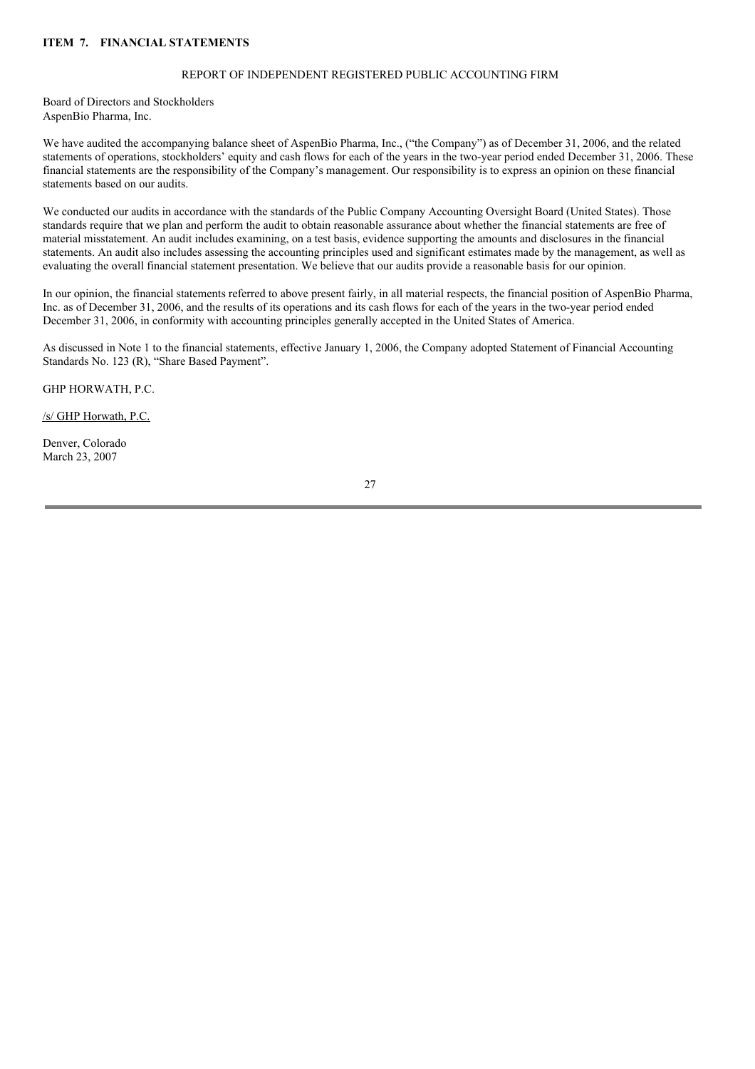## ITEM 7. FINANCIAL STATEMENTS

### REPORT OF INDEPENDENT REGISTERED PUBLIC ACCOUNTING FIRM

Board of Directors and Stockholders
AspenBio Pharma, Inc.

We have audited the accompanying balance sheet of AspenBio Pharma, Inc., ("the Company") as of December 31, 2006, and the related statements of operations, stockholders' equity and cash flows for each of the years in the two-year period ended December 31, 2006. These financial statements are the responsibility of the Company's management. Our responsibility is to express an opinion on these financial statements based on our audits.

We conducted our audits in accordance with the standards of the Public Company Accounting Oversight Board (United States). Those standards require that we plan and perform the audit to obtain reasonable assurance about whether the financial statements are free of material misstatement. An audit includes examining, on a test basis, evidence supporting the amounts and disclosures in the financial statements. An audit also includes assessing the accounting principles used and significant estimates made by the management, as well as evaluating the overall financial statement presentation. We believe that our audits provide a reasonable basis for our opinion.

In our opinion, the financial statements referred to above present fairly, in all material respects, the financial position of AspenBio Pharma, Inc. as of December 31, 2006, and the results of its operations and its cash flows for each of the years in the two-year period ended December 31, 2006, in conformity with accounting principles generally accepted in the United States of America.

As discussed in Note 1 to the financial statements, effective January 1, 2006, the Company adopted Statement of Financial Accounting Standards No. 123 (R), "Share Based Payment".

GHP HORWATH, P.C.

/s/ GHP Horwath, P.C.

Denver, Colorado
March 23, 2007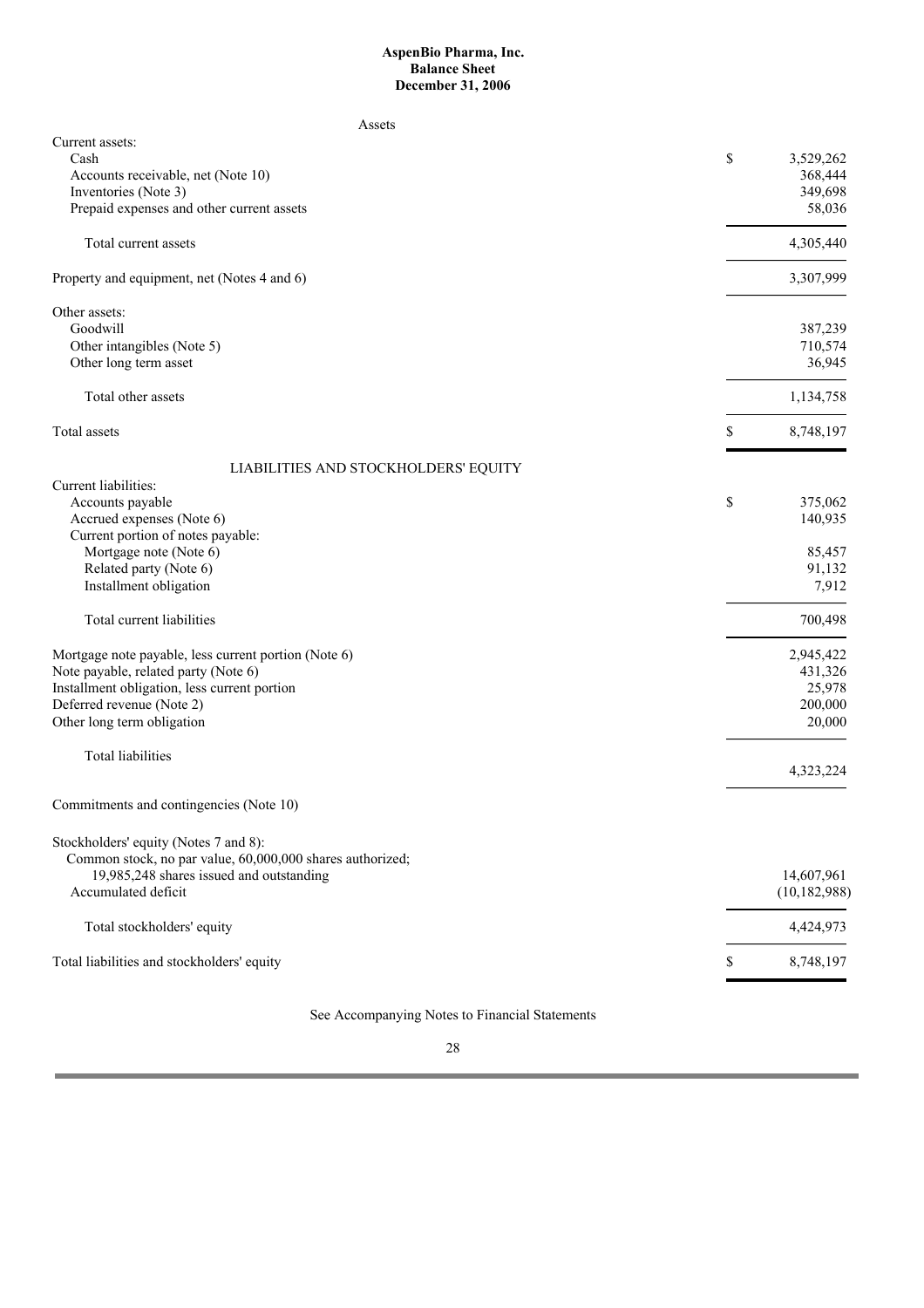**AspenBio Pharma, Inc.**
**Balance Sheet**
**December 31, 2006**

| | |
|---|---|
| **Assets** | |
| Current assets: | |
| Cash | $ 3,529,262 |
| Accounts receivable, net (Note 10) | 368,444 |
| Inventories (Note 3) | 349,698 |
| Prepaid expenses and other current assets | 58,036 |
| Total current assets | 4,305,440 |
| Property and equipment, net (Notes 4 and 6) | 3,307,999 |
| Other assets: | |
| Goodwill | 387,239 |
| Other intangibles (Note 5) | 710,574 |
| Other long term asset | 36,945 |
| Total other assets | 1,134,758 |
| Total assets | $ 8,748,197 |
| **LIABILITIES AND STOCKHOLDERS' EQUITY** | |
| Current liabilities: | |
| Accounts payable | $ 375,062 |
| Accrued expenses (Note 6) | 140,935 |
| Current portion of notes payable: | |
| Mortgage note (Note 6) | 85,457 |
| Related party (Note 6) | 91,132 |
| Installment obligation | 7,912 |
| Total current liabilities | 700,498 |
| Mortgage note payable, less current portion (Note 6) | 2,945,422 |
| Note payable, related party (Note 6) | 431,326 |
| Installment obligation, less current portion | 25,978 |
| Deferred revenue (Note 2) | 200,000 |
| Other long term obligation | 20,000 |
| Total liabilities | 4,323,224 |
| Commitments and contingencies (Note 10) | |
| Stockholders' equity (Notes 7 and 8): | |
| Common stock, no par value, 60,000,000 shares authorized; 19,985,248 shares issued and outstanding | 14,607,961 |
| Accumulated deficit | (10,182,988) |
| Total stockholders' equity | 4,424,973 |
| Total liabilities and stockholders' equity | $ 8,748,197 |

See Accompanying Notes to Financial Statements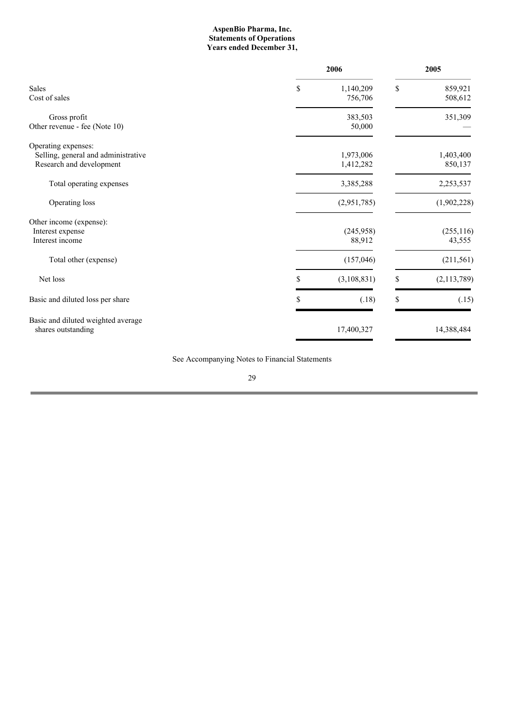**AspenBio Pharma, Inc.**
**Statements of Operations**
**Years ended December 31,**

| | 2006 | 2005 |
|---|---|---|
| Sales | $ 1,140,209 | $ 859,921 |
| Cost of sales | 756,706 | 508,612 |
| Gross profit | 383,503 | 351,309 |
| Other revenue - fee (Note 10) | 50,000 | — |
| Operating expenses: | | |
| Selling, general and administrative | 1,973,006 | 1,403,400 |
| Research and development | 1,412,282 | 850,137 |
| Total operating expenses | 3,385,288 | 2,253,537 |
| Operating loss | (2,951,785) | (1,902,228) |
| Other income (expense): | | |
| Interest expense | (245,958) | (255,116) |
| Interest income | 88,912 | 43,555 |
| Total other (expense) | (157,046) | (211,561) |
| Net loss | $ (3,108,831) | $ (2,113,789) |
| Basic and diluted loss per share | $ (.18) | $ (.15) |
| Basic and diluted weighted average shares outstanding | 17,400,327 | 14,388,484 |

See Accompanying Notes to Financial Statements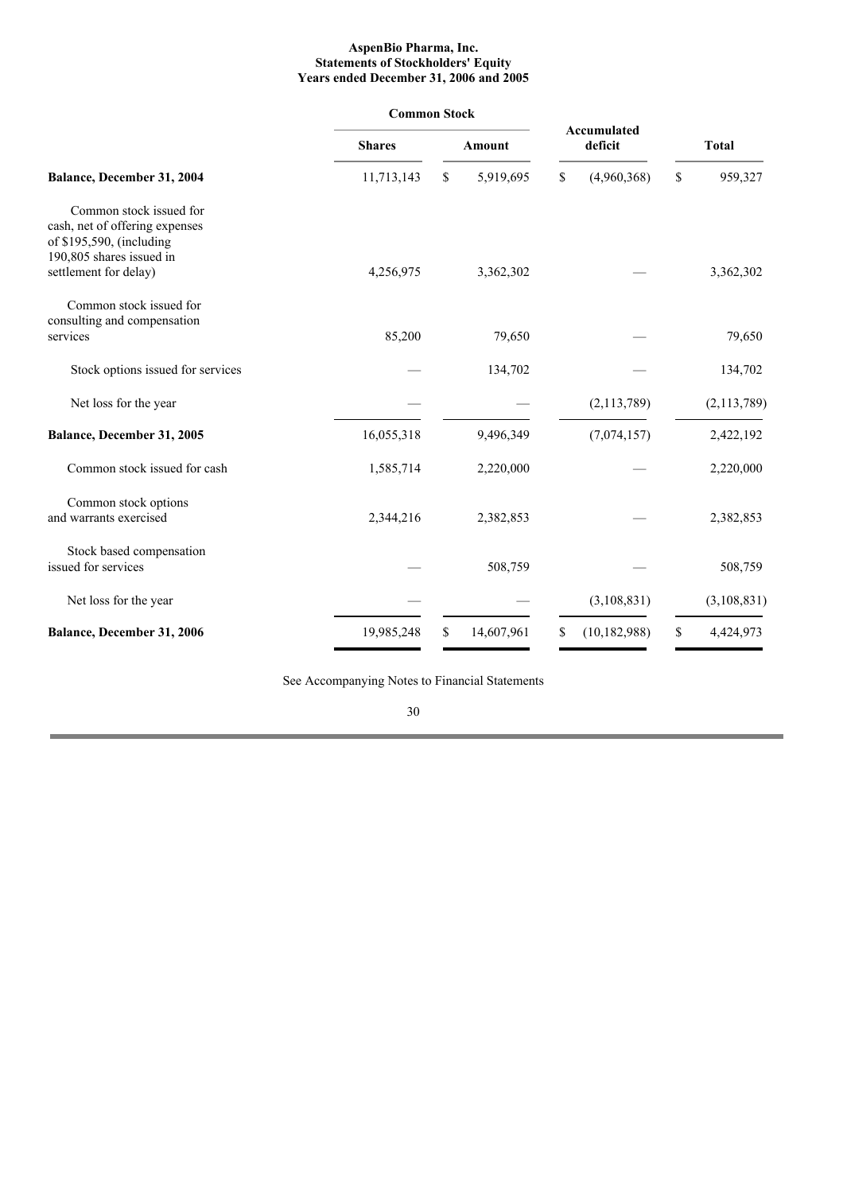**AspenBio Pharma, Inc.**
**Statements of Stockholders' Equity**
**Years ended December 31, 2006 and 2005**

| | Common Stock | | | |
|---|---|---|---|---|
| | Shares | Amount | Accumulated deficit | Total |
| **Balance, December 31, 2004** | 11,713,143 | $ 5,919,695 | $ (4,960,368) | $ 959,327 |
| Common stock issued for cash, net of offering expenses of $195,590, (including 190,805 shares issued in settlement for delay) | 4,256,975 | 3,362,302 | — | 3,362,302 |
| Common stock issued for consulting and compensation services | 85,200 | 79,650 | — | 79,650 |
| Stock options issued for services | — | 134,702 | — | 134,702 |
| Net loss for the year | — | — | (2,113,789) | (2,113,789) |
| **Balance, December 31, 2005** | 16,055,318 | 9,496,349 | (7,074,157) | 2,422,192 |
| Common stock issued for cash | 1,585,714 | 2,220,000 | — | 2,220,000 |
| Common stock options and warrants exercised | 2,344,216 | 2,382,853 | — | 2,382,853 |
| Stock based compensation issued for services | — | 508,759 | — | 508,759 |
| Net loss for the year | — | — | (3,108,831) | (3,108,831) |
| **Balance, December 31, 2006** | 19,985,248 | $ 14,607,961 | $ (10,182,988) | $ 4,424,973 |

See Accompanying Notes to Financial Statements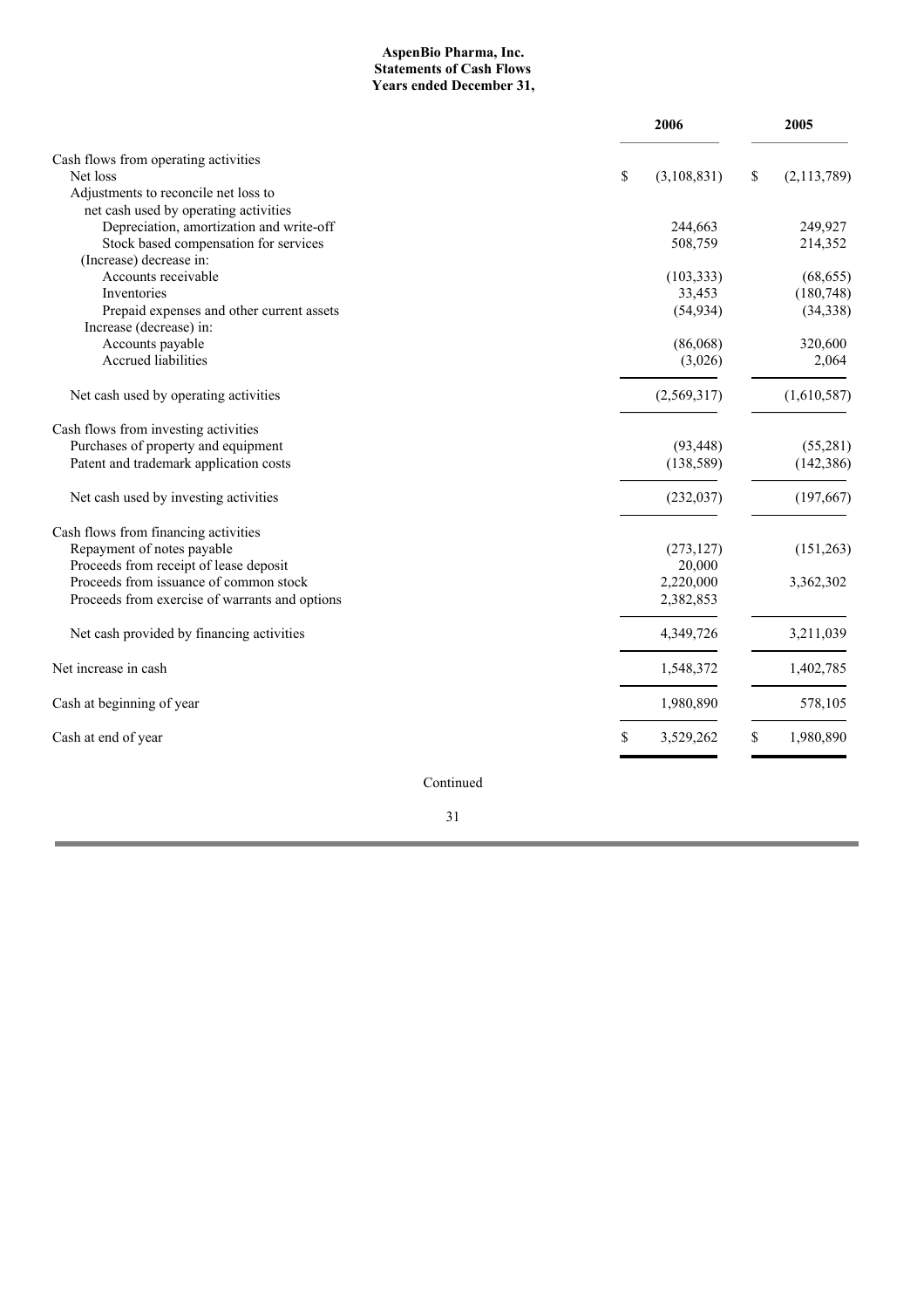**AspenBio Pharma, Inc.**
**Statements of Cash Flows**
**Years ended December 31,**

| | 2006 | 2005 |
|---|---|---|
| Cash flows from operating activities | | |
| Net loss | $ (3,108,831) | $ (2,113,789) |
| Adjustments to reconcile net loss to net cash used by operating activities | | |
| Depreciation, amortization and write-off | 244,663 | 249,927 |
| Stock based compensation for services | 508,759 | 214,352 |
| (Increase) decrease in: | | |
| Accounts receivable | (103,333) | (68,655) |
| Inventories | 33,453 | (180,748) |
| Prepaid expenses and other current assets | (54,934) | (34,338) |
| Increase (decrease) in: | | |
| Accounts payable | (86,068) | 320,600 |
| Accrued liabilities | (3,026) | 2,064 |
| Net cash used by operating activities | (2,569,317) | (1,610,587) |
| Cash flows from investing activities | | |
| Purchases of property and equipment | (93,448) | (55,281) |
| Patent and trademark application costs | (138,589) | (142,386) |
| Net cash used by investing activities | (232,037) | (197,667) |
| Cash flows from financing activities | | |
| Repayment of notes payable | (273,127) | (151,263) |
| Proceeds from receipt of lease deposit | 20,000 | |
| Proceeds from issuance of common stock | 2,220,000 | 3,362,302 |
| Proceeds from exercise of warrants and options | 2,382,853 | |
| Net cash provided by financing activities | 4,349,726 | 3,211,039 |
| Net increase in cash | 1,548,372 | 1,402,785 |
| Cash at beginning of year | 1,980,890 | 578,105 |
| Cash at end of year | $ 3,529,262 | $ 1,980,890 |

Continued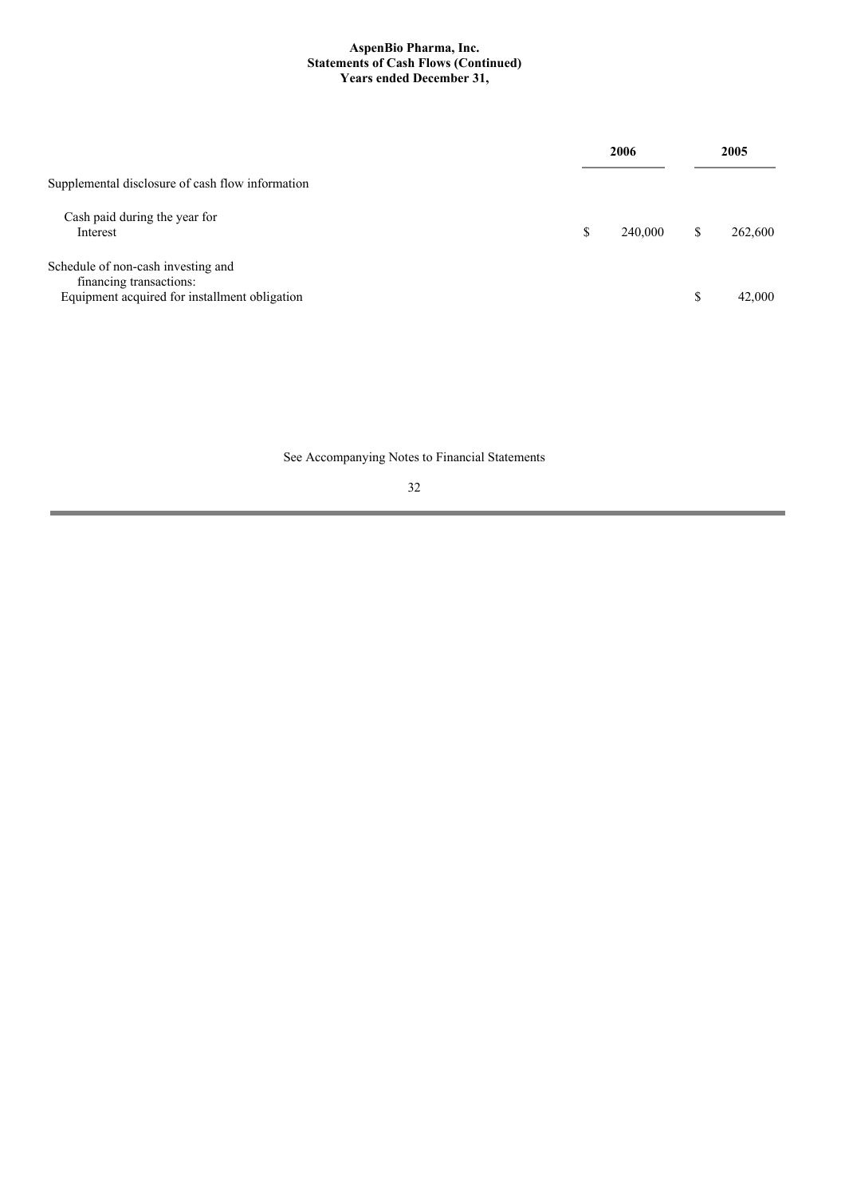**AspenBio Pharma, Inc.**
**Statements of Cash Flows (Continued)**
**Years ended December 31,**

| | 2006 | 2005 |
|---|---|---|
| Supplemental disclosure of cash flow information | | |
| Cash paid during the year for Interest | $ 240,000 | $ 262,600 |
| Schedule of non-cash investing and financing transactions: | | |
| Equipment acquired for installment obligation | | $ 42,000 |

See Accompanying Notes to Financial Statements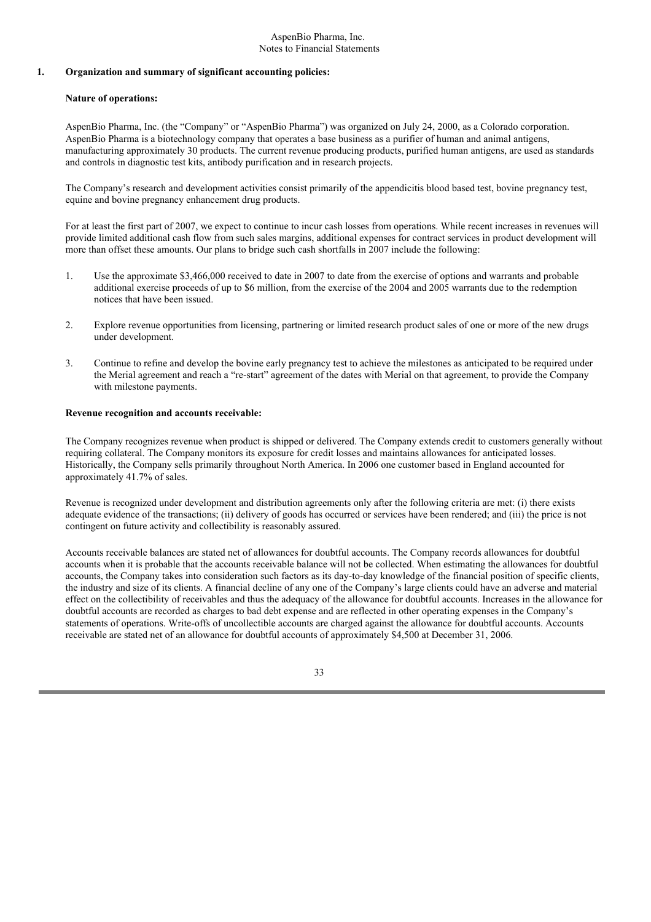## 1. Organization and summary of significant accounting policies:

### Nature of operations:

AspenBio Pharma, Inc. (the "Company" or "AspenBio Pharma") was organized on July 24, 2000, as a Colorado corporation. AspenBio Pharma is a biotechnology company that operates a base business as a purifier of human and animal antigens, manufacturing approximately 30 products. The current revenue producing products, purified human antigens, are used as standards and controls in diagnostic test kits, antibody purification and in research projects.

The Company's research and development activities consist primarily of the appendicitis blood based test, bovine pregnancy test, equine and bovine pregnancy enhancement drug products.

For at least the first part of 2007, we expect to continue to incur cash losses from operations. While recent increases in revenues will provide limited additional cash flow from such sales margins, additional expenses for contract services in product development will more than offset these amounts. Our plans to bridge such cash shortfalls in 2007 include the following:

1. Use the approximate $3,466,000 received to date in 2007 to date from the exercise of options and warrants and probable additional exercise proceeds of up to $6 million, from the exercise of the 2004 and 2005 warrants due to the redemption notices that have been issued.
2. Explore revenue opportunities from licensing, partnering or limited research product sales of one or more of the new drugs under development.
3. Continue to refine and develop the bovine early pregnancy test to achieve the milestones as anticipated to be required under the Merial agreement and reach a "re-start" agreement of the dates with Merial on that agreement, to provide the Company with milestone payments.

### Revenue recognition and accounts receivable:

The Company recognizes revenue when product is shipped or delivered. The Company extends credit to customers generally without requiring collateral. The Company monitors its exposure for credit losses and maintains allowances for anticipated losses. Historically, the Company sells primarily throughout North America. In 2006 one customer based in England accounted for approximately 41.7% of sales.

Revenue is recognized under development and distribution agreements only after the following criteria are met: (i) there exists adequate evidence of the transactions; (ii) delivery of goods has occurred or services have been rendered; and (iii) the price is not contingent on future activity and collectibility is reasonably assured.

Accounts receivable balances are stated net of allowances for doubtful accounts. The Company records allowances for doubtful accounts when it is probable that the accounts receivable balance will not be collected. When estimating the allowances for doubtful accounts, the Company takes into consideration such factors as its day-to-day knowledge of the financial position of specific clients, the industry and size of its clients. A financial decline of any one of the Company's large clients could have an adverse and material effect on the collectibility of receivables and thus the adequacy of the allowance for doubtful accounts. Increases in the allowance for doubtful accounts are recorded as charges to bad debt expense and are reflected in other operating expenses in the Company's statements of operations. Write-offs of uncollectible accounts are charged against the allowance for doubtful accounts. Accounts receivable are stated net of an allowance for doubtful accounts of approximately $4,500 at December 31, 2006.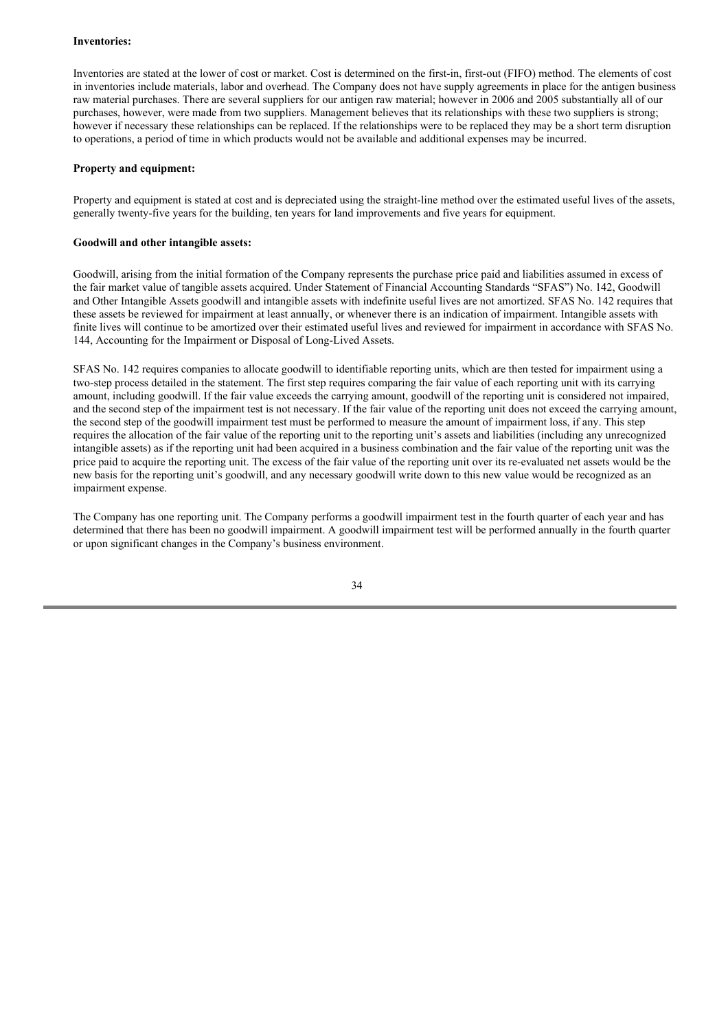**Inventories:**

Inventories are stated at the lower of cost or market. Cost is determined on the first-in, first-out (FIFO) method. The elements of cost in inventories include materials, labor and overhead. The Company does not have supply agreements in place for the antigen business raw material purchases. There are several suppliers for our antigen raw material; however in 2006 and 2005 substantially all of our purchases, however, were made from two suppliers. Management believes that its relationships with these two suppliers is strong; however if necessary these relationships can be replaced. If the relationships were to be replaced they may be a short term disruption to operations, a period of time in which products would not be available and additional expenses may be incurred.

**Property and equipment:**

Property and equipment is stated at cost and is depreciated using the straight-line method over the estimated useful lives of the assets, generally twenty-five years for the building, ten years for land improvements and five years for equipment.

**Goodwill and other intangible assets:**

Goodwill, arising from the initial formation of the Company represents the purchase price paid and liabilities assumed in excess of the fair market value of tangible assets acquired. Under Statement of Financial Accounting Standards "SFAS") No. 142, Goodwill and Other Intangible Assets goodwill and intangible assets with indefinite useful lives are not amortized. SFAS No. 142 requires that these assets be reviewed for impairment at least annually, or whenever there is an indication of impairment. Intangible assets with finite lives will continue to be amortized over their estimated useful lives and reviewed for impairment in accordance with SFAS No. 144, Accounting for the Impairment or Disposal of Long-Lived Assets.

SFAS No. 142 requires companies to allocate goodwill to identifiable reporting units, which are then tested for impairment using a two-step process detailed in the statement. The first step requires comparing the fair value of each reporting unit with its carrying amount, including goodwill. If the fair value exceeds the carrying amount, goodwill of the reporting unit is considered not impaired, and the second step of the impairment test is not necessary. If the fair value of the reporting unit does not exceed the carrying amount, the second step of the goodwill impairment test must be performed to measure the amount of impairment loss, if any. This step requires the allocation of the fair value of the reporting unit to the reporting unit's assets and liabilities (including any unrecognized intangible assets) as if the reporting unit had been acquired in a business combination and the fair value of the reporting unit was the price paid to acquire the reporting unit. The excess of the fair value of the reporting unit over its re-evaluated net assets would be the new basis for the reporting unit's goodwill, and any necessary goodwill write down to this new value would be recognized as an impairment expense.

The Company has one reporting unit. The Company performs a goodwill impairment test in the fourth quarter of each year and has determined that there has been no goodwill impairment. A goodwill impairment test will be performed annually in the fourth quarter or upon significant changes in the Company's business environment.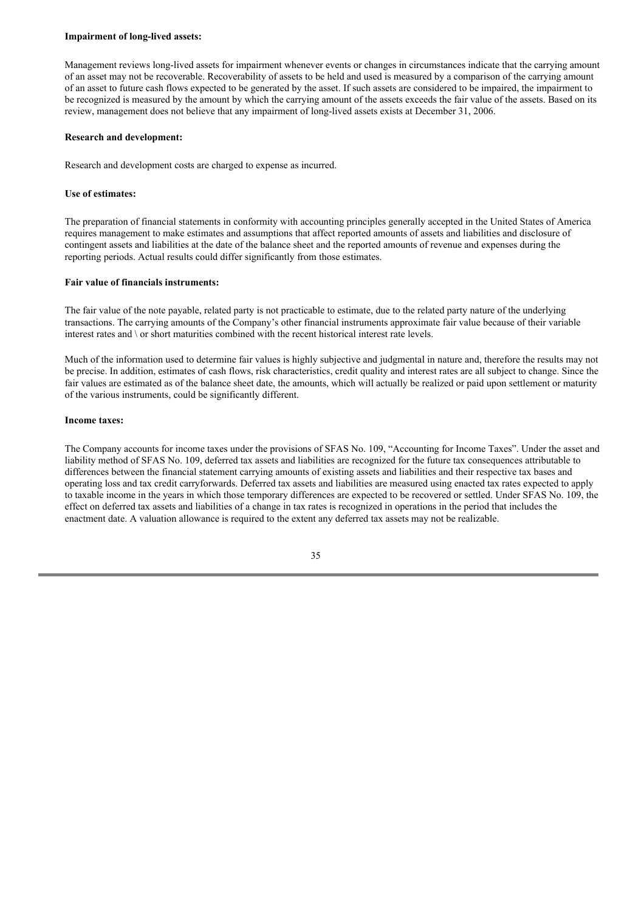**Impairment of long-lived assets:**

Management reviews long-lived assets for impairment whenever events or changes in circumstances indicate that the carrying amount of an asset may not be recoverable. Recoverability of assets to be held and used is measured by a comparison of the carrying amount of an asset to future cash flows expected to be generated by the asset. If such assets are considered to be impaired, the impairment to be recognized is measured by the amount by which the carrying amount of the assets exceeds the fair value of the assets. Based on its review, management does not believe that any impairment of long-lived assets exists at December 31, 2006.

**Research and development:**

Research and development costs are charged to expense as incurred.

**Use of estimates:**

The preparation of financial statements in conformity with accounting principles generally accepted in the United States of America requires management to make estimates and assumptions that affect reported amounts of assets and liabilities and disclosure of contingent assets and liabilities at the date of the balance sheet and the reported amounts of revenue and expenses during the reporting periods. Actual results could differ significantly from those estimates.

**Fair value of financials instruments:**

The fair value of the note payable, related party is not practicable to estimate, due to the related party nature of the underlying transactions. The carrying amounts of the Company's other financial instruments approximate fair value because of their variable interest rates and \ or short maturities combined with the recent historical interest rate levels.

Much of the information used to determine fair values is highly subjective and judgmental in nature and, therefore the results may not be precise. In addition, estimates of cash flows, risk characteristics, credit quality and interest rates are all subject to change. Since the fair values are estimated as of the balance sheet date, the amounts, which will actually be realized or paid upon settlement or maturity of the various instruments, could be significantly different.

**Income taxes:**

The Company accounts for income taxes under the provisions of SFAS No. 109, "Accounting for Income Taxes". Under the asset and liability method of SFAS No. 109, deferred tax assets and liabilities are recognized for the future tax consequences attributable to differences between the financial statement carrying amounts of existing assets and liabilities and their respective tax bases and operating loss and tax credit carryforwards. Deferred tax assets and liabilities are measured using enacted tax rates expected to apply to taxable income in the years in which those temporary differences are expected to be recovered or settled. Under SFAS No. 109, the effect on deferred tax assets and liabilities of a change in tax rates is recognized in operations in the period that includes the enactment date. A valuation allowance is required to the extent any deferred tax assets may not be realizable.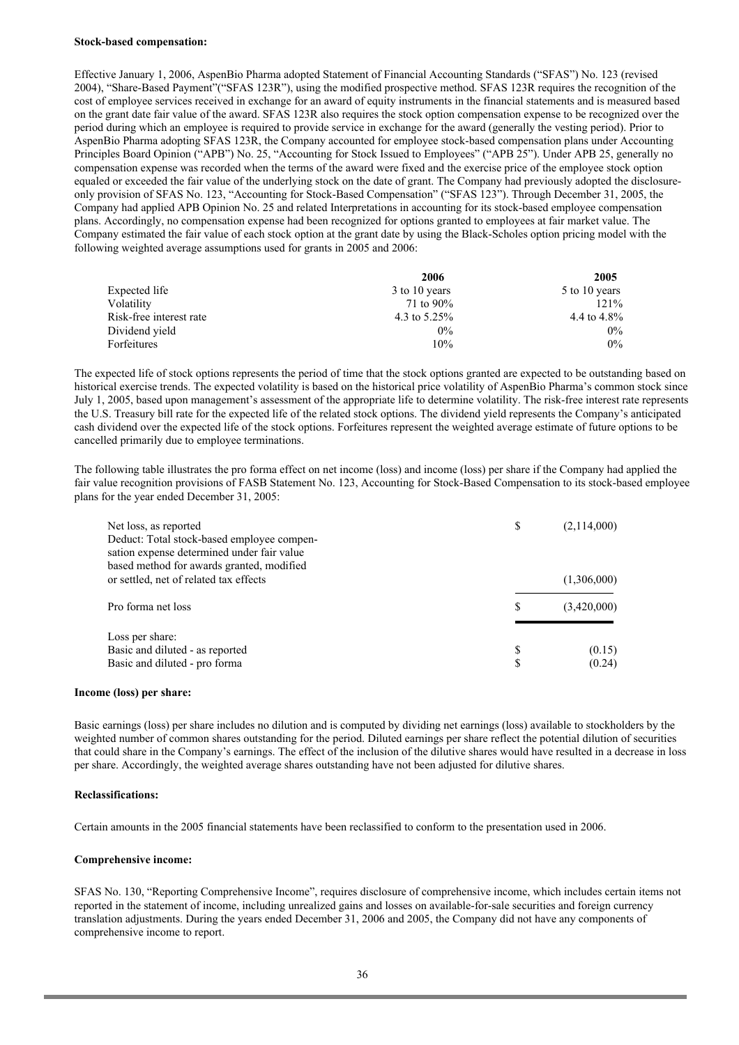**Stock-based compensation:**

Effective January 1, 2006, AspenBio Pharma adopted Statement of Financial Accounting Standards ("SFAS") No. 123 (revised 2004), "Share-Based Payment"("SFAS 123R"), using the modified prospective method. SFAS 123R requires the recognition of the cost of employee services received in exchange for an award of equity instruments in the financial statements and is measured based on the grant date fair value of the award. SFAS 123R also requires the stock option compensation expense to be recognized over the period during which an employee is required to provide service in exchange for the award (generally the vesting period). Prior to AspenBio Pharma adopting SFAS 123R, the Company accounted for employee stock-based compensation plans under Accounting Principles Board Opinion ("APB") No. 25, "Accounting for Stock Issued to Employees" ("APB 25"). Under APB 25, generally no compensation expense was recorded when the terms of the award were fixed and the exercise price of the employee stock option equaled or exceeded the fair value of the underlying stock on the date of grant. The Company had previously adopted the disclosure-only provision of SFAS No. 123, "Accounting for Stock-Based Compensation" ("SFAS 123"). Through December 31, 2005, the Company had applied APB Opinion No. 25 and related Interpretations in accounting for its stock-based employee compensation plans. Accordingly, no compensation expense had been recognized for options granted to employees at fair market value. The Company estimated the fair value of each stock option at the grant date by using the Black-Scholes option pricing model with the following weighted average assumptions used for grants in 2005 and 2006:

| | 2006 | 2005 |
|---|---|---|
| Expected life | 3 to 10 years | 5 to 10 years |
| Volatility | 71 to 90% | 121% |
| Risk-free interest rate | 4.3 to 5.25% | 4.4 to 4.8% |
| Dividend yield | 0% | 0% |
| Forfeitures | 10% | 0% |

The expected life of stock options represents the period of time that the stock options granted are expected to be outstanding based on historical exercise trends. The expected volatility is based on the historical price volatility of AspenBio Pharma's common stock since July 1, 2005, based upon management's assessment of the appropriate life to determine volatility. The risk-free interest rate represents the U.S. Treasury bill rate for the expected life of the related stock options. The dividend yield represents the Company's anticipated cash dividend over the expected life of the stock options. Forfeitures represent the weighted average estimate of future options to be cancelled primarily due to employee terminations.

The following table illustrates the pro forma effect on net income (loss) and income (loss) per share if the Company had applied the fair value recognition provisions of FASB Statement No. 123, Accounting for Stock-Based Compensation to its stock-based employee plans for the year ended December 31, 2005:

| | | |
|---|---|---|
| Net loss, as reported | $ | (2,114,000) |
| Deduct: Total stock-based employee compensation expense determined under fair value based method for awards granted, modified or settled, net of related tax effects | | (1,306,000) |
| Pro forma net loss | $ | (3,420,000) |
| Loss per share: | | |
| Basic and diluted - as reported | $ | (0.15) |
| Basic and diluted - pro forma | $ | (0.24) |

**Income (loss) per share:**

Basic earnings (loss) per share includes no dilution and is computed by dividing net earnings (loss) available to stockholders by the weighted number of common shares outstanding for the period. Diluted earnings per share reflect the potential dilution of securities that could share in the Company's earnings. The effect of the inclusion of the dilutive shares would have resulted in a decrease in loss per share. Accordingly, the weighted average shares outstanding have not been adjusted for dilutive shares.

**Reclassifications:**

Certain amounts in the 2005 financial statements have been reclassified to conform to the presentation used in 2006.

**Comprehensive income:**

SFAS No. 130, "Reporting Comprehensive Income", requires disclosure of comprehensive income, which includes certain items not reported in the statement of income, including unrealized gains and losses on available-for-sale securities and foreign currency translation adjustments. During the years ended December 31, 2006 and 2005, the Company did not have any components of comprehensive income to report.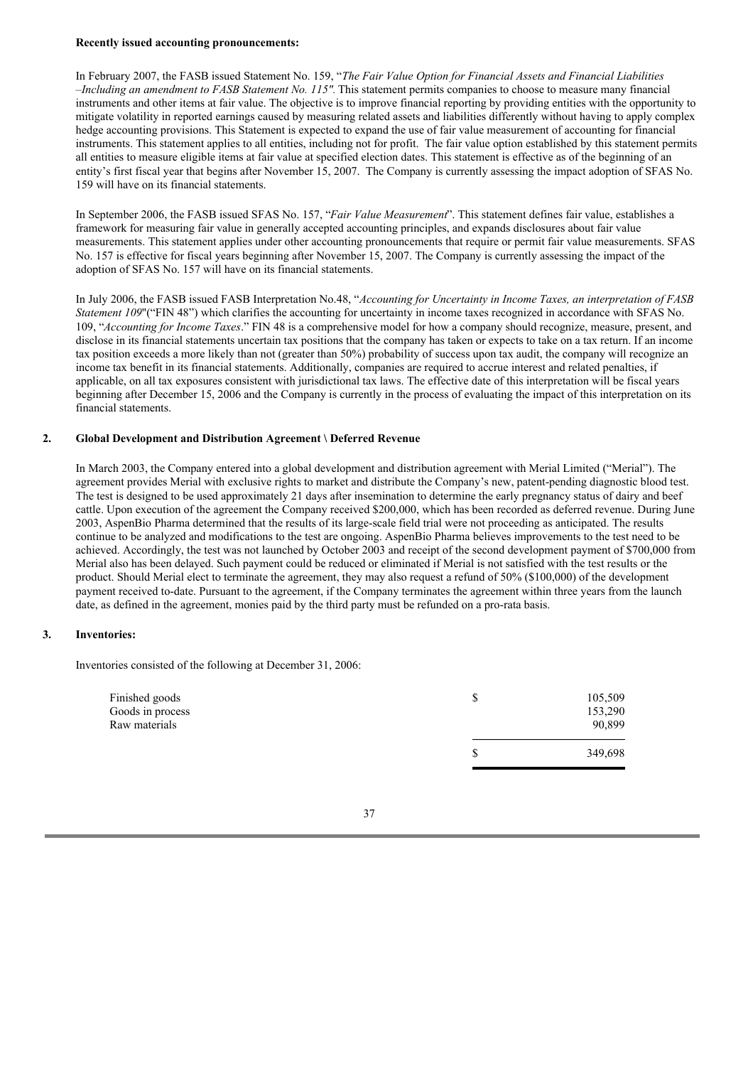**Recently issued accounting pronouncements:**

In February 2007, the FASB issued Statement No. 159, "*The Fair Value Option for Financial Assets and Financial Liabilities –Including an amendment to FASB Statement No. 115".* This statement permits companies to choose to measure many financial instruments and other items at fair value. The objective is to improve financial reporting by providing entities with the opportunity to mitigate volatility in reported earnings caused by measuring related assets and liabilities differently without having to apply complex hedge accounting provisions. This Statement is expected to expand the use of fair value measurement of accounting for financial instruments. This statement applies to all entities, including not for profit. The fair value option established by this statement permits all entities to measure eligible items at fair value at specified election dates. This statement is effective as of the beginning of an entity's first fiscal year that begins after November 15, 2007. The Company is currently assessing the impact adoption of SFAS No. 159 will have on its financial statements.

In September 2006, the FASB issued SFAS No. 157, "*Fair Value Measurement*". This statement defines fair value, establishes a framework for measuring fair value in generally accepted accounting principles, and expands disclosures about fair value measurements. This statement applies under other accounting pronouncements that require or permit fair value measurements. SFAS No. 157 is effective for fiscal years beginning after November 15, 2007. The Company is currently assessing the impact of the adoption of SFAS No. 157 will have on its financial statements.

In July 2006, the FASB issued FASB Interpretation No.48, "*Accounting for Uncertainty in Income Taxes, an interpretation of FASB Statement 109*"("FIN 48") which clarifies the accounting for uncertainty in income taxes recognized in accordance with SFAS No. 109, "*Accounting for Income Taxes*." FIN 48 is a comprehensive model for how a company should recognize, measure, present, and disclose in its financial statements uncertain tax positions that the company has taken or expects to take on a tax return. If an income tax position exceeds a more likely than not (greater than 50%) probability of success upon tax audit, the company will recognize an income tax benefit in its financial statements. Additionally, companies are required to accrue interest and related penalties, if applicable, on all tax exposures consistent with jurisdictional tax laws. The effective date of this interpretation will be fiscal years beginning after December 15, 2006 and the Company is currently in the process of evaluating the impact of this interpretation on its financial statements.

## 2. Global Development and Distribution Agreement \ Deferred Revenue

In March 2003, the Company entered into a global development and distribution agreement with Merial Limited ("Merial"). The agreement provides Merial with exclusive rights to market and distribute the Company's new, patent-pending diagnostic blood test. The test is designed to be used approximately 21 days after insemination to determine the early pregnancy status of dairy and beef cattle. Upon execution of the agreement the Company received $200,000, which has been recorded as deferred revenue. During June 2003, AspenBio Pharma determined that the results of its large-scale field trial were not proceeding as anticipated. The results continue to be analyzed and modifications to the test are ongoing. AspenBio Pharma believes improvements to the test need to be achieved. Accordingly, the test was not launched by October 2003 and receipt of the second development payment of $700,000 from Merial also has been delayed. Such payment could be reduced or eliminated if Merial is not satisfied with the test results or the product. Should Merial elect to terminate the agreement, they may also request a refund of 50% ($100,000) of the development payment received to-date. Pursuant to the agreement, if the Company terminates the agreement within three years from the launch date, as defined in the agreement, monies paid by the third party must be refunded on a pro-rata basis.

## 3. Inventories:

Inventories consisted of the following at December 31, 2006:

| | | |
|---|---|---|
| Finished goods | $ | 105,509 |
| Goods in process | | 153,290 |
| Raw materials | | 90,899 |
| | $ | 349,698 |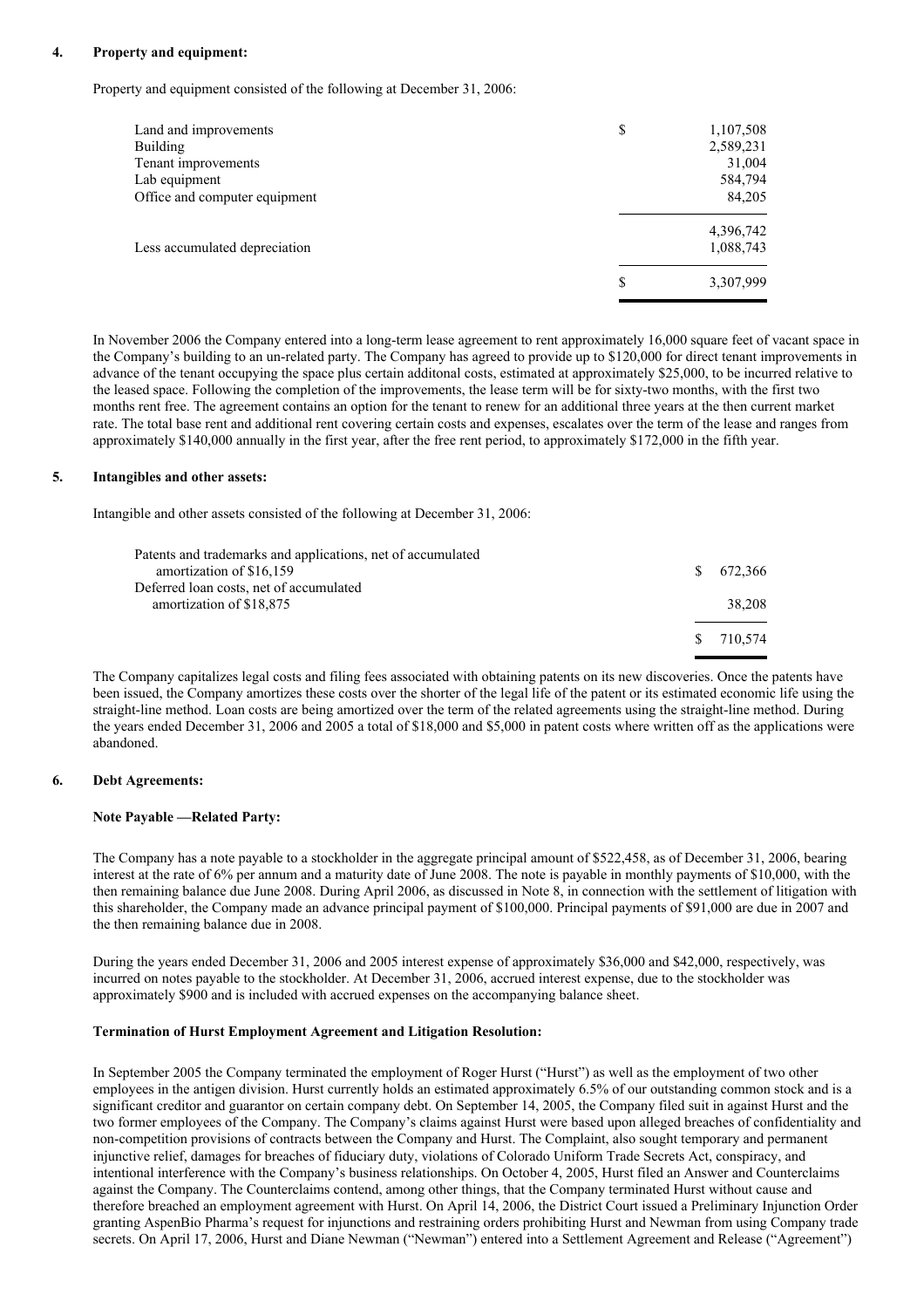**4. Property and equipment:**

Property and equipment consisted of the following at December 31, 2006:

| | | |
|---|---|---|
| Land and improvements | $ | 1,107,508 |
| Building | | 2,589,231 |
| Tenant improvements | | 31,004 |
| Lab equipment | | 584,794 |
| Office and computer equipment | | 84,205 |
| | | 4,396,742 |
| Less accumulated depreciation | | 1,088,743 |
| | $ | 3,307,999 |

In November 2006 the Company entered into a long-term lease agreement to rent approximately 16,000 square feet of vacant space in the Company's building to an un-related party. The Company has agreed to provide up to $120,000 for direct tenant improvements in advance of the tenant occupying the space plus certain additonal costs, estimated at approximately $25,000, to be incurred relative to the leased space. Following the completion of the improvements, the lease term will be for sixty-two months, with the first two months rent free. The agreement contains an option for the tenant to renew for an additional three years at the then current market rate. The total base rent and additional rent covering certain costs and expenses, escalates over the term of the lease and ranges from approximately $140,000 annually in the first year, after the free rent period, to approximately $172,000 in the fifth year.

**5. Intangibles and other assets:**

Intangible and other assets consisted of the following at December 31, 2006:

| | | |
|---|---|---|
| Patents and trademarks and applications, net of accumulated amortization of $16,159 | $ | 672,366 |
| Deferred loan costs, net of accumulated amortization of $18,875 | | 38,208 |
| | $ | 710,574 |

The Company capitalizes legal costs and filing fees associated with obtaining patents on its new discoveries. Once the patents have been issued, the Company amortizes these costs over the shorter of the legal life of the patent or its estimated economic life using the straight-line method. Loan costs are being amortized over the term of the related agreements using the straight-line method. During the years ended December 31, 2006 and 2005 a total of $18,000 and $5,000 in patent costs where written off as the applications were abandoned.

**6. Debt Agreements:**

**Note Payable —Related Party:**

The Company has a note payable to a stockholder in the aggregate principal amount of $522,458, as of December 31, 2006, bearing interest at the rate of 6% per annum and a maturity date of June 2008. The note is payable in monthly payments of $10,000, with the then remaining balance due June 2008. During April 2006, as discussed in Note 8, in connection with the settlement of litigation with this shareholder, the Company made an advance principal payment of $100,000. Principal payments of $91,000 are due in 2007 and the then remaining balance due in 2008.

During the years ended December 31, 2006 and 2005 interest expense of approximately $36,000 and $42,000, respectively, was incurred on notes payable to the stockholder. At December 31, 2006, accrued interest expense, due to the stockholder was approximately $900 and is included with accrued expenses on the accompanying balance sheet.

**Termination of Hurst Employment Agreement and Litigation Resolution:**

In September 2005 the Company terminated the employment of Roger Hurst ("Hurst") as well as the employment of two other employees in the antigen division. Hurst currently holds an estimated approximately 6.5% of our outstanding common stock and is a significant creditor and guarantor on certain company debt. On September 14, 2005, the Company filed suit in against Hurst and the two former employees of the Company. The Company's claims against Hurst were based upon alleged breaches of confidentiality and non-competition provisions of contracts between the Company and Hurst. The Complaint, also sought temporary and permanent injunctive relief, damages for breaches of fiduciary duty, violations of Colorado Uniform Trade Secrets Act, conspiracy, and intentional interference with the Company's business relationships. On October 4, 2005, Hurst filed an Answer and Counterclaims against the Company. The Counterclaims contend, among other things, that the Company terminated Hurst without cause and therefore breached an employment agreement with Hurst. On April 14, 2006, the District Court issued a Preliminary Injunction Order granting AspenBio Pharma's request for injunctions and restraining orders prohibiting Hurst and Newman from using Company trade secrets. On April 17, 2006, Hurst and Diane Newman ("Newman") entered into a Settlement Agreement and Release ("Agreement")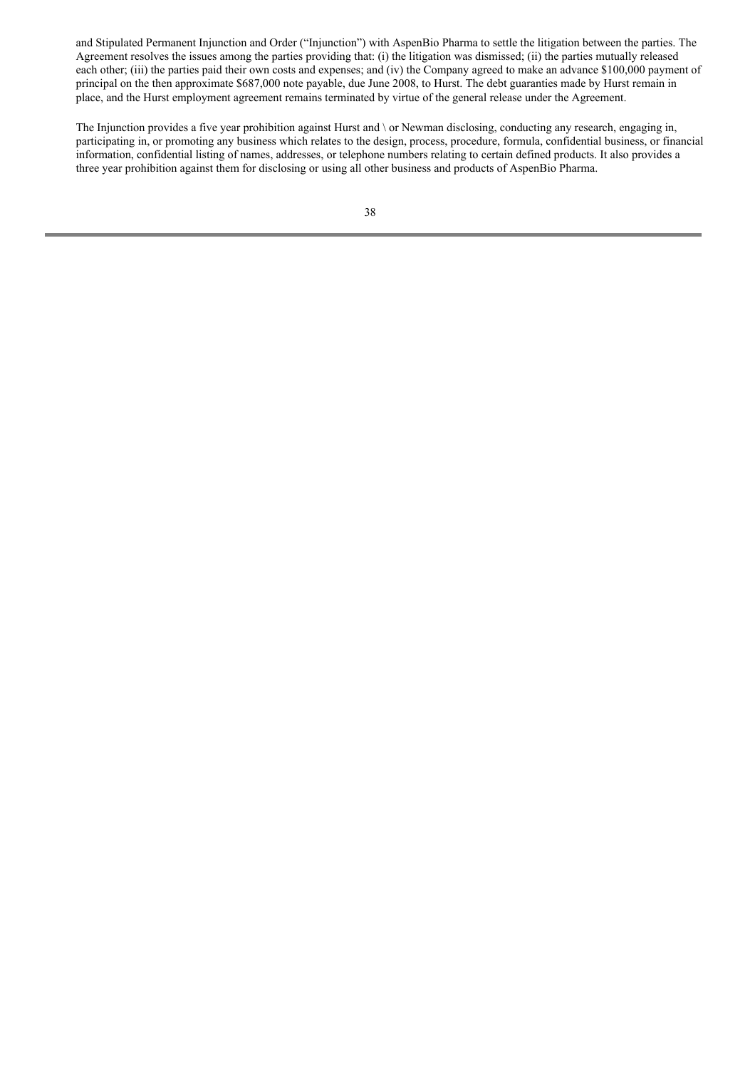and Stipulated Permanent Injunction and Order ("Injunction") with AspenBio Pharma to settle the litigation between the parties. The Agreement resolves the issues among the parties providing that: (i) the litigation was dismissed; (ii) the parties mutually released each other; (iii) the parties paid their own costs and expenses; and (iv) the Company agreed to make an advance $100,000 payment of principal on the then approximate $687,000 note payable, due June 2008, to Hurst. The debt guaranties made by Hurst remain in place, and the Hurst employment agreement remains terminated by virtue of the general release under the Agreement.

The Injunction provides a five year prohibition against Hurst and \ or Newman disclosing, conducting any research, engaging in, participating in, or promoting any business which relates to the design, process, procedure, formula, confidential business, or financial information, confidential listing of names, addresses, or telephone numbers relating to certain defined products. It also provides a three year prohibition against them for disclosing or using all other business and products of AspenBio Pharma.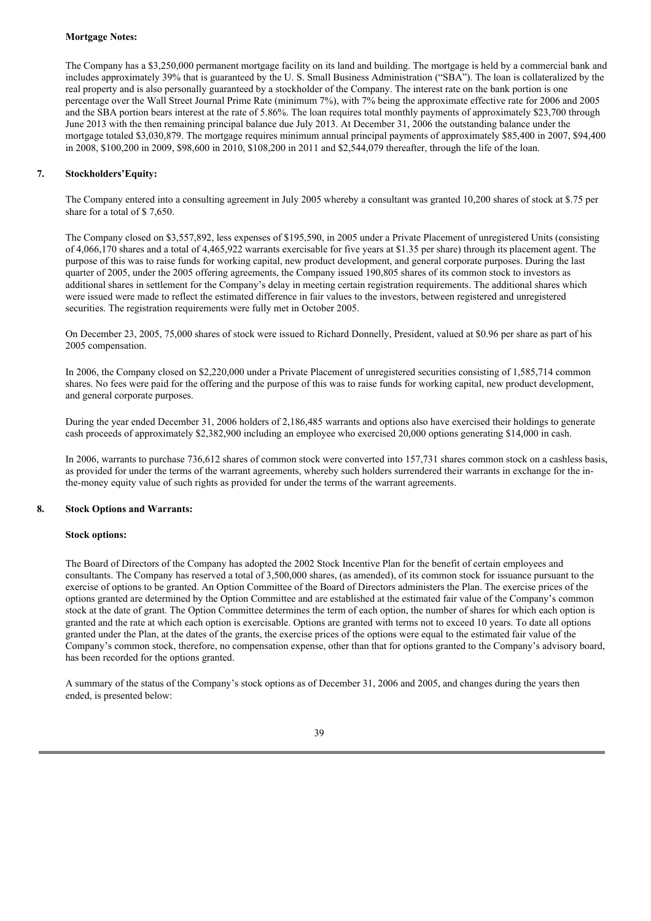**Mortgage Notes:**

The Company has a $3,250,000 permanent mortgage facility on its land and building. The mortgage is held by a commercial bank and includes approximately 39% that is guaranteed by the U. S. Small Business Administration ("SBA"). The loan is collateralized by the real property and is also personally guaranteed by a stockholder of the Company. The interest rate on the bank portion is one percentage over the Wall Street Journal Prime Rate (minimum 7%), with 7% being the approximate effective rate for 2006 and 2005 and the SBA portion bears interest at the rate of 5.86%. The loan requires total monthly payments of approximately $23,700 through June 2013 with the then remaining principal balance due July 2013. At December 31, 2006 the outstanding balance under the mortgage totaled $3,030,879. The mortgage requires minimum annual principal payments of approximately $85,400 in 2007, $94,400 in 2008, $100,200 in 2009, $98,600 in 2010, $108,200 in 2011 and $2,544,079 thereafter, through the life of the loan.

## 7. Stockholders'Equity:

The Company entered into a consulting agreement in July 2005 whereby a consultant was granted 10,200 shares of stock at $.75 per share for a total of $ 7,650.

The Company closed on $3,557,892, less expenses of $195,590, in 2005 under a Private Placement of unregistered Units (consisting of 4,066,170 shares and a total of 4,465,922 warrants exercisable for five years at $1.35 per share) through its placement agent. The purpose of this was to raise funds for working capital, new product development, and general corporate purposes. During the last quarter of 2005, under the 2005 offering agreements, the Company issued 190,805 shares of its common stock to investors as additional shares in settlement for the Company's delay in meeting certain registration requirements. The additional shares which were issued were made to reflect the estimated difference in fair values to the investors, between registered and unregistered securities. The registration requirements were fully met in October 2005.

On December 23, 2005, 75,000 shares of stock were issued to Richard Donnelly, President, valued at $0.96 per share as part of his 2005 compensation.

In 2006, the Company closed on $2,220,000 under a Private Placement of unregistered securities consisting of 1,585,714 common shares. No fees were paid for the offering and the purpose of this was to raise funds for working capital, new product development, and general corporate purposes.

During the year ended December 31, 2006 holders of 2,186,485 warrants and options also have exercised their holdings to generate cash proceeds of approximately $2,382,900 including an employee who exercised 20,000 options generating $14,000 in cash.

In 2006, warrants to purchase 736,612 shares of common stock were converted into 157,731 shares common stock on a cashless basis, as provided for under the terms of the warrant agreements, whereby such holders surrendered their warrants in exchange for the in-the-money equity value of such rights as provided for under the terms of the warrant agreements.

## 8. Stock Options and Warrants:

**Stock options:**

The Board of Directors of the Company has adopted the 2002 Stock Incentive Plan for the benefit of certain employees and consultants. The Company has reserved a total of 3,500,000 shares, (as amended), of its common stock for issuance pursuant to the exercise of options to be granted. An Option Committee of the Board of Directors administers the Plan. The exercise prices of the options granted are determined by the Option Committee and are established at the estimated fair value of the Company's common stock at the date of grant. The Option Committee determines the term of each option, the number of shares for which each option is granted and the rate at which each option is exercisable. Options are granted with terms not to exceed 10 years. To date all options granted under the Plan, at the dates of the grants, the exercise prices of the options were equal to the estimated fair value of the Company's common stock, therefore, no compensation expense, other than that for options granted to the Company's advisory board, has been recorded for the options granted.

A summary of the status of the Company's stock options as of December 31, 2006 and 2005, and changes during the years then ended, is presented below: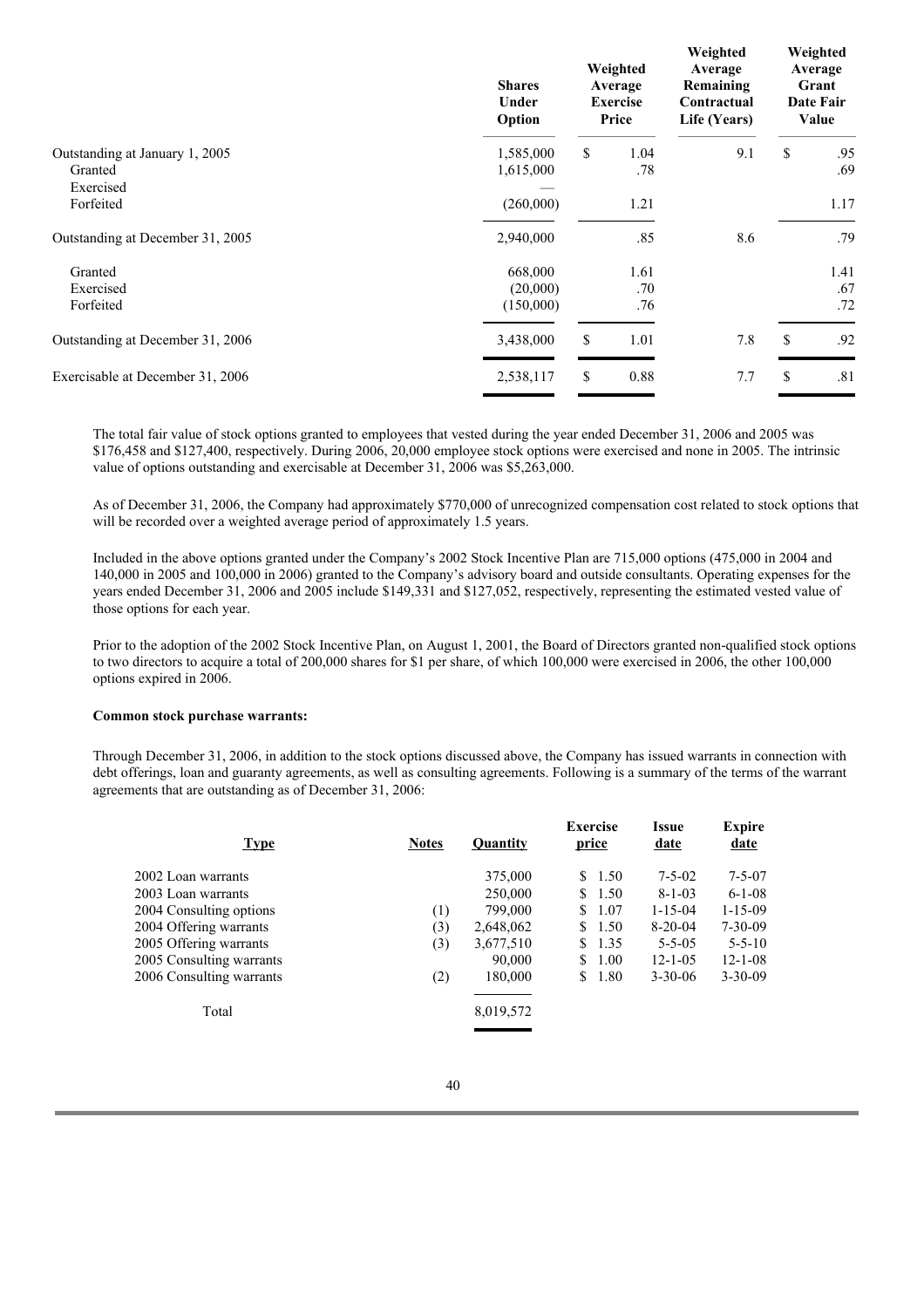| | Shares Under Option | Weighted Average Exercise Price | Weighted Average Remaining Contractual Life (Years) | Weighted Average Grant Date Fair Value |
|---|---|---|---|---|
| Outstanding at January 1, 2005 | 1,585,000 | $ 1.04 | 9.1 | $ .95 |
| Granted | 1,615,000 | .78 | | .69 |
| Exercised | — | | | |
| Forfeited | (260,000) | 1.21 | | 1.17 |
| Outstanding at December 31, 2005 | 2,940,000 | .85 | 8.6 | .79 |
| Granted | 668,000 | 1.61 | | 1.41 |
| Exercised | (20,000) | .70 | | .67 |
| Forfeited | (150,000) | .76 | | .72 |
| Outstanding at December 31, 2006 | 3,438,000 | $ 1.01 | 7.8 | $ .92 |
| Exercisable at December 31, 2006 | 2,538,117 | $ 0.88 | 7.7 | $ .81 |

The total fair value of stock options granted to employees that vested during the year ended December 31, 2006 and 2005 was $176,458 and $127,400, respectively. During 2006, 20,000 employee stock options were exercised and none in 2005. The intrinsic value of options outstanding and exercisable at December 31, 2006 was $5,263,000.

As of December 31, 2006, the Company had approximately $770,000 of unrecognized compensation cost related to stock options that will be recorded over a weighted average period of approximately 1.5 years.

Included in the above options granted under the Company's 2002 Stock Incentive Plan are 715,000 options (475,000 in 2004 and 140,000 in 2005 and 100,000 in 2006) granted to the Company's advisory board and outside consultants. Operating expenses for the years ended December 31, 2006 and 2005 include $149,331 and $127,052, respectively, representing the estimated vested value of those options for each year.

Prior to the adoption of the 2002 Stock Incentive Plan, on August 1, 2001, the Board of Directors granted non-qualified stock options to two directors to acquire a total of 200,000 shares for $1 per share, of which 100,000 were exercised in 2006, the other 100,000 options expired in 2006.

**Common stock purchase warrants:**

Through December 31, 2006, in addition to the stock options discussed above, the Company has issued warrants in connection with debt offerings, loan and guaranty agreements, as well as consulting agreements. Following is a summary of the terms of the warrant agreements that are outstanding as of December 31, 2006:

| Type | Notes | Quantity | Exercise price | Issue date | Expire date |
|---|---|---|---|---|---|
| 2002 Loan warrants | | 375,000 | $ 1.50 | 7-5-02 | 7-5-07 |
| 2003 Loan warrants | | 250,000 | $ 1.50 | 8-1-03 | 6-1-08 |
| 2004 Consulting options | (1) | 799,000 | $ 1.07 | 1-15-04 | 1-15-09 |
| 2004 Offering warrants | (3) | 2,648,062 | $ 1.50 | 8-20-04 | 7-30-09 |
| 2005 Offering warrants | (3) | 3,677,510 | $ 1.35 | 5-5-05 | 5-5-10 |
| 2005 Consulting warrants | | 90,000 | $ 1.00 | 12-1-05 | 12-1-08 |
| 2006 Consulting warrants | (2) | 180,000 | $ 1.80 | 3-30-06 | 3-30-09 |
| Total | | 8,019,572 | | | |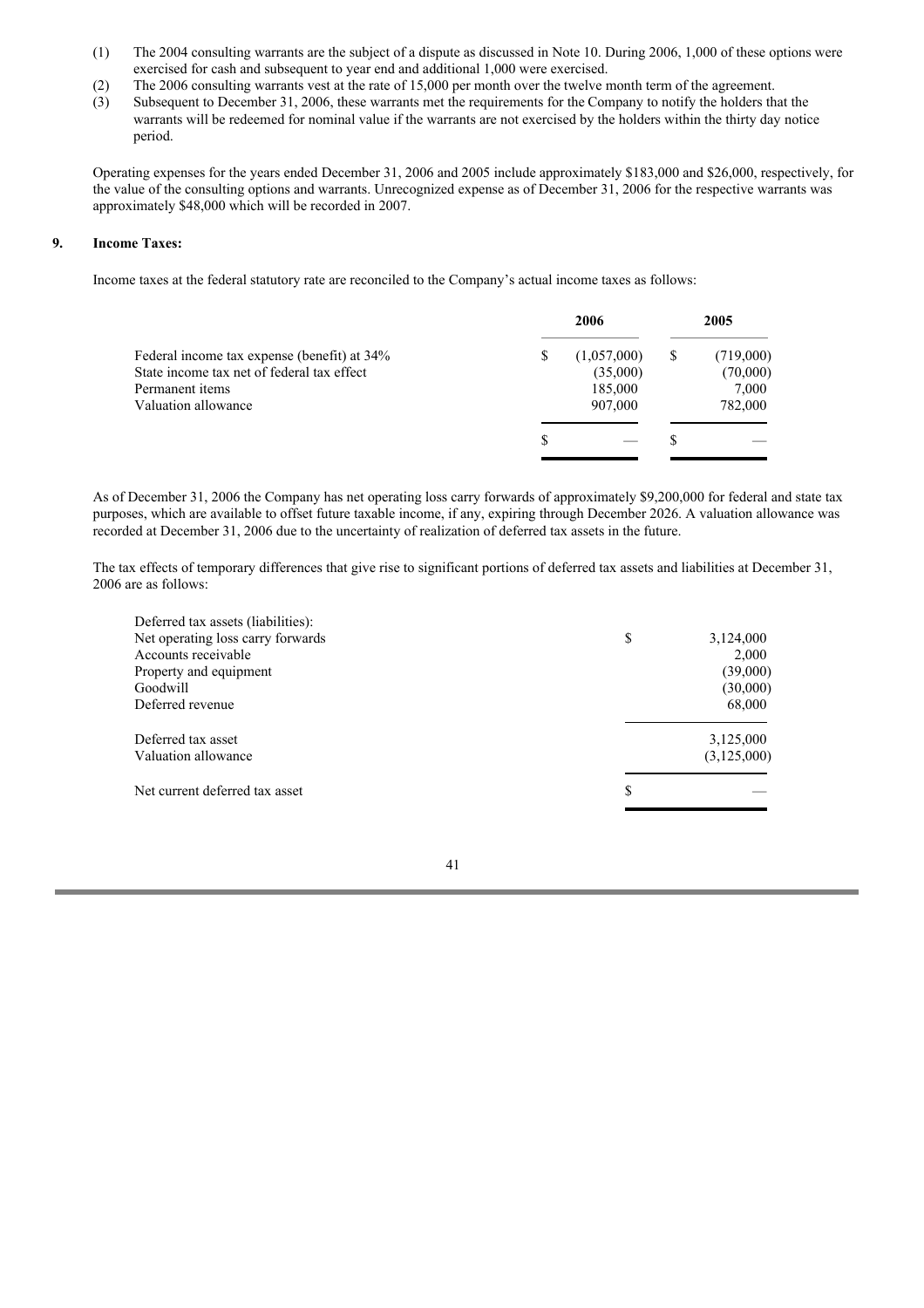(1) The 2004 consulting warrants are the subject of a dispute as discussed in Note 10. During 2006, 1,000 of these options were exercised for cash and subsequent to year end and additional 1,000 were exercised.

(2) The 2006 consulting warrants vest at the rate of 15,000 per month over the twelve month term of the agreement.

(3) Subsequent to December 31, 2006, these warrants met the requirements for the Company to notify the holders that the warrants will be redeemed for nominal value if the warrants are not exercised by the holders within the thirty day notice period.

Operating expenses for the years ended December 31, 2006 and 2005 include approximately $183,000 and $26,000, respectively, for the value of the consulting options and warrants. Unrecognized expense as of December 31, 2006 for the respective warrants was approximately $48,000 which will be recorded in 2007.

## 9. Income Taxes:

Income taxes at the federal statutory rate are reconciled to the Company's actual income taxes as follows:

| | 2006 | 2005 |
|---|---|---|
| Federal income tax expense (benefit) at 34% | $ (1,057,000) | $ (719,000) |
| State income tax net of federal tax effect | (35,000) | (70,000) |
| Permanent items | 185,000 | 7,000 |
| Valuation allowance | 907,000 | 782,000 |
| | $ — | $ — |

As of December 31, 2006 the Company has net operating loss carry forwards of approximately $9,200,000 for federal and state tax purposes, which are available to offset future taxable income, if any, expiring through December 2026. A valuation allowance was recorded at December 31, 2006 due to the uncertainty of realization of deferred tax assets in the future.

The tax effects of temporary differences that give rise to significant portions of deferred tax assets and liabilities at December 31, 2006 are as follows:

| | |
|---|---|
| Deferred tax assets (liabilities): | |
| Net operating loss carry forwards | $ 3,124,000 |
| Accounts receivable | 2,000 |
| Property and equipment | (39,000) |
| Goodwill | (30,000) |
| Deferred revenue | 68,000 |
| Deferred tax asset | 3,125,000 |
| Valuation allowance | (3,125,000) |
| Net current deferred tax asset | $ — |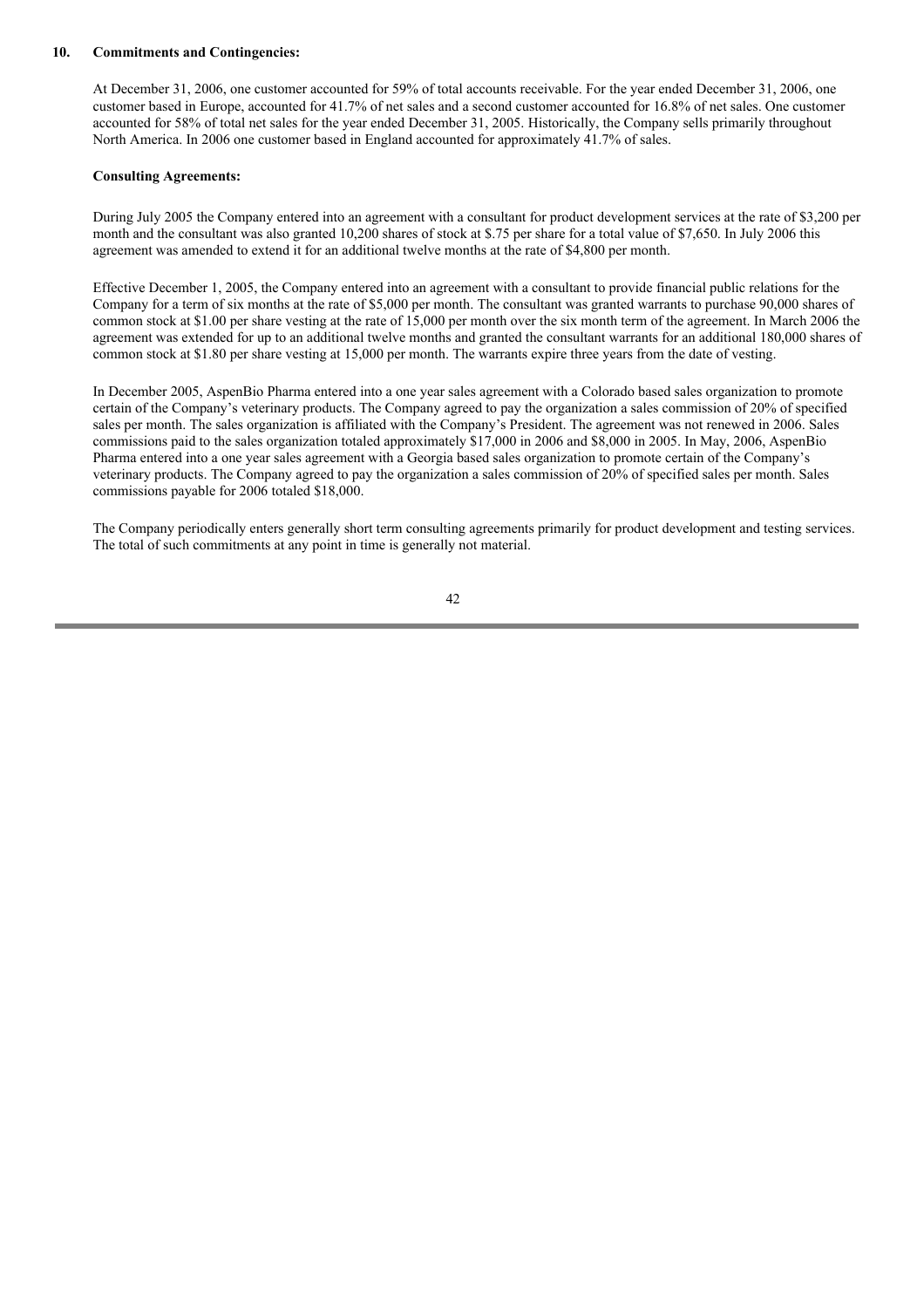## 10. Commitments and Contingencies:

At December 31, 2006, one customer accounted for 59% of total accounts receivable. For the year ended December 31, 2006, one customer based in Europe, accounted for 41.7% of net sales and a second customer accounted for 16.8% of net sales. One customer accounted for 58% of total net sales for the year ended December 31, 2005. Historically, the Company sells primarily throughout North America. In 2006 one customer based in England accounted for approximately 41.7% of sales.

**Consulting Agreements:**

During July 2005 the Company entered into an agreement with a consultant for product development services at the rate of $3,200 per month and the consultant was also granted 10,200 shares of stock at $.75 per share for a total value of $7,650. In July 2006 this agreement was amended to extend it for an additional twelve months at the rate of $4,800 per month.

Effective December 1, 2005, the Company entered into an agreement with a consultant to provide financial public relations for the Company for a term of six months at the rate of $5,000 per month. The consultant was granted warrants to purchase 90,000 shares of common stock at $1.00 per share vesting at the rate of 15,000 per month over the six month term of the agreement. In March 2006 the agreement was extended for up to an additional twelve months and granted the consultant warrants for an additional 180,000 shares of common stock at $1.80 per share vesting at 15,000 per month. The warrants expire three years from the date of vesting.

In December 2005, AspenBio Pharma entered into a one year sales agreement with a Colorado based sales organization to promote certain of the Company's veterinary products. The Company agreed to pay the organization a sales commission of 20% of specified sales per month. The sales organization is affiliated with the Company's President. The agreement was not renewed in 2006. Sales commissions paid to the sales organization totaled approximately $17,000 in 2006 and $8,000 in 2005. In May, 2006, AspenBio Pharma entered into a one year sales agreement with a Georgia based sales organization to promote certain of the Company's veterinary products. The Company agreed to pay the organization a sales commission of 20% of specified sales per month. Sales commissions payable for 2006 totaled $18,000.

The Company periodically enters generally short term consulting agreements primarily for product development and testing services. The total of such commitments at any point in time is generally not material.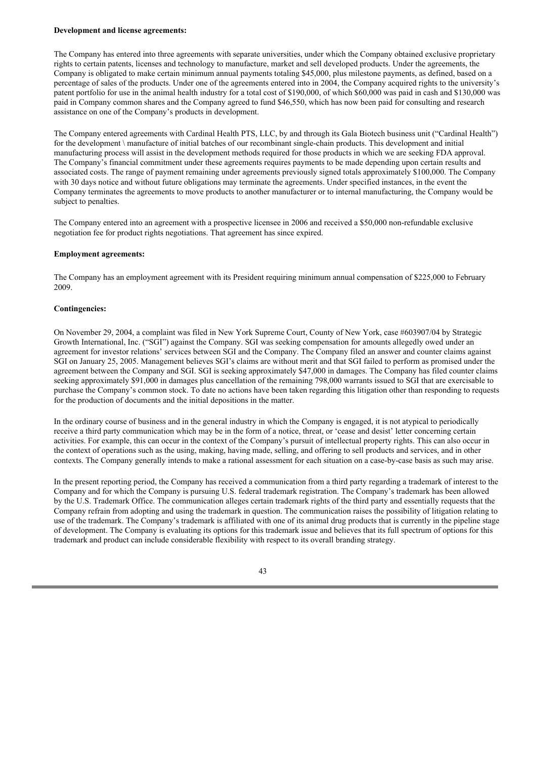**Development and license agreements:**

The Company has entered into three agreements with separate universities, under which the Company obtained exclusive proprietary rights to certain patents, licenses and technology to manufacture, market and sell developed products. Under the agreements, the Company is obligated to make certain minimum annual payments totaling $45,000, plus milestone payments, as defined, based on a percentage of sales of the products. Under one of the agreements entered into in 2004, the Company acquired rights to the university's patent portfolio for use in the animal health industry for a total cost of $190,000, of which $60,000 was paid in cash and $130,000 was paid in Company common shares and the Company agreed to fund $46,550, which has now been paid for consulting and research assistance on one of the Company's products in development.

The Company entered agreements with Cardinal Health PTS, LLC, by and through its Gala Biotech business unit ("Cardinal Health") for the development \ manufacture of initial batches of our recombinant single-chain products. This development and initial manufacturing process will assist in the development methods required for those products in which we are seeking FDA approval. The Company's financial commitment under these agreements requires payments to be made depending upon certain results and associated costs. The range of payment remaining under agreements previously signed totals approximately $100,000. The Company with 30 days notice and without future obligations may terminate the agreements. Under specified instances, in the event the Company terminates the agreements to move products to another manufacturer or to internal manufacturing, the Company would be subject to penalties.

The Company entered into an agreement with a prospective licensee in 2006 and received a $50,000 non-refundable exclusive negotiation fee for product rights negotiations. That agreement has since expired.

**Employment agreements:**

The Company has an employment agreement with its President requiring minimum annual compensation of $225,000 to February 2009.

**Contingencies:**

On November 29, 2004, a complaint was filed in New York Supreme Court, County of New York, case #603907/04 by Strategic Growth International, Inc. ("SGI") against the Company. SGI was seeking compensation for amounts allegedly owed under an agreement for investor relations' services between SGI and the Company. The Company filed an answer and counter claims against SGI on January 25, 2005. Management believes SGI's claims are without merit and that SGI failed to perform as promised under the agreement between the Company and SGI. SGI is seeking approximately $47,000 in damages. The Company has filed counter claims seeking approximately $91,000 in damages plus cancellation of the remaining 798,000 warrants issued to SGI that are exercisable to purchase the Company's common stock. To date no actions have been taken regarding this litigation other than responding to requests for the production of documents and the initial depositions in the matter.

In the ordinary course of business and in the general industry in which the Company is engaged, it is not atypical to periodically receive a third party communication which may be in the form of a notice, threat, or 'cease and desist' letter concerning certain activities. For example, this can occur in the context of the Company's pursuit of intellectual property rights. This can also occur in the context of operations such as the using, making, having made, selling, and offering to sell products and services, and in other contexts. The Company generally intends to make a rational assessment for each situation on a case-by-case basis as such may arise.

In the present reporting period, the Company has received a communication from a third party regarding a trademark of interest to the Company and for which the Company is pursuing U.S. federal trademark registration. The Company's trademark has been allowed by the U.S. Trademark Office. The communication alleges certain trademark rights of the third party and essentially requests that the Company refrain from adopting and using the trademark in question. The communication raises the possibility of litigation relating to use of the trademark. The Company's trademark is affiliated with one of its animal drug products that is currently in the pipeline stage of development. The Company is evaluating its options for this trademark issue and believes that its full spectrum of options for this trademark and product can include considerable flexibility with respect to its overall branding strategy.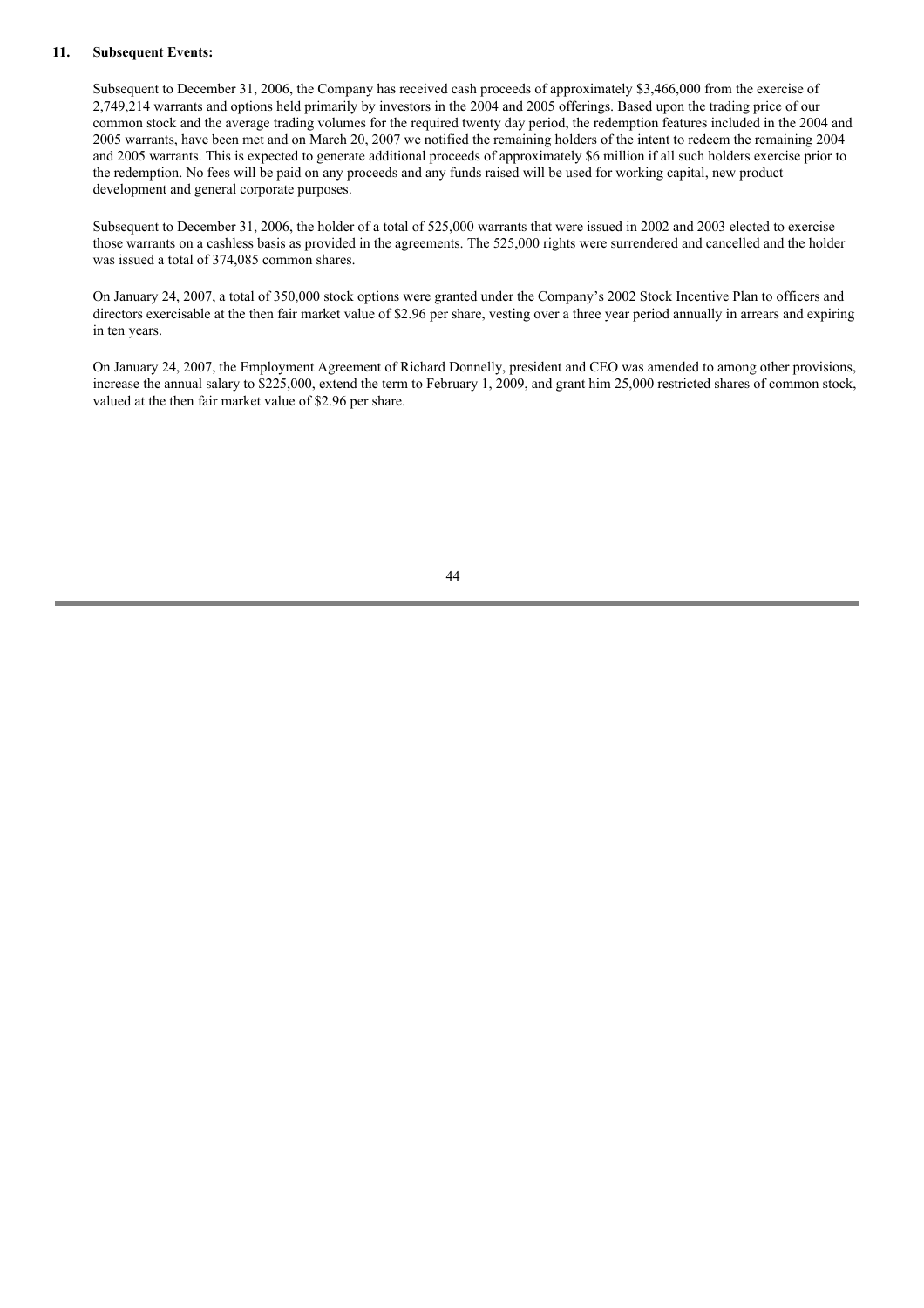## 11. Subsequent Events:

Subsequent to December 31, 2006, the Company has received cash proceeds of approximately $3,466,000 from the exercise of 2,749,214 warrants and options held primarily by investors in the 2004 and 2005 offerings. Based upon the trading price of our common stock and the average trading volumes for the required twenty day period, the redemption features included in the 2004 and 2005 warrants, have been met and on March 20, 2007 we notified the remaining holders of the intent to redeem the remaining 2004 and 2005 warrants. This is expected to generate additional proceeds of approximately $6 million if all such holders exercise prior to the redemption. No fees will be paid on any proceeds and any funds raised will be used for working capital, new product development and general corporate purposes.

Subsequent to December 31, 2006, the holder of a total of 525,000 warrants that were issued in 2002 and 2003 elected to exercise those warrants on a cashless basis as provided in the agreements. The 525,000 rights were surrendered and cancelled and the holder was issued a total of 374,085 common shares.

On January 24, 2007, a total of 350,000 stock options were granted under the Company's 2002 Stock Incentive Plan to officers and directors exercisable at the then fair market value of $2.96 per share, vesting over a three year period annually in arrears and expiring in ten years.

On January 24, 2007, the Employment Agreement of Richard Donnelly, president and CEO was amended to among other provisions, increase the annual salary to $225,000, extend the term to February 1, 2009, and grant him 25,000 restricted shares of common stock, valued at the then fair market value of $2.96 per share.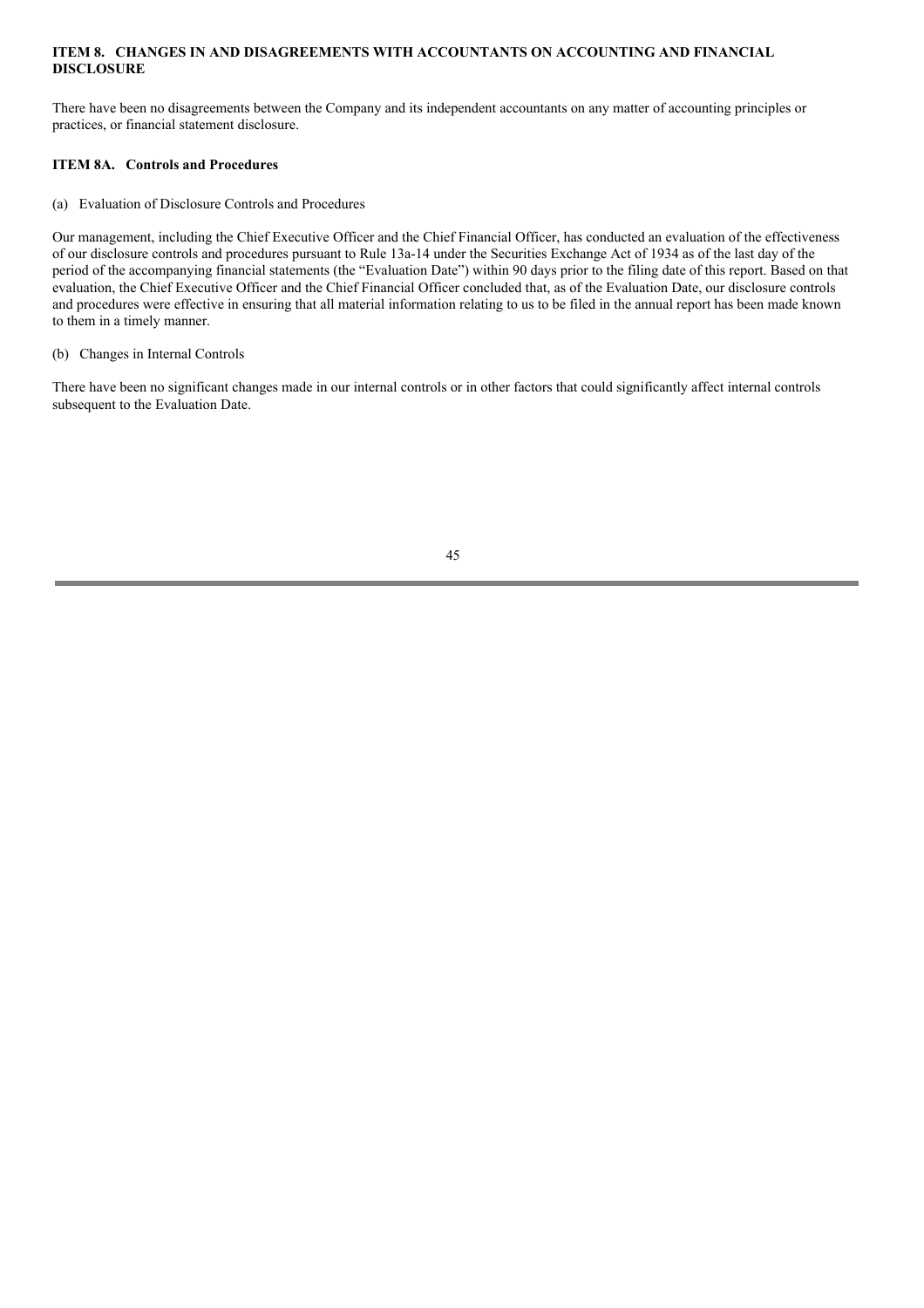### ITEM 8. CHANGES IN AND DISAGREEMENTS WITH ACCOUNTANTS ON ACCOUNTING AND FINANCIAL DISCLOSURE

There have been no disagreements between the Company and its independent accountants on any matter of accounting principles or practices, or financial statement disclosure.

### ITEM 8A. Controls and Procedures

(a) Evaluation of Disclosure Controls and Procedures

Our management, including the Chief Executive Officer and the Chief Financial Officer, has conducted an evaluation of the effectiveness of our disclosure controls and procedures pursuant to Rule 13a-14 under the Securities Exchange Act of 1934 as of the last day of the period of the accompanying financial statements (the "Evaluation Date") within 90 days prior to the filing date of this report. Based on that evaluation, the Chief Executive Officer and the Chief Financial Officer concluded that, as of the Evaluation Date, our disclosure controls and procedures were effective in ensuring that all material information relating to us to be filed in the annual report has been made known to them in a timely manner.

(b) Changes in Internal Controls

There have been no significant changes made in our internal controls or in other factors that could significantly affect internal controls subsequent to the Evaluation Date.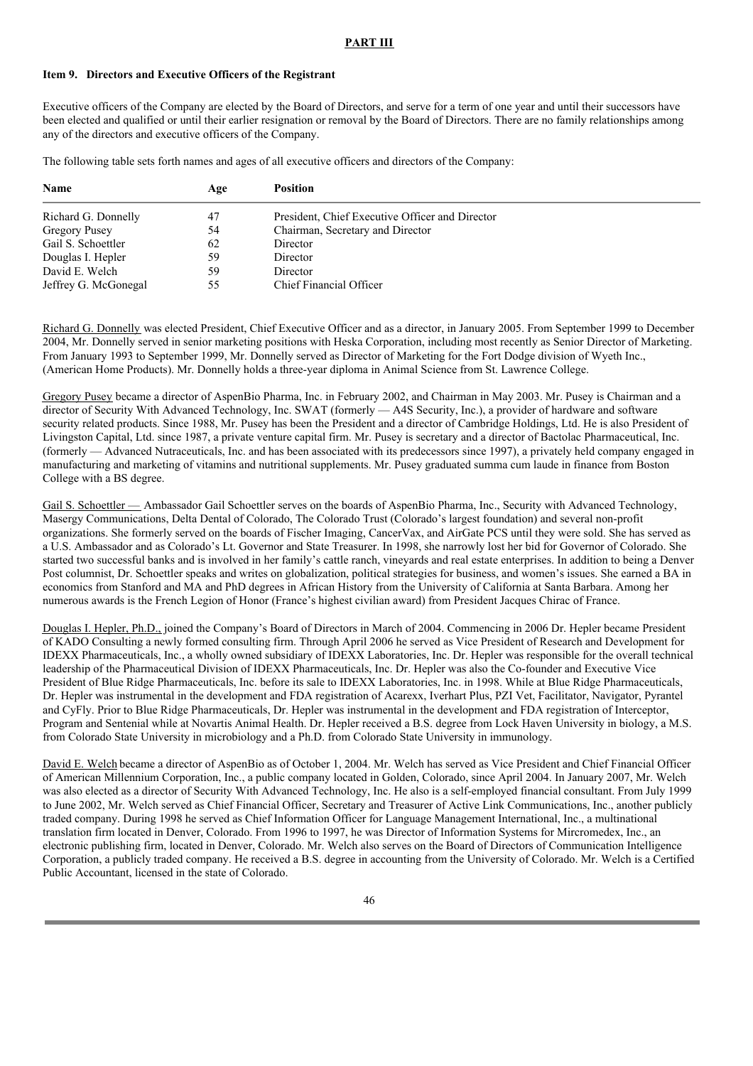## PART III

### Item 9. Directors and Executive Officers of the Registrant

Executive officers of the Company are elected by the Board of Directors, and serve for a term of one year and until their successors have been elected and qualified or until their earlier resignation or removal by the Board of Directors. There are no family relationships among any of the directors and executive officers of the Company.

The following table sets forth names and ages of all executive officers and directors of the Company:

| Name | Age | Position |
| --- | --- | --- |
| Richard G. Donnelly | 47 | President, Chief Executive Officer and Director |
| Gregory Pusey | 54 | Chairman, Secretary and Director |
| Gail S. Schoettler | 62 | Director |
| Douglas I. Hepler | 59 | Director |
| David E. Welch | 59 | Director |
| Jeffrey G. McGonegal | 55 | Chief Financial Officer |

Richard G. Donnelly was elected President, Chief Executive Officer and as a director, in January 2005. From September 1999 to December 2004, Mr. Donnelly served in senior marketing positions with Heska Corporation, including most recently as Senior Director of Marketing. From January 1993 to September 1999, Mr. Donnelly served as Director of Marketing for the Fort Dodge division of Wyeth Inc., (American Home Products). Mr. Donnelly holds a three-year diploma in Animal Science from St. Lawrence College.

Gregory Pusey became a director of AspenBio Pharma, Inc. in February 2002, and Chairman in May 2003. Mr. Pusey is Chairman and a director of Security With Advanced Technology, Inc. SWAT (formerly — A4S Security, Inc.), a provider of hardware and software security related products. Since 1988, Mr. Pusey has been the President and a director of Cambridge Holdings, Ltd. He is also President of Livingston Capital, Ltd. since 1987, a private venture capital firm. Mr. Pusey is secretary and a director of Bactolac Pharmaceutical, Inc. (formerly — Advanced Nutraceuticals, Inc. and has been associated with its predecessors since 1997), a privately held company engaged in manufacturing and marketing of vitamins and nutritional supplements. Mr. Pusey graduated summa cum laude in finance from Boston College with a BS degree.

Gail S. Schoettler — Ambassador Gail Schoettler serves on the boards of AspenBio Pharma, Inc., Security with Advanced Technology, Masergy Communications, Delta Dental of Colorado, The Colorado Trust (Colorado's largest foundation) and several non-profit organizations. She formerly served on the boards of Fischer Imaging, CancerVax, and AirGate PCS until they were sold. She has served as a U.S. Ambassador and as Colorado's Lt. Governor and State Treasurer. In 1998, she narrowly lost her bid for Governor of Colorado. She started two successful banks and is involved in her family's cattle ranch, vineyards and real estate enterprises. In addition to being a Denver Post columnist, Dr. Schoettler speaks and writes on globalization, political strategies for business, and women's issues. She earned a BA in economics from Stanford and MA and PhD degrees in African History from the University of California at Santa Barbara. Among her numerous awards is the French Legion of Honor (France's highest civilian award) from President Jacques Chirac of France.

Douglas I. Hepler, Ph.D., joined the Company's Board of Directors in March of 2004. Commencing in 2006 Dr. Hepler became President of KADO Consulting a newly formed consulting firm. Through April 2006 he served as Vice President of Research and Development for IDEXX Pharmaceuticals, Inc., a wholly owned subsidiary of IDEXX Laboratories, Inc. Dr. Hepler was responsible for the overall technical leadership of the Pharmaceutical Division of IDEXX Pharmaceuticals, Inc. Dr. Hepler was also the Co-founder and Executive Vice President of Blue Ridge Pharmaceuticals, Inc. before its sale to IDEXX Laboratories, Inc. in 1998. While at Blue Ridge Pharmaceuticals, Dr. Hepler was instrumental in the development and FDA registration of Acarexx, Iverhart Plus, PZI Vet, Facilitator, Navigator, Pyrantel and CyFly. Prior to Blue Ridge Pharmaceuticals, Dr. Hepler was instrumental in the development and FDA registration of Interceptor, Program and Sentenial while at Novartis Animal Health. Dr. Hepler received a B.S. degree from Lock Haven University in biology, a M.S. from Colorado State University in microbiology and a Ph.D. from Colorado State University in immunology.

David E. Welch became a director of AspenBio as of October 1, 2004. Mr. Welch has served as Vice President and Chief Financial Officer of American Millennium Corporation, Inc., a public company located in Golden, Colorado, since April 2004. In January 2007, Mr. Welch was also elected as a director of Security With Advanced Technology, Inc. He also is a self-employed financial consultant. From July 1999 to June 2002, Mr. Welch served as Chief Financial Officer, Secretary and Treasurer of Active Link Communications, Inc., another publicly traded company. During 1998 he served as Chief Information Officer for Language Management International, Inc., a multinational translation firm located in Denver, Colorado. From 1996 to 1997, he was Director of Information Systems for Mircromedex, Inc., an electronic publishing firm, located in Denver, Colorado. Mr. Welch also serves on the Board of Directors of Communication Intelligence Corporation, a publicly traded company. He received a B.S. degree in accounting from the University of Colorado. Mr. Welch is a Certified Public Accountant, licensed in the state of Colorado.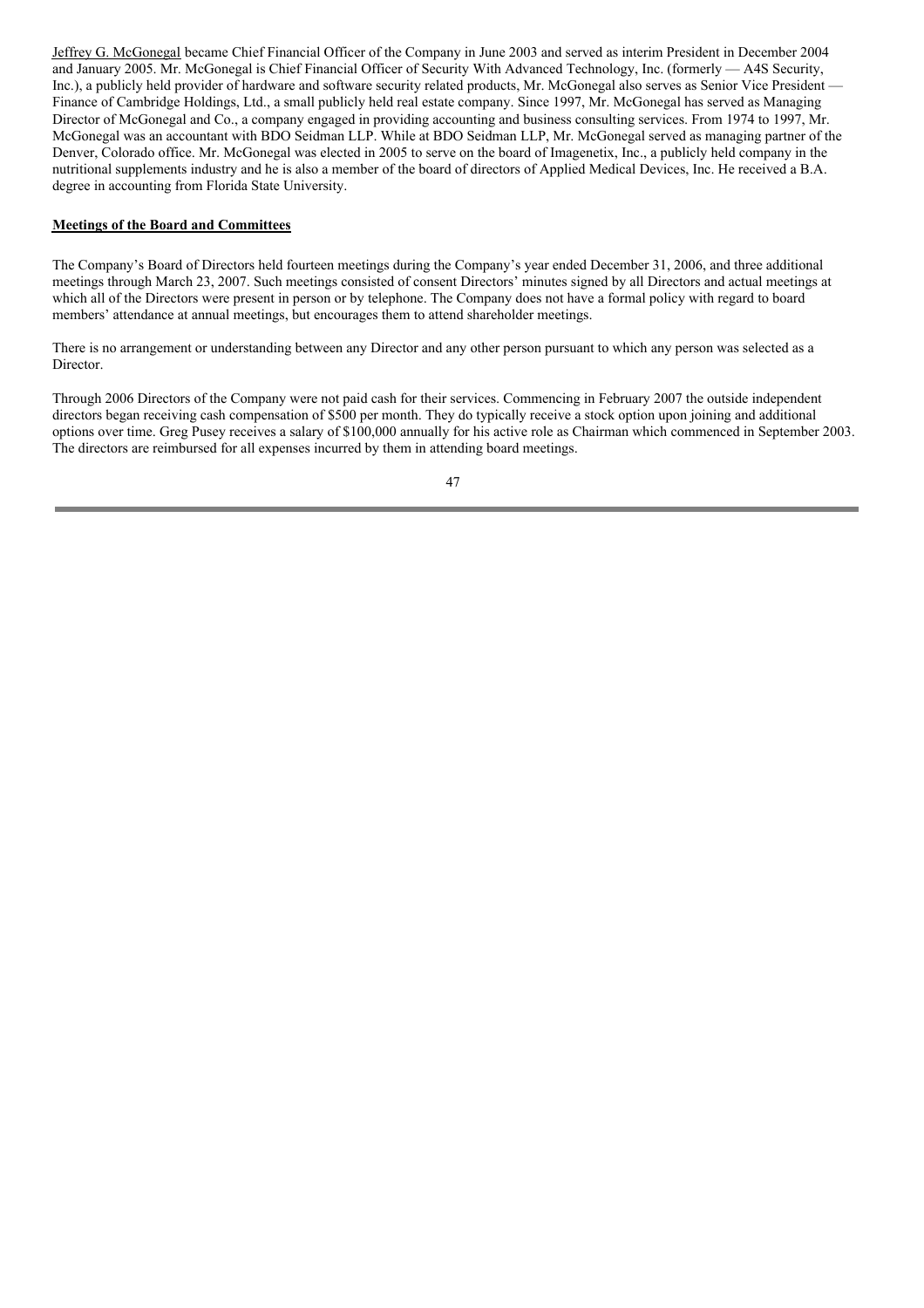Jeffrey G. McGonegal became Chief Financial Officer of the Company in June 2003 and served as interim President in December 2004 and January 2005. Mr. McGonegal is Chief Financial Officer of Security With Advanced Technology, Inc. (formerly — A4S Security, Inc.), a publicly held provider of hardware and software security related products, Mr. McGonegal also serves as Senior Vice President — Finance of Cambridge Holdings, Ltd., a small publicly held real estate company. Since 1997, Mr. McGonegal has served as Managing Director of McGonegal and Co., a company engaged in providing accounting and business consulting services. From 1974 to 1997, Mr. McGonegal was an accountant with BDO Seidman LLP. While at BDO Seidman LLP, Mr. McGonegal served as managing partner of the Denver, Colorado office. Mr. McGonegal was elected in 2005 to serve on the board of Imagenetix, Inc., a publicly held company in the nutritional supplements industry and he is also a member of the board of directors of Applied Medical Devices, Inc. He received a B.A. degree in accounting from Florida State University.

**Meetings of the Board and Committees**

The Company's Board of Directors held fourteen meetings during the Company's year ended December 31, 2006, and three additional meetings through March 23, 2007. Such meetings consisted of consent Directors' minutes signed by all Directors and actual meetings at which all of the Directors were present in person or by telephone. The Company does not have a formal policy with regard to board members' attendance at annual meetings, but encourages them to attend shareholder meetings.

There is no arrangement or understanding between any Director and any other person pursuant to which any person was selected as a Director.

Through 2006 Directors of the Company were not paid cash for their services. Commencing in February 2007 the outside independent directors began receiving cash compensation of $500 per month. They do typically receive a stock option upon joining and additional options over time. Greg Pusey receives a salary of $100,000 annually for his active role as Chairman which commenced in September 2003. The directors are reimbursed for all expenses incurred by them in attending board meetings.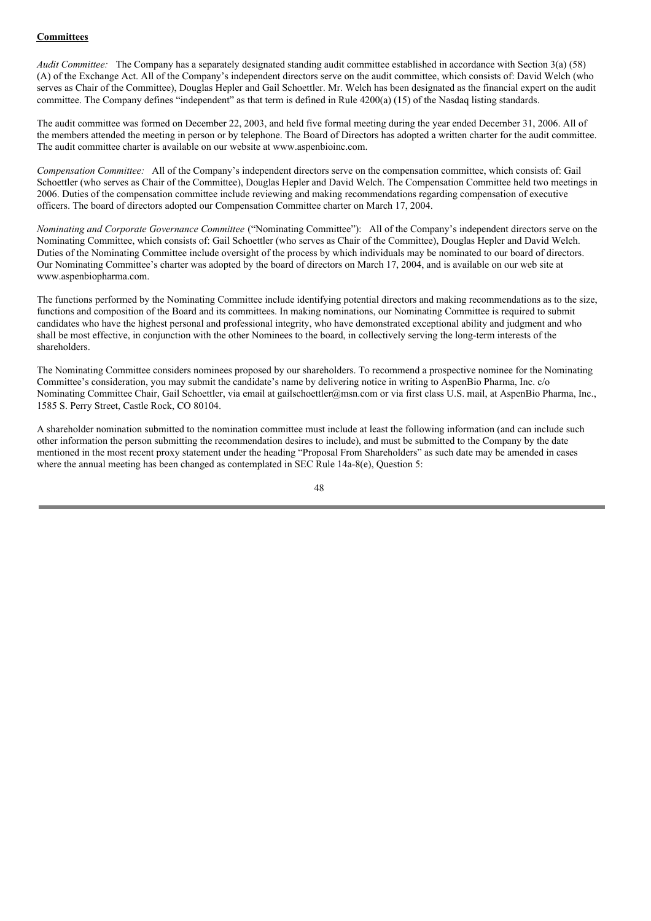**Committees**

*Audit Committee:* The Company has a separately designated standing audit committee established in accordance with Section 3(a) (58) (A) of the Exchange Act. All of the Company's independent directors serve on the audit committee, which consists of: David Welch (who serves as Chair of the Committee), Douglas Hepler and Gail Schoettler. Mr. Welch has been designated as the financial expert on the audit committee. The Company defines "independent" as that term is defined in Rule 4200(a) (15) of the Nasdaq listing standards.

The audit committee was formed on December 22, 2003, and held five formal meeting during the year ended December 31, 2006. All of the members attended the meeting in person or by telephone. The Board of Directors has adopted a written charter for the audit committee. The audit committee charter is available on our website at www.aspenbioinc.com.

*Compensation Committee:* All of the Company's independent directors serve on the compensation committee, which consists of: Gail Schoettler (who serves as Chair of the Committee), Douglas Hepler and David Welch. The Compensation Committee held two meetings in 2006. Duties of the compensation committee include reviewing and making recommendations regarding compensation of executive officers. The board of directors adopted our Compensation Committee charter on March 17, 2004.

*Nominating and Corporate Governance Committee* ("Nominating Committee"): All of the Company's independent directors serve on the Nominating Committee, which consists of: Gail Schoettler (who serves as Chair of the Committee), Douglas Hepler and David Welch. Duties of the Nominating Committee include oversight of the process by which individuals may be nominated to our board of directors. Our Nominating Committee's charter was adopted by the board of directors on March 17, 2004, and is available on our web site at www.aspenbiopharma.com.

The functions performed by the Nominating Committee include identifying potential directors and making recommendations as to the size, functions and composition of the Board and its committees. In making nominations, our Nominating Committee is required to submit candidates who have the highest personal and professional integrity, who have demonstrated exceptional ability and judgment and who shall be most effective, in conjunction with the other Nominees to the board, in collectively serving the long-term interests of the shareholders.

The Nominating Committee considers nominees proposed by our shareholders. To recommend a prospective nominee for the Nominating Committee's consideration, you may submit the candidate's name by delivering notice in writing to AspenBio Pharma, Inc. c/o Nominating Committee Chair, Gail Schoettler, via email at gailschoettler@msn.com or via first class U.S. mail, at AspenBio Pharma, Inc., 1585 S. Perry Street, Castle Rock, CO 80104.

A shareholder nomination submitted to the nomination committee must include at least the following information (and can include such other information the person submitting the recommendation desires to include), and must be submitted to the Company by the date mentioned in the most recent proxy statement under the heading "Proposal From Shareholders" as such date may be amended in cases where the annual meeting has been changed as contemplated in SEC Rule 14a-8(e), Question 5: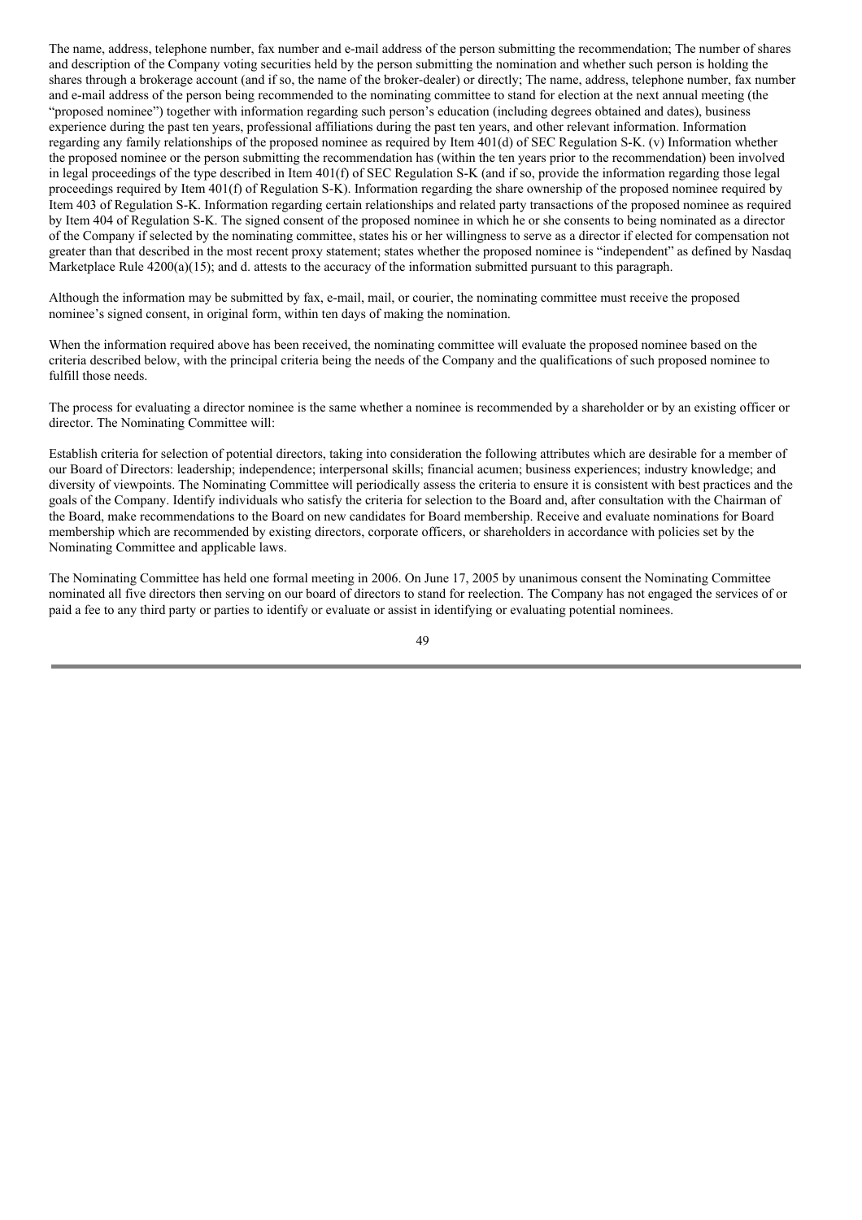The name, address, telephone number, fax number and e-mail address of the person submitting the recommendation; The number of shares and description of the Company voting securities held by the person submitting the nomination and whether such person is holding the shares through a brokerage account (and if so, the name of the broker-dealer) or directly; The name, address, telephone number, fax number and e-mail address of the person being recommended to the nominating committee to stand for election at the next annual meeting (the "proposed nominee") together with information regarding such person's education (including degrees obtained and dates), business experience during the past ten years, professional affiliations during the past ten years, and other relevant information. Information regarding any family relationships of the proposed nominee as required by Item 401(d) of SEC Regulation S-K. (v) Information whether the proposed nominee or the person submitting the recommendation has (within the ten years prior to the recommendation) been involved in legal proceedings of the type described in Item 401(f) of SEC Regulation S-K (and if so, provide the information regarding those legal proceedings required by Item 401(f) of Regulation S-K). Information regarding the share ownership of the proposed nominee required by Item 403 of Regulation S-K. Information regarding certain relationships and related party transactions of the proposed nominee as required by Item 404 of Regulation S-K. The signed consent of the proposed nominee in which he or she consents to being nominated as a director of the Company if selected by the nominating committee, states his or her willingness to serve as a director if elected for compensation not greater than that described in the most recent proxy statement; states whether the proposed nominee is "independent" as defined by Nasdaq Marketplace Rule 4200(a)(15); and d. attests to the accuracy of the information submitted pursuant to this paragraph.

Although the information may be submitted by fax, e-mail, mail, or courier, the nominating committee must receive the proposed nominee's signed consent, in original form, within ten days of making the nomination.

When the information required above has been received, the nominating committee will evaluate the proposed nominee based on the criteria described below, with the principal criteria being the needs of the Company and the qualifications of such proposed nominee to fulfill those needs.

The process for evaluating a director nominee is the same whether a nominee is recommended by a shareholder or by an existing officer or director. The Nominating Committee will:

Establish criteria for selection of potential directors, taking into consideration the following attributes which are desirable for a member of our Board of Directors: leadership; independence; interpersonal skills; financial acumen; business experiences; industry knowledge; and diversity of viewpoints. The Nominating Committee will periodically assess the criteria to ensure it is consistent with best practices and the goals of the Company. Identify individuals who satisfy the criteria for selection to the Board and, after consultation with the Chairman of the Board, make recommendations to the Board on new candidates for Board membership. Receive and evaluate nominations for Board membership which are recommended by existing directors, corporate officers, or shareholders in accordance with policies set by the Nominating Committee and applicable laws.

The Nominating Committee has held one formal meeting in 2006. On June 17, 2005 by unanimous consent the Nominating Committee nominated all five directors then serving on our board of directors to stand for reelection. The Company has not engaged the services of or paid a fee to any third party or parties to identify or evaluate or assist in identifying or evaluating potential nominees.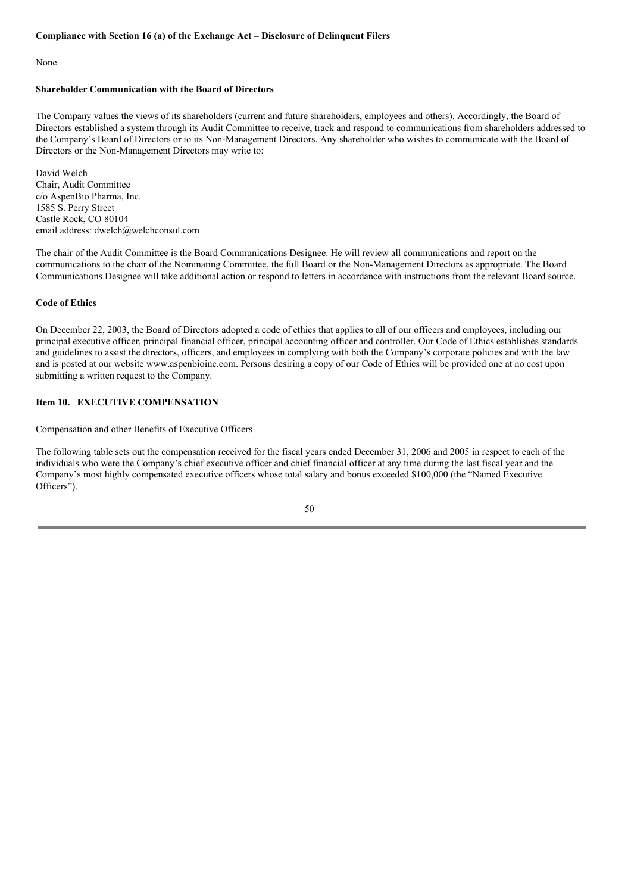**Compliance with Section 16 (a) of the Exchange Act – Disclosure of Delinquent Filers**

None

**Shareholder Communication with the Board of Directors**

The Company values the views of its shareholders (current and future shareholders, employees and others). Accordingly, the Board of Directors established a system through its Audit Committee to receive, track and respond to communications from shareholders addressed to the Company's Board of Directors or to its Non-Management Directors. Any shareholder who wishes to communicate with the Board of Directors or the Non-Management Directors may write to:

David Welch
Chair, Audit Committee
c/o AspenBio Pharma, Inc.
1585 S. Perry Street
Castle Rock, CO 80104
email address: dwelch@welchconsul.com

The chair of the Audit Committee is the Board Communications Designee. He will review all communications and report on the communications to the chair of the Nominating Committee, the full Board or the Non-Management Directors as appropriate. The Board Communications Designee will take additional action or respond to letters in accordance with instructions from the relevant Board source.

**Code of Ethics**

On December 22, 2003, the Board of Directors adopted a code of ethics that applies to all of our officers and employees, including our principal executive officer, principal financial officer, principal accounting officer and controller. Our Code of Ethics establishes standards and guidelines to assist the directors, officers, and employees in complying with both the Company's corporate policies and with the law and is posted at our website www.aspenbioinc.com. Persons desiring a copy of our Code of Ethics will be provided one at no cost upon submitting a written request to the Company.

**Item 10. EXECUTIVE COMPENSATION**

Compensation and other Benefits of Executive Officers

The following table sets out the compensation received for the fiscal years ended December 31, 2006 and 2005 in respect to each of the individuals who were the Company's chief executive officer and chief financial officer at any time during the last fiscal year and the Company's most highly compensated executive officers whose total salary and bonus exceeded $100,000 (the "Named Executive Officers").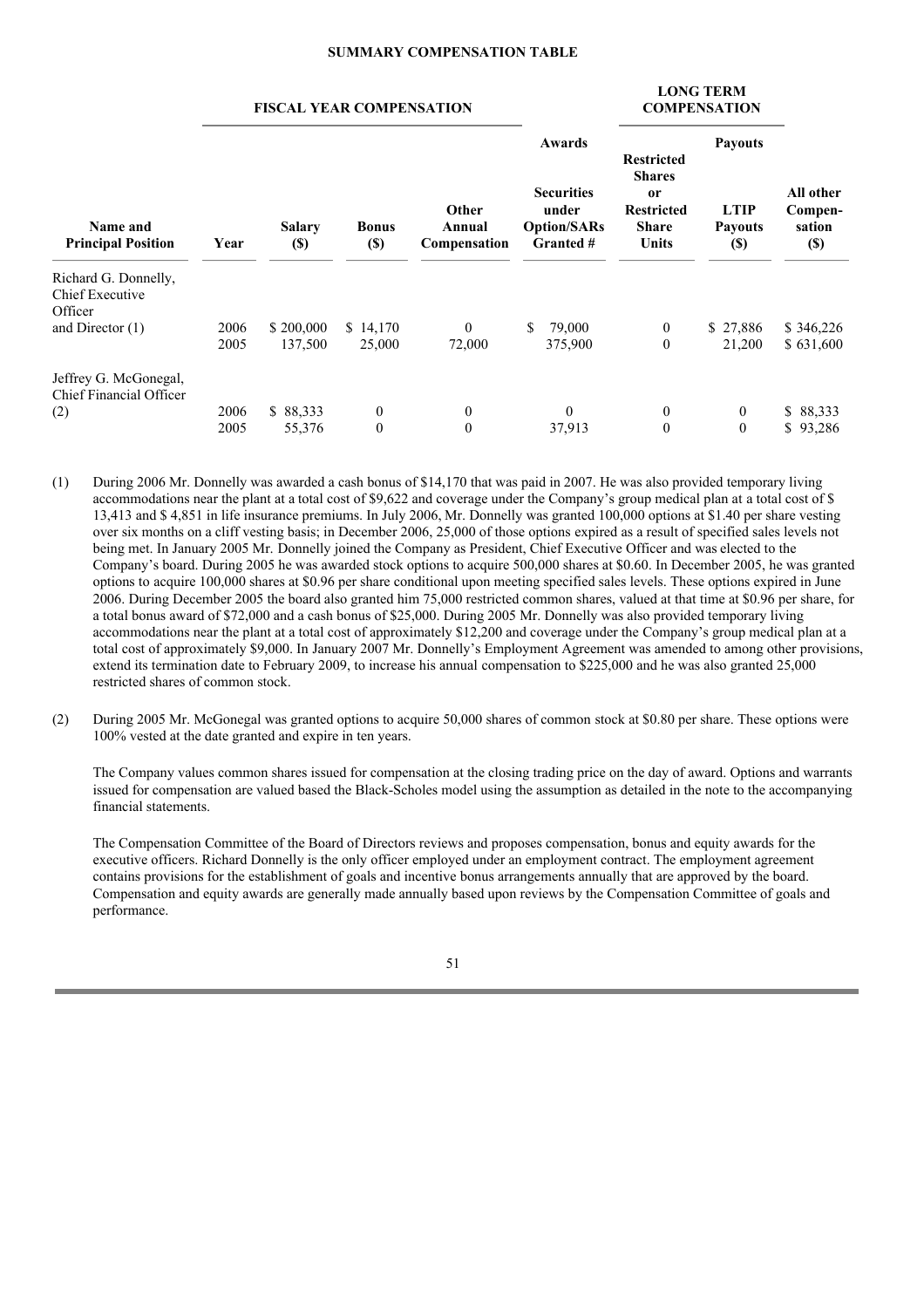**SUMMARY COMPENSATION TABLE**

| Name and Principal Position | Year | FISCAL YEAR COMPENSATION | | | LONG TERM COMPENSATION | | | All other Compen-sation ($) |
|---|---|---|---|---|---|---|---|---|
| | | Salary ($) | Bonus ($) | Other Annual Compensation | Awards | | Payouts | |
| | | | | | Securities under Option/SARs Granted # | Restricted Shares or Restricted Share Units | LTIP Payouts ($) | |
| Richard G. Donnelly, Chief Executive Officer and Director (1) | 2006 | $ 200,000 | $ 14,170 | 0 | $ 79,000 | 0 | $ 27,886 | $ 346,226 |
| | 2005 | 137,500 | 25,000 | 72,000 | 375,900 | 0 | 21,200 | $ 631,600 |
| Jeffrey G. McGonegal, Chief Financial Officer (2) | 2006 | $ 88,333 | 0 | 0 | 0 | 0 | 0 | $ 88,333 |
| | 2005 | 55,376 | 0 | 0 | 37,913 | 0 | 0 | $ 93,286 |

(1) During 2006 Mr. Donnelly was awarded a cash bonus of $14,170 that was paid in 2007. He was also provided temporary living accommodations near the plant at a total cost of $9,622 and coverage under the Company's group medical plan at a total cost of $ 13,413 and $ 4,851 in life insurance premiums. In July 2006, Mr. Donnelly was granted 100,000 options at $1.40 per share vesting over six months on a cliff vesting basis; in December 2006, 25,000 of those options expired as a result of specified sales levels not being met. In January 2005 Mr. Donnelly joined the Company as President, Chief Executive Officer and was elected to the Company's board. During 2005 he was awarded stock options to acquire 500,000 shares at $0.60. In December 2005, he was granted options to acquire 100,000 shares at $0.96 per share conditional upon meeting specified sales levels. These options expired in June 2006. During December 2005 the board also granted him 75,000 restricted common shares, valued at that time at $0.96 per share, for a total bonus award of $72,000 and a cash bonus of $25,000. During 2005 Mr. Donnelly was also provided temporary living accommodations near the plant at a total cost of approximately $12,200 and coverage under the Company's group medical plan at a total cost of approximately $9,000. In January 2007 Mr. Donnelly's Employment Agreement was amended to among other provisions, extend its termination date to February 2009, to increase his annual compensation to $225,000 and he was also granted 25,000 restricted shares of common stock.

(2) During 2005 Mr. McGonegal was granted options to acquire 50,000 shares of common stock at $0.80 per share. These options were 100% vested at the date granted and expire in ten years.

The Company values common shares issued for compensation at the closing trading price on the day of award. Options and warrants issued for compensation are valued based the Black-Scholes model using the assumption as detailed in the note to the accompanying financial statements.

The Compensation Committee of the Board of Directors reviews and proposes compensation, bonus and equity awards for the executive officers. Richard Donnelly is the only officer employed under an employment contract. The employment agreement contains provisions for the establishment of goals and incentive bonus arrangements annually that are approved by the board. Compensation and equity awards are generally made annually based upon reviews by the Compensation Committee of goals and performance.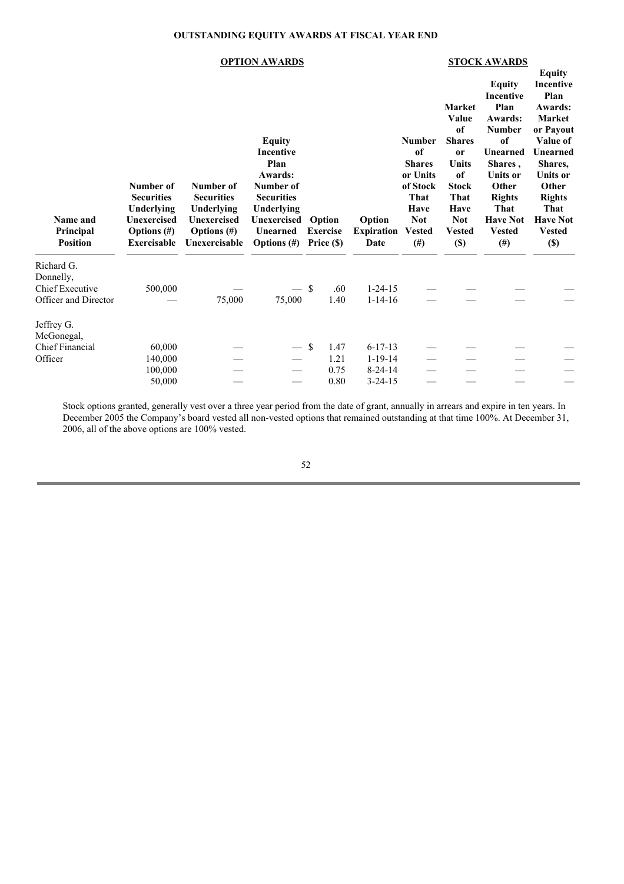## OUTSTANDING EQUITY AWARDS AT FISCAL YEAR END

| | OPTION AWARDS | | | | | STOCK AWARDS | | | |
|---|---|---|---|---|---|---|---|---|---|
| **Name and Principal Position** | **Number of Securities Underlying Unexercised Options (#) Exercisable** | **Number of Securities Underlying Unexercised Options (#) Unexercisable** | **Equity Incentive Plan Awards: Number of Securities Underlying Unexercised Unearned Options (#)** | **Option Exercise Price ($)** | **Option Expiration Date** | **Number of Shares or Units of Stock That Have Not Vested (#)** | **Market Value of Shares or Units of Stock That Have Not Vested ($)** | **Equity Incentive Plan Awards: Number of Unearned Shares, Units or Other Rights That Have Not Vested (#)** | **Equity Incentive Plan Awards: Market or Payout Value of Unearned Shares, Units or Other Rights That Have Not Vested ($)** |
| Richard G. Donnelly, Chief Executive Officer and Director | 500,000 | — | — | $ .60 | 1-24-15 | — | — | — | — |
| | — | 75,000 | 75,000 | 1.40 | 1-14-16 | — | — | — | — |
| Jeffrey G. McGonegal, Chief Financial Officer | 60,000 | — | — | $ 1.47 | 6-17-13 | — | — | — | — |
| | 140,000 | — | — | 1.21 | 1-19-14 | — | — | — | — |
| | 100,000 | — | — | 0.75 | 8-24-14 | — | — | — | — |
| | 50,000 | — | — | 0.80 | 3-24-15 | — | — | — | — |

Stock options granted, generally vest over a three year period from the date of grant, annually in arrears and expire in ten years. In December 2005 the Company's board vested all non-vested options that remained outstanding at that time 100%. At December 31, 2006, all of the above options are 100% vested.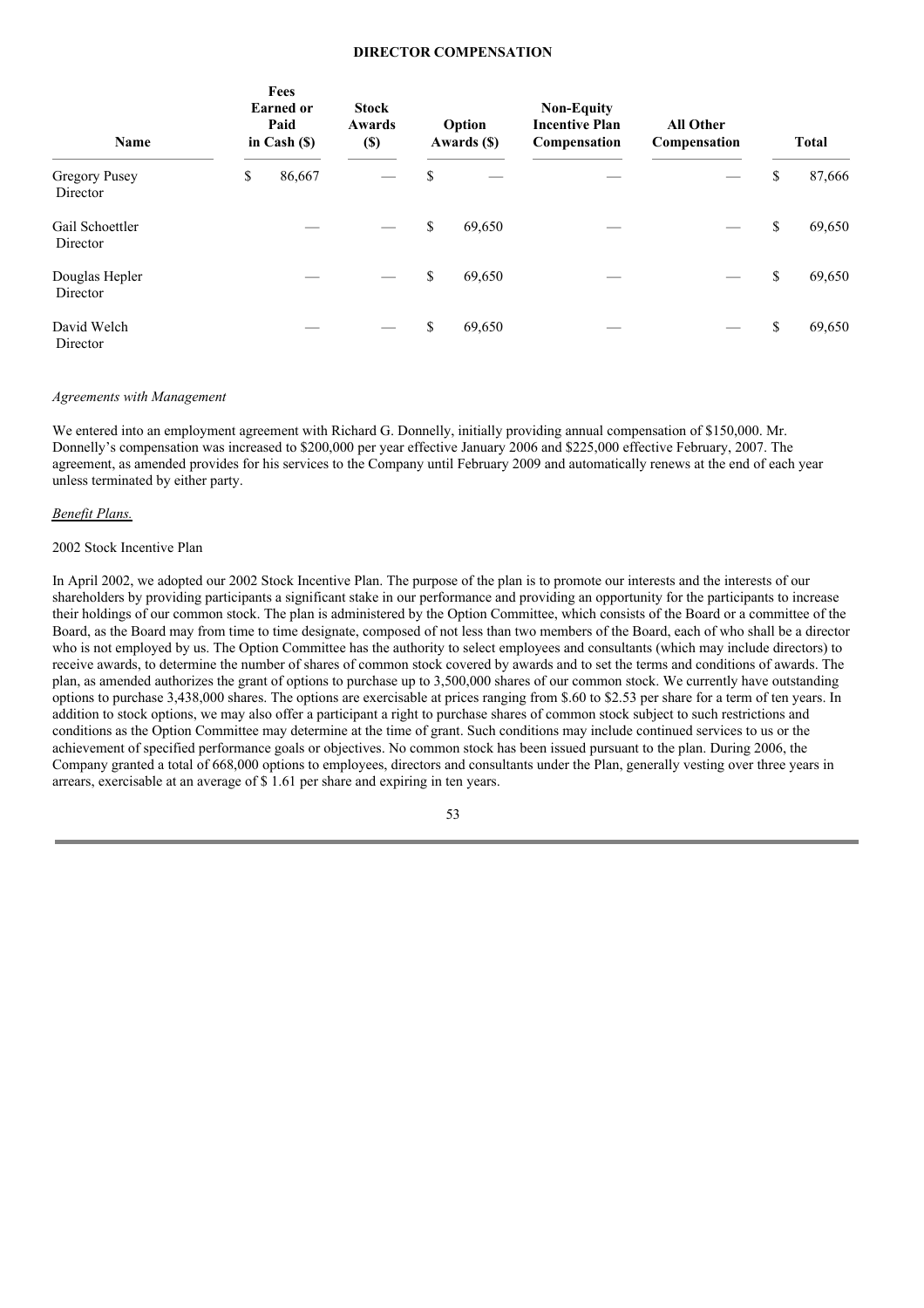## DIRECTOR COMPENSATION

| Name | Fees Earned or Paid in Cash ($) | Stock Awards ($) | Option Awards ($) | Non-Equity Incentive Plan Compensation | All Other Compensation | Total |
|---|---|---|---|---|---|---|
| Gregory Pusey Director | $ 86,667 | — | $ — | — | — | $ 87,666 |
| Gail Schoettler Director | — | — | $ 69,650 | — | — | $ 69,650 |
| Douglas Hepler Director | — | — | $ 69,650 | — | — | $ 69,650 |
| David Welch Director | — | — | $ 69,650 | — | — | $ 69,650 |

*Agreements with Management*

We entered into an employment agreement with Richard G. Donnelly, initially providing annual compensation of $150,000. Mr. Donnelly's compensation was increased to $200,000 per year effective January 2006 and $225,000 effective February, 2007. The agreement, as amended provides for his services to the Company until February 2009 and automatically renews at the end of each year unless terminated by either party.

*Benefit Plans.*

2002 Stock Incentive Plan

In April 2002, we adopted our 2002 Stock Incentive Plan. The purpose of the plan is to promote our interests and the interests of our shareholders by providing participants a significant stake in our performance and providing an opportunity for the participants to increase their holdings of our common stock. The plan is administered by the Option Committee, which consists of the Board or a committee of the Board, as the Board may from time to time designate, composed of not less than two members of the Board, each of who shall be a director who is not employed by us. The Option Committee has the authority to select employees and consultants (which may include directors) to receive awards, to determine the number of shares of common stock covered by awards and to set the terms and conditions of awards. The plan, as amended authorizes the grant of options to purchase up to 3,500,000 shares of our common stock. We currently have outstanding options to purchase 3,438,000 shares. The options are exercisable at prices ranging from $.60 to $2.53 per share for a term of ten years. In addition to stock options, we may also offer a participant a right to purchase shares of common stock subject to such restrictions and conditions as the Option Committee may determine at the time of grant. Such conditions may include continued services to us or the achievement of specified performance goals or objectives. No common stock has been issued pursuant to the plan. During 2006, the Company granted a total of 668,000 options to employees, directors and consultants under the Plan, generally vesting over three years in arrears, exercisable at an average of $ 1.61 per share and expiring in ten years.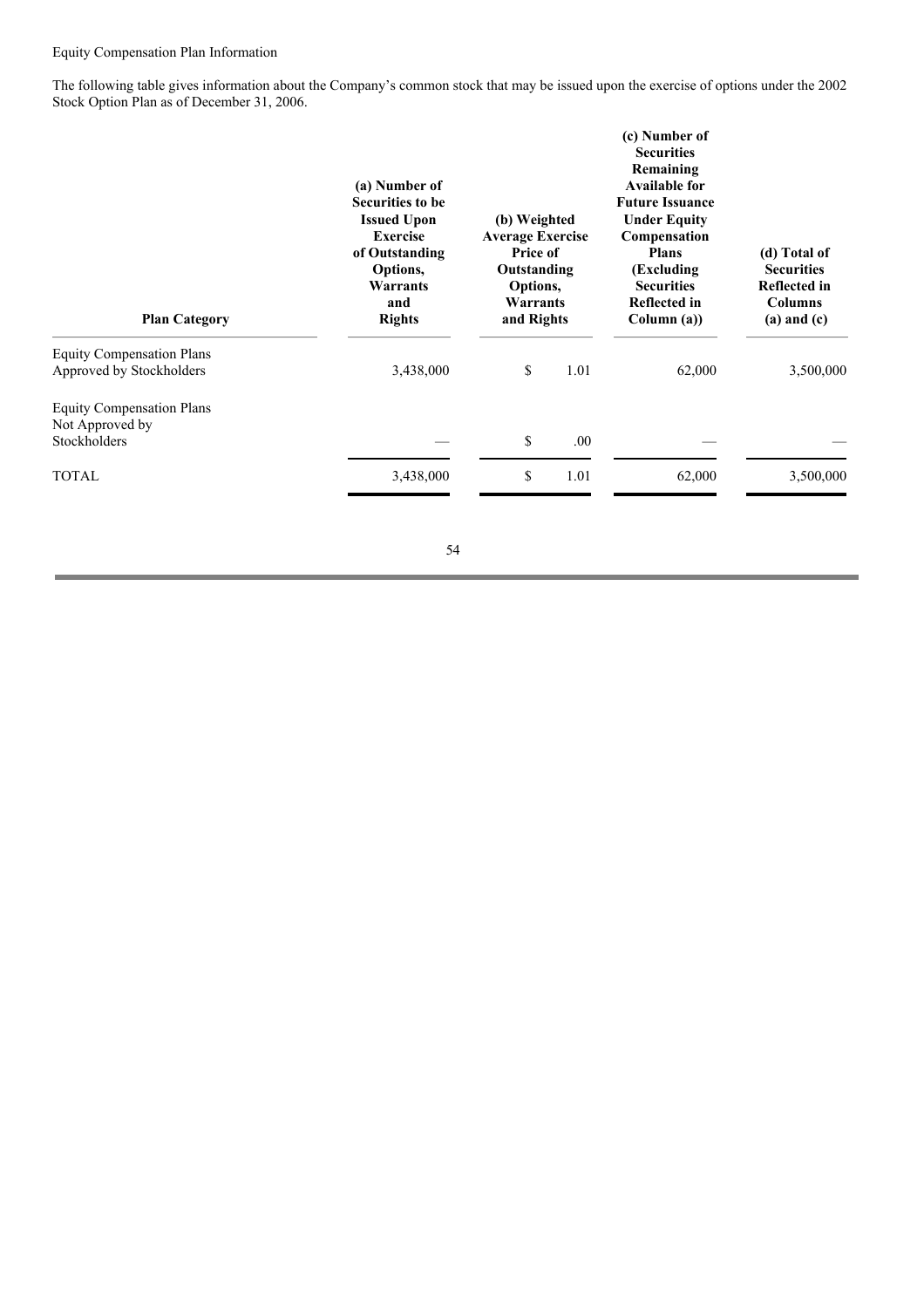Equity Compensation Plan Information

The following table gives information about the Company's common stock that may be issued upon the exercise of options under the 2002 Stock Option Plan as of December 31, 2006.

| Plan Category | (a) Number of Securities to be Issued Upon Exercise of Outstanding Options, Warrants and Rights | (b) Weighted Average Exercise Price of Outstanding Options, Warrants and Rights | (c) Number of Securities Remaining Available for Future Issuance Under Equity Compensation Plans (Excluding Securities Reflected in Column (a)) | (d) Total of Securities Reflected in Columns (a) and (c) |
|---|---|---|---|---|
| Equity Compensation Plans Approved by Stockholders | 3,438,000 | $ 1.01 | 62,000 | 3,500,000 |
| Equity Compensation Plans Not Approved by Stockholders | — | $ .00 | — | — |
| TOTAL | 3,438,000 | $ 1.01 | 62,000 | 3,500,000 |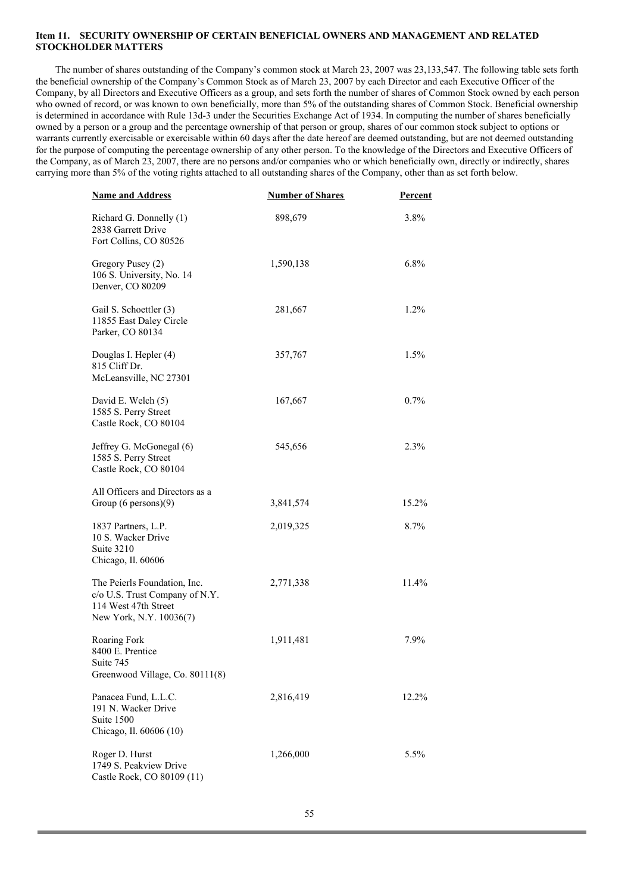**Item 11. SECURITY OWNERSHIP OF CERTAIN BENEFICIAL OWNERS AND MANAGEMENT AND RELATED STOCKHOLDER MATTERS**

The number of shares outstanding of the Company's common stock at March 23, 2007 was 23,133,547. The following table sets forth the beneficial ownership of the Company's Common Stock as of March 23, 2007 by each Director and each Executive Officer of the Company, by all Directors and Executive Officers as a group, and sets forth the number of shares of Common Stock owned by each person who owned of record, or was known to own beneficially, more than 5% of the outstanding shares of Common Stock. Beneficial ownership is determined in accordance with Rule 13d-3 under the Securities Exchange Act of 1934. In computing the number of shares beneficially owned by a person or a group and the percentage ownership of that person or group, shares of our common stock subject to options or warrants currently exercisable or exercisable within 60 days after the date hereof are deemed outstanding, but are not deemed outstanding for the purpose of computing the percentage ownership of any other person. To the knowledge of the Directors and Executive Officers of the Company, as of March 23, 2007, there are no persons and/or companies who or which beneficially own, directly or indirectly, shares carrying more than 5% of the voting rights attached to all outstanding shares of the Company, other than as set forth below.

| Name and Address | Number of Shares | Percent |
|---|---|---|
| Richard G. Donnelly (1)<br>2838 Garrett Drive<br>Fort Collins, CO 80526 | 898,679 | 3.8% |
| Gregory Pusey (2)<br>106 S. University, No. 14<br>Denver, CO 80209 | 1,590,138 | 6.8% |
| Gail S. Schoettler (3)<br>11855 East Daley Circle<br>Parker, CO 80134 | 281,667 | 1.2% |
| Douglas I. Hepler (4)<br>815 Cliff Dr.<br>McLeansville, NC 27301 | 357,767 | 1.5% |
| David E. Welch (5)<br>1585 S. Perry Street<br>Castle Rock, CO 80104 | 167,667 | 0.7% |
| Jeffrey G. McGonegal (6)<br>1585 S. Perry Street<br>Castle Rock, CO 80104 | 545,656 | 2.3% |
| All Officers and Directors as a Group (6 persons)(9) | 3,841,574 | 15.2% |
| 1837 Partners, L.P.<br>10 S. Wacker Drive<br>Suite 3210<br>Chicago, Il. 60606 | 2,019,325 | 8.7% |
| The Peierls Foundation, Inc.<br>c/o U.S. Trust Company of N.Y.<br>114 West 47th Street<br>New York, N.Y. 10036(7) | 2,771,338 | 11.4% |
| Roaring Fork<br>8400 E. Prentice<br>Suite 745<br>Greenwood Village, Co. 80111(8) | 1,911,481 | 7.9% |
| Panacea Fund, L.L.C.<br>191 N. Wacker Drive<br>Suite 1500<br>Chicago, Il. 60606 (10) | 2,816,419 | 12.2% |
| Roger D. Hurst<br>1749 S. Peakview Drive<br>Castle Rock, CO 80109 (11) | 1,266,000 | 5.5% |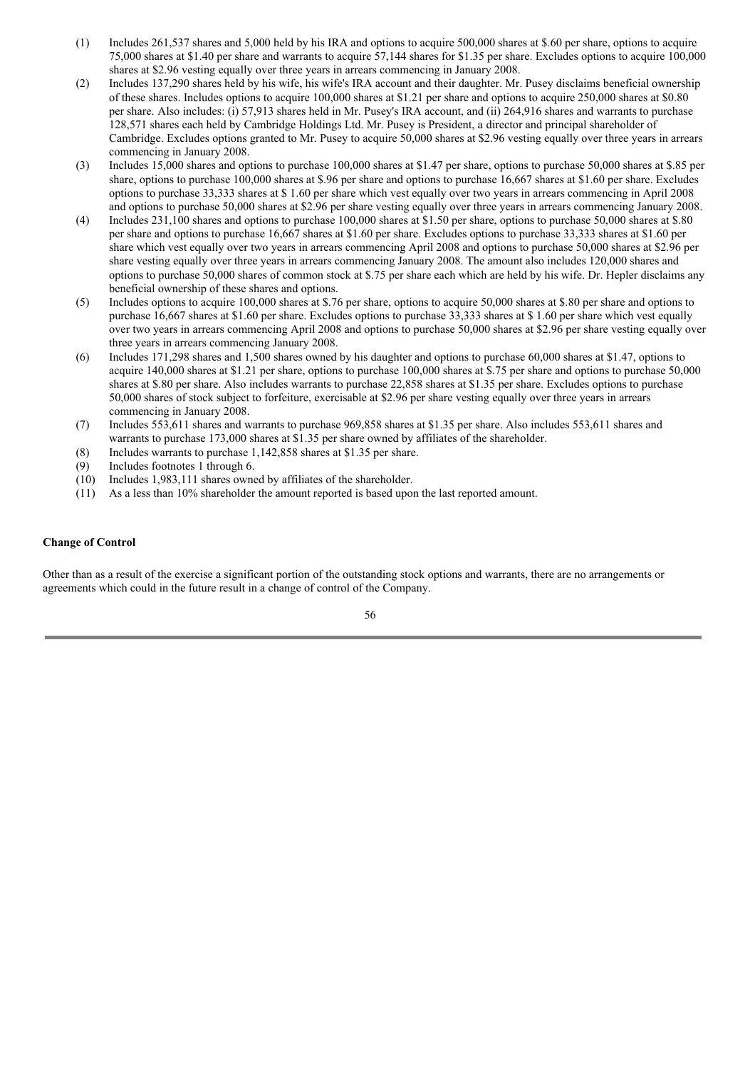(1) Includes 261,537 shares and 5,000 held by his IRA and options to acquire 500,000 shares at $.60 per share, options to acquire 75,000 shares at $1.40 per share and warrants to acquire 57,144 shares for $1.35 per share. Excludes options to acquire 100,000 shares at $2.96 vesting equally over three years in arrears commencing in January 2008.

(2) Includes 137,290 shares held by his wife, his wife's IRA account and their daughter. Mr. Pusey disclaims beneficial ownership of these shares. Includes options to acquire 100,000 shares at $1.21 per share and options to acquire 250,000 shares at $0.80 per share. Also includes: (i) 57,913 shares held in Mr. Pusey's IRA account, and (ii) 264,916 shares and warrants to purchase 128,571 shares each held by Cambridge Holdings Ltd. Mr. Pusey is President, a director and principal shareholder of Cambridge. Excludes options granted to Mr. Pusey to acquire 50,000 shares at $2.96 vesting equally over three years in arrears commencing in January 2008.

(3) Includes 15,000 shares and options to purchase 100,000 shares at $1.47 per share, options to purchase 50,000 shares at $.85 per share, options to purchase 100,000 shares at $.96 per share and options to purchase 16,667 shares at $1.60 per share. Excludes options to purchase 33,333 shares at $ 1.60 per share which vest equally over two years in arrears commencing in April 2008 and options to purchase 50,000 shares at $2.96 per share vesting equally over three years in arrears commencing January 2008.

(4) Includes 231,100 shares and options to purchase 100,000 shares at $1.50 per share, options to purchase 50,000 shares at $.80 per share and options to purchase 16,667 shares at $1.60 per share. Excludes options to purchase 33,333 shares at $1.60 per share which vest equally over two years in arrears commencing April 2008 and options to purchase 50,000 shares at $2.96 per share vesting equally over three years in arrears commencing January 2008. The amount also includes 120,000 shares and options to purchase 50,000 shares of common stock at $.75 per share each which are held by his wife. Dr. Hepler disclaims any beneficial ownership of these shares and options.

(5) Includes options to acquire 100,000 shares at $.76 per share, options to acquire 50,000 shares at $.80 per share and options to purchase 16,667 shares at $1.60 per share. Excludes options to purchase 33,333 shares at $ 1.60 per share which vest equally over two years in arrears commencing April 2008 and options to purchase 50,000 shares at $2.96 per share vesting equally over three years in arrears commencing January 2008.

(6) Includes 171,298 shares and 1,500 shares owned by his daughter and options to purchase 60,000 shares at $1.47, options to acquire 140,000 shares at $1.21 per share, options to purchase 100,000 shares at $.75 per share and options to purchase 50,000 shares at $.80 per share. Also includes warrants to purchase 22,858 shares at $1.35 per share. Excludes options to purchase 50,000 shares of stock subject to forfeiture, exercisable at $2.96 per share vesting equally over three years in arrears commencing in January 2008.

(7) Includes 553,611 shares and warrants to purchase 969,858 shares at $1.35 per share. Also includes 553,611 shares and warrants to purchase 173,000 shares at $1.35 per share owned by affiliates of the shareholder.

(8) Includes warrants to purchase 1,142,858 shares at $1.35 per share.

(9) Includes footnotes 1 through 6.

(10) Includes 1,983,111 shares owned by affiliates of the shareholder.

(11) As a less than 10% shareholder the amount reported is based upon the last reported amount.

**Change of Control**

Other than as a result of the exercise a significant portion of the outstanding stock options and warrants, there are no arrangements or agreements which could in the future result in a change of control of the Company.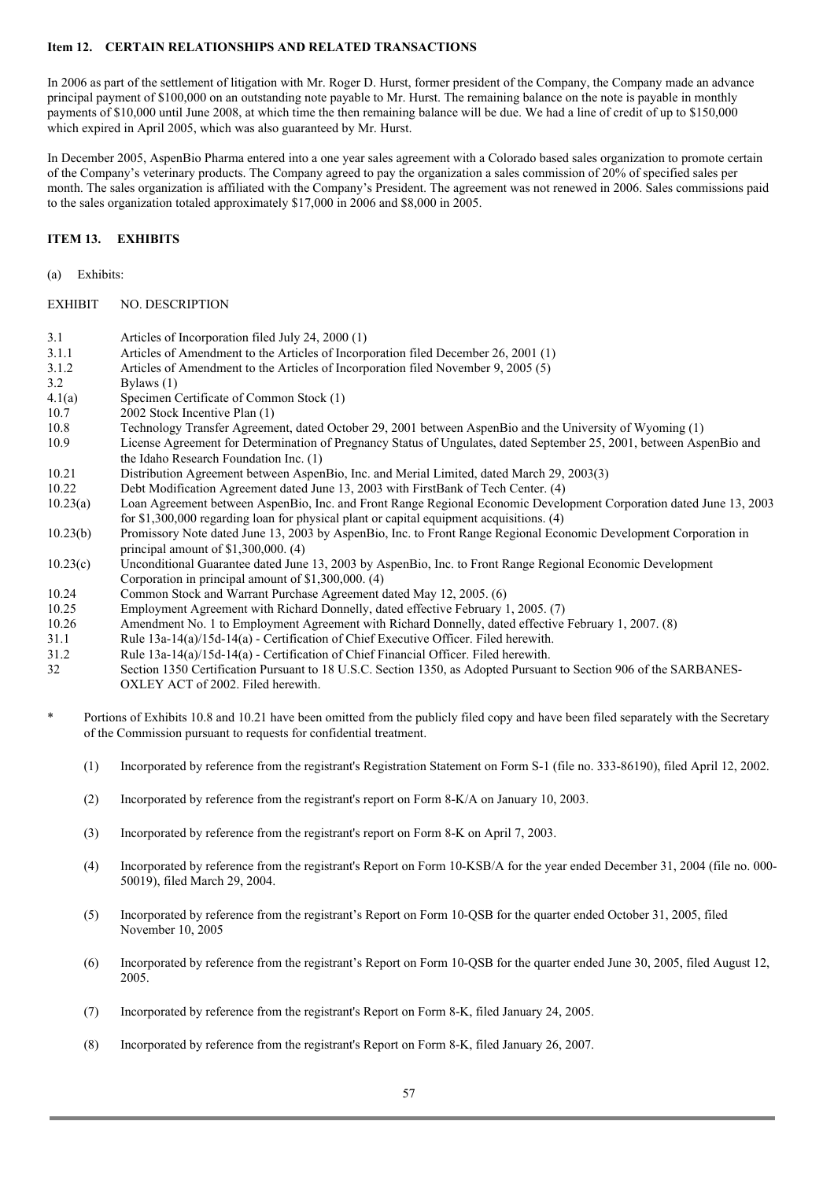### Item 12. CERTAIN RELATIONSHIPS AND RELATED TRANSACTIONS

In 2006 as part of the settlement of litigation with Mr. Roger D. Hurst, former president of the Company, the Company made an advance principal payment of $100,000 on an outstanding note payable to Mr. Hurst. The remaining balance on the note is payable in monthly payments of $10,000 until June 2008, at which time the then remaining balance will be due. We had a line of credit of up to $150,000 which expired in April 2005, which was also guaranteed by Mr. Hurst.

In December 2005, AspenBio Pharma entered into a one year sales agreement with a Colorado based sales organization to promote certain of the Company's veterinary products. The Company agreed to pay the organization a sales commission of 20% of specified sales per month. The sales organization is affiliated with the Company's President. The agreement was not renewed in 2006. Sales commissions paid to the sales organization totaled approximately $17,000 in 2006 and $8,000 in 2005.

### ITEM 13. EXHIBITS

(a) Exhibits:

| EXHIBIT | NO. DESCRIPTION |
|---|---|
| 3.1 | Articles of Incorporation filed July 24, 2000 (1) |
| 3.1.1 | Articles of Amendment to the Articles of Incorporation filed December 26, 2001 (1) |
| 3.1.2 | Articles of Amendment to the Articles of Incorporation filed November 9, 2005 (5) |
| 3.2 | Bylaws (1) |
| 4.1(a) | Specimen Certificate of Common Stock (1) |
| 10.7 | 2002 Stock Incentive Plan (1) |
| 10.8 | Technology Transfer Agreement, dated October 29, 2001 between AspenBio and the University of Wyoming (1) |
| 10.9 | License Agreement for Determination of Pregnancy Status of Ungulates, dated September 25, 2001, between AspenBio and the Idaho Research Foundation Inc. (1) |
| 10.21 | Distribution Agreement between AspenBio, Inc. and Merial Limited, dated March 29, 2003(3) |
| 10.22 | Debt Modification Agreement dated June 13, 2003 with FirstBank of Tech Center. (4) |
| 10.23(a) | Loan Agreement between AspenBio, Inc. and Front Range Regional Economic Development Corporation dated June 13, 2003 for $1,300,000 regarding loan for physical plant or capital equipment acquisitions. (4) |
| 10.23(b) | Promissory Note dated June 13, 2003 by AspenBio, Inc. to Front Range Regional Economic Development Corporation in principal amount of $1,300,000. (4) |
| 10.23(c) | Unconditional Guarantee dated June 13, 2003 by AspenBio, Inc. to Front Range Regional Economic Development Corporation in principal amount of $1,300,000. (4) |
| 10.24 | Common Stock and Warrant Purchase Agreement dated May 12, 2005. (6) |
| 10.25 | Employment Agreement with Richard Donnelly, dated effective February 1, 2005. (7) |
| 10.26 | Amendment No. 1 to Employment Agreement with Richard Donnelly, dated effective February 1, 2007. (8) |
| 31.1 | Rule 13a-14(a)/15d-14(a) - Certification of Chief Executive Officer. Filed herewith. |
| 31.2 | Rule 13a-14(a)/15d-14(a) - Certification of Chief Financial Officer. Filed herewith. |
| 32 | Section 1350 Certification Pursuant to 18 U.S.C. Section 1350, as Adopted Pursuant to Section 906 of the SARBANES-OXLEY ACT of 2002. Filed herewith. |

\* Portions of Exhibits 10.8 and 10.21 have been omitted from the publicly filed copy and have been filed separately with the Secretary of the Commission pursuant to requests for confidential treatment.

(1) Incorporated by reference from the registrant's Registration Statement on Form S-1 (file no. 333-86190), filed April 12, 2002.

(2) Incorporated by reference from the registrant's report on Form 8-K/A on January 10, 2003.

(3) Incorporated by reference from the registrant's report on Form 8-K on April 7, 2003.

(4) Incorporated by reference from the registrant's Report on Form 10-KSB/A for the year ended December 31, 2004 (file no. 000-50019), filed March 29, 2004.

(5) Incorporated by reference from the registrant's Report on Form 10-QSB for the quarter ended October 31, 2005, filed November 10, 2005

(6) Incorporated by reference from the registrant's Report on Form 10-QSB for the quarter ended June 30, 2005, filed August 12, 2005.

(7) Incorporated by reference from the registrant's Report on Form 8-K, filed January 24, 2005.

(8) Incorporated by reference from the registrant's Report on Form 8-K, filed January 26, 2007.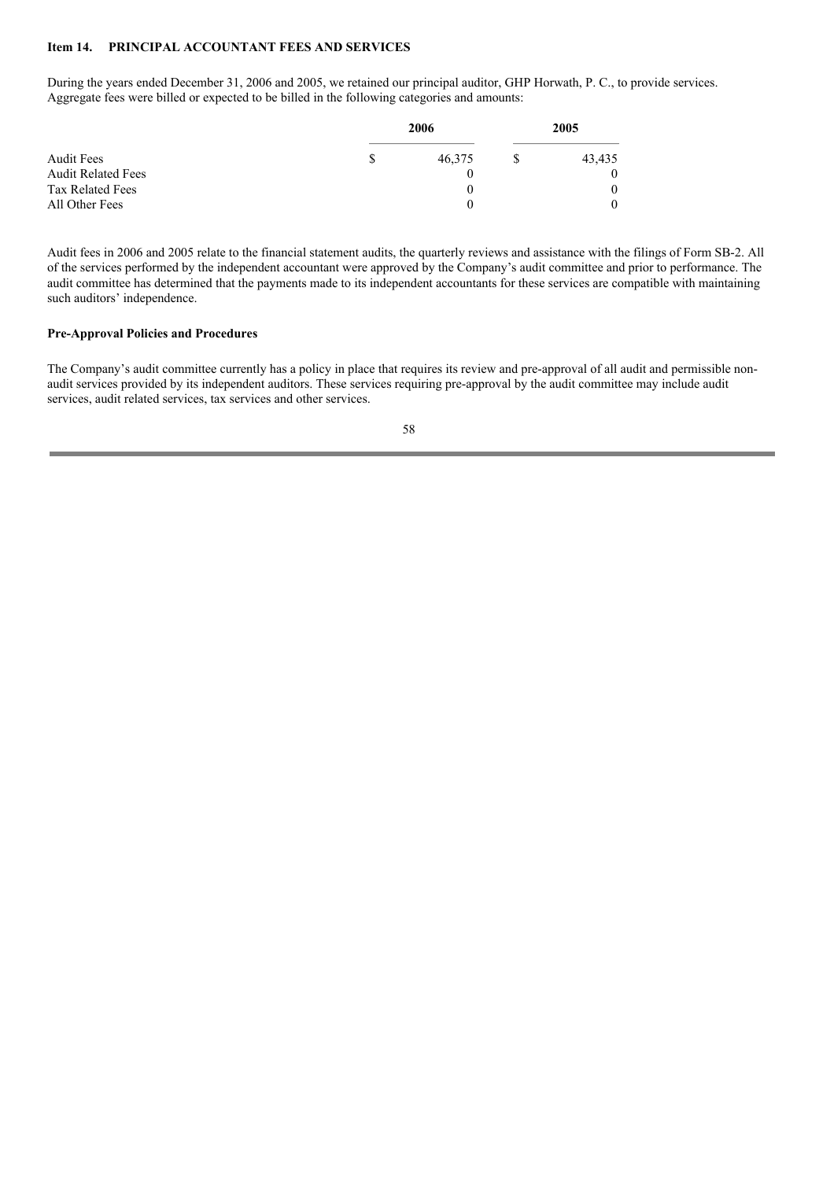### Item 14. PRINCIPAL ACCOUNTANT FEES AND SERVICES

During the years ended December 31, 2006 and 2005, we retained our principal auditor, GHP Horwath, P. C., to provide services. Aggregate fees were billed or expected to be billed in the following categories and amounts:

| | 2006 | 2005 |
|---|---|---|
| Audit Fees | $ 46,375 | $ 43,435 |
| Audit Related Fees | 0 | 0 |
| Tax Related Fees | 0 | 0 |
| All Other Fees | 0 | 0 |

Audit fees in 2006 and 2005 relate to the financial statement audits, the quarterly reviews and assistance with the filings of Form SB-2. All of the services performed by the independent accountant were approved by the Company's audit committee and prior to performance. The audit committee has determined that the payments made to its independent accountants for these services are compatible with maintaining such auditors' independence.

**Pre-Approval Policies and Procedures**

The Company's audit committee currently has a policy in place that requires its review and pre-approval of all audit and permissible non-audit services provided by its independent auditors. These services requiring pre-approval by the audit committee may include audit services, audit related services, tax services and other services.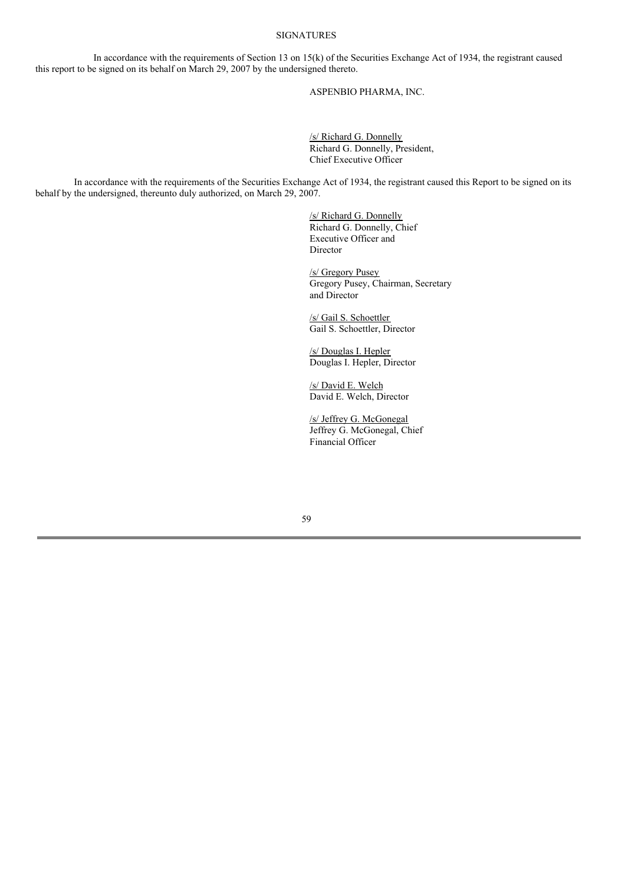# SIGNATURES

In accordance with the requirements of Section 13 on 15(k) of the Securities Exchange Act of 1934, the registrant caused this report to be signed on its behalf on March 29, 2007 by the undersigned thereto.

ASPENBIO PHARMA, INC.

/s/ Richard G. Donnelly
Richard G. Donnelly, President,
Chief Executive Officer

In accordance with the requirements of the Securities Exchange Act of 1934, the registrant caused this Report to be signed on its behalf by the undersigned, thereunto duly authorized, on March 29, 2007.

/s/ Richard G. Donnelly
Richard G. Donnelly, Chief
Executive Officer and
Director

/s/ Gregory Pusey
Gregory Pusey, Chairman, Secretary
and Director

/s/ Gail S. Schoettler
Gail S. Schoettler, Director

/s/ Douglas I. Hepler
Douglas I. Hepler, Director

/s/ David E. Welch
David E. Welch, Director

/s/ Jeffrey G. McGonegal
Jeffrey G. McGonegal, Chief
Financial Officer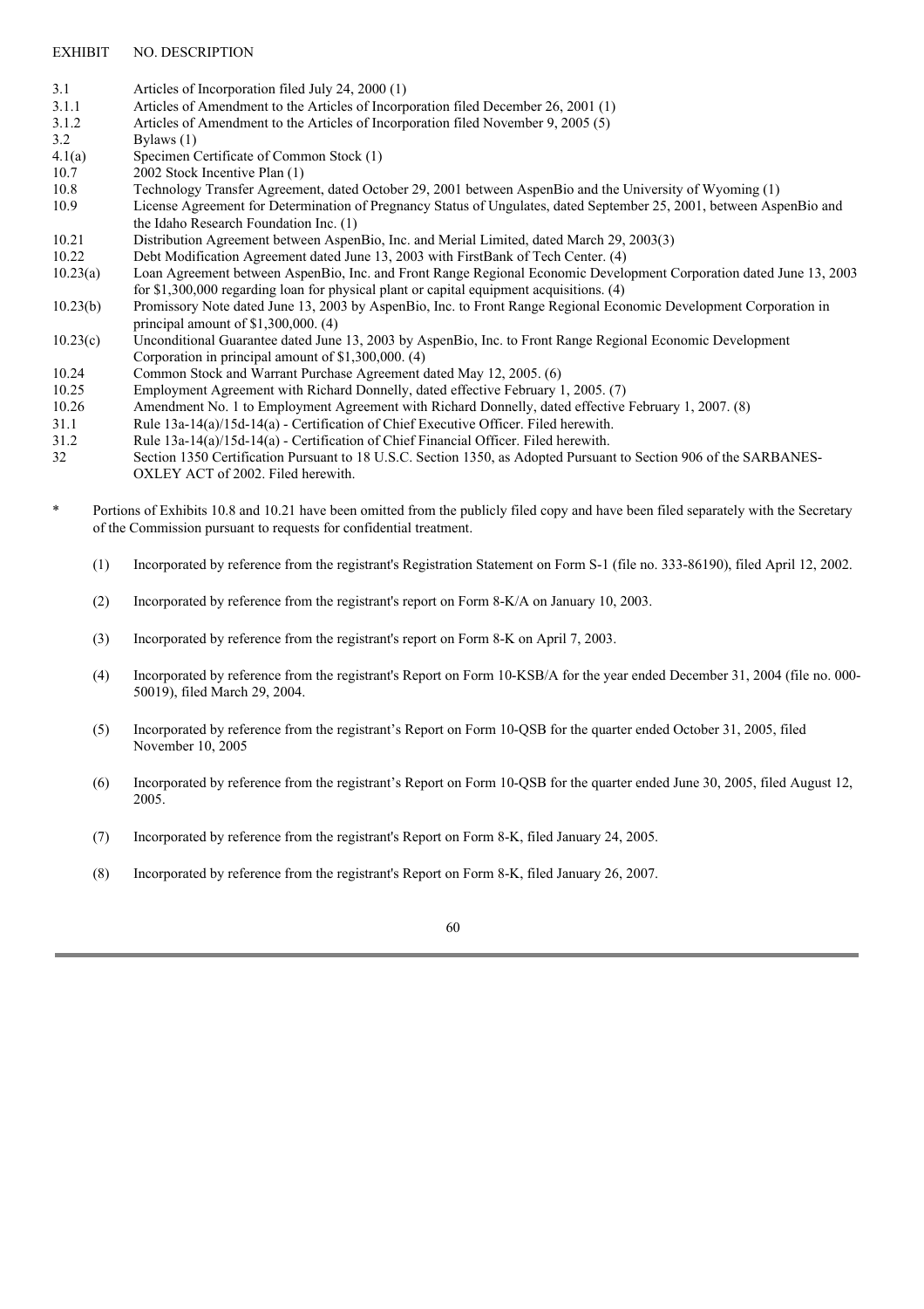| EXHIBIT | NO. DESCRIPTION |
|---|---|
| 3.1 | Articles of Incorporation filed July 24, 2000 (1) |
| 3.1.1 | Articles of Amendment to the Articles of Incorporation filed December 26, 2001 (1) |
| 3.1.2 | Articles of Amendment to the Articles of Incorporation filed November 9, 2005 (5) |
| 3.2 | Bylaws (1) |
| 4.1(a) | Specimen Certificate of Common Stock (1) |
| 10.7 | 2002 Stock Incentive Plan (1) |
| 10.8 | Technology Transfer Agreement, dated October 29, 2001 between AspenBio and the University of Wyoming (1) |
| 10.9 | License Agreement for Determination of Pregnancy Status of Ungulates, dated September 25, 2001, between AspenBio and the Idaho Research Foundation Inc. (1) |
| 10.21 | Distribution Agreement between AspenBio, Inc. and Merial Limited, dated March 29, 2003(3) |
| 10.22 | Debt Modification Agreement dated June 13, 2003 with FirstBank of Tech Center. (4) |
| 10.23(a) | Loan Agreement between AspenBio, Inc. and Front Range Regional Economic Development Corporation dated June 13, 2003 for $1,300,000 regarding loan for physical plant or capital equipment acquisitions. (4) |
| 10.23(b) | Promissory Note dated June 13, 2003 by AspenBio, Inc. to Front Range Regional Economic Development Corporation in principal amount of $1,300,000. (4) |
| 10.23(c) | Unconditional Guarantee dated June 13, 2003 by AspenBio, Inc. to Front Range Regional Economic Development Corporation in principal amount of $1,300,000. (4) |
| 10.24 | Common Stock and Warrant Purchase Agreement dated May 12, 2005. (6) |
| 10.25 | Employment Agreement with Richard Donnelly, dated effective February 1, 2005. (7) |
| 10.26 | Amendment No. 1 to Employment Agreement with Richard Donnelly, dated effective February 1, 2007. (8) |
| 31.1 | Rule 13a-14(a)/15d-14(a) - Certification of Chief Executive Officer. Filed herewith. |
| 31.2 | Rule 13a-14(a)/15d-14(a) - Certification of Chief Financial Officer. Filed herewith. |
| 32 | Section 1350 Certification Pursuant to 18 U.S.C. Section 1350, as Adopted Pursuant to Section 906 of the SARBANES-OXLEY ACT of 2002. Filed herewith. |

\* Portions of Exhibits 10.8 and 10.21 have been omitted from the publicly filed copy and have been filed separately with the Secretary of the Commission pursuant to requests for confidential treatment.

(1) Incorporated by reference from the registrant's Registration Statement on Form S-1 (file no. 333-86190), filed April 12, 2002.

(2) Incorporated by reference from the registrant's report on Form 8-K/A on January 10, 2003.

(3) Incorporated by reference from the registrant's report on Form 8-K on April 7, 2003.

(4) Incorporated by reference from the registrant's Report on Form 10-KSB/A for the year ended December 31, 2004 (file no. 000-50019), filed March 29, 2004.

(5) Incorporated by reference from the registrant's Report on Form 10-QSB for the quarter ended October 31, 2005, filed November 10, 2005

(6) Incorporated by reference from the registrant's Report on Form 10-QSB for the quarter ended June 30, 2005, filed August 12, 2005.

(7) Incorporated by reference from the registrant's Report on Form 8-K, filed January 24, 2005.

(8) Incorporated by reference from the registrant's Report on Form 8-K, filed January 26, 2007.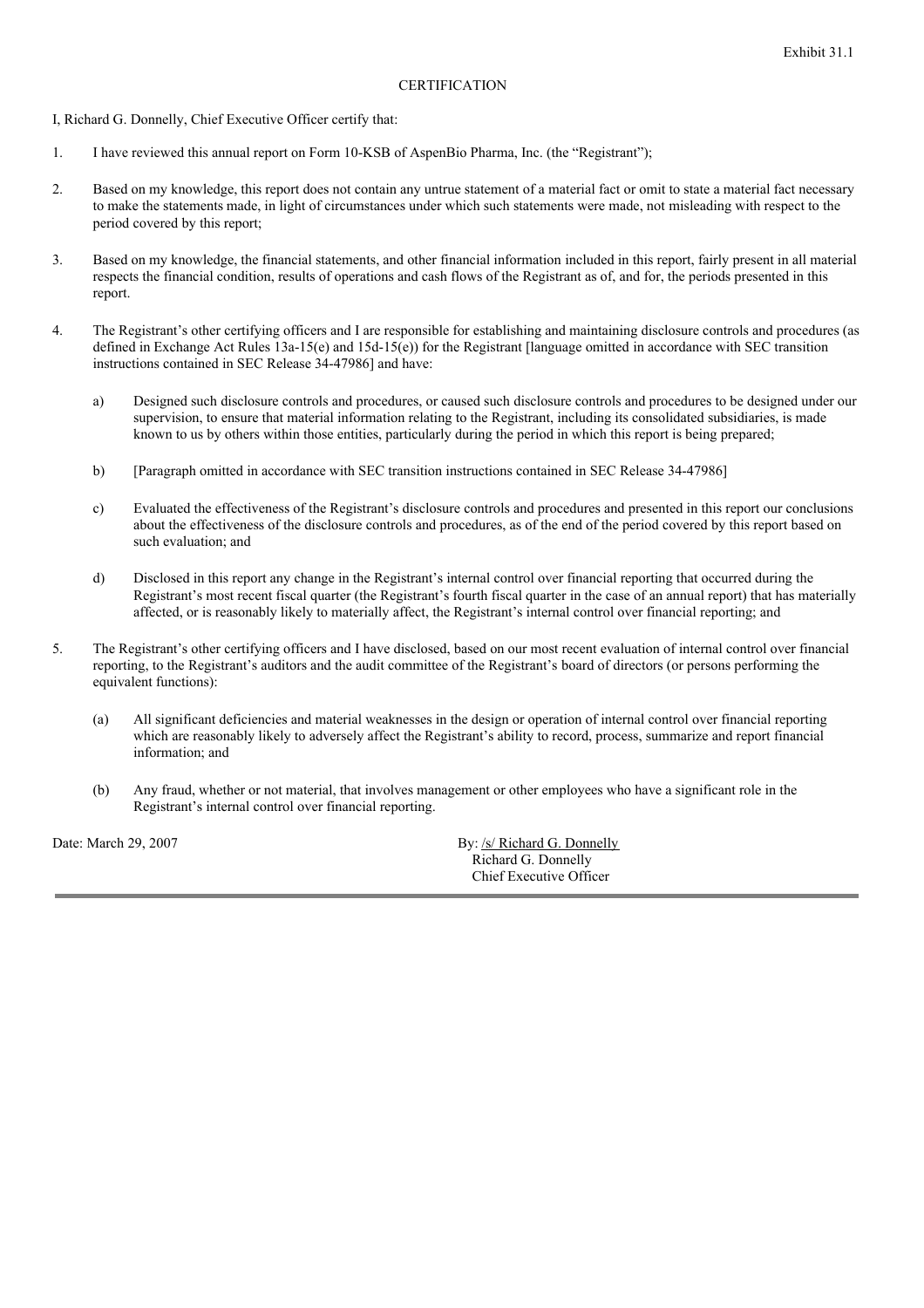Exhibit 31.1

CERTIFICATION

I, Richard G. Donnelly, Chief Executive Officer certify that:

1. I have reviewed this annual report on Form 10-KSB of AspenBio Pharma, Inc. (the "Registrant");

2. Based on my knowledge, this report does not contain any untrue statement of a material fact or omit to state a material fact necessary to make the statements made, in light of circumstances under which such statements were made, not misleading with respect to the period covered by this report;

3. Based on my knowledge, the financial statements, and other financial information included in this report, fairly present in all material respects the financial condition, results of operations and cash flows of the Registrant as of, and for, the periods presented in this report.

4. The Registrant's other certifying officers and I are responsible for establishing and maintaining disclosure controls and procedures (as defined in Exchange Act Rules 13a-15(e) and 15d-15(e)) for the Registrant [language omitted in accordance with SEC transition instructions contained in SEC Release 34-47986] and have:

   a) Designed such disclosure controls and procedures, or caused such disclosure controls and procedures to be designed under our supervision, to ensure that material information relating to the Registrant, including its consolidated subsidiaries, is made known to us by others within those entities, particularly during the period in which this report is being prepared;

   b) [Paragraph omitted in accordance with SEC transition instructions contained in SEC Release 34-47986]

   c) Evaluated the effectiveness of the Registrant's disclosure controls and procedures and presented in this report our conclusions about the effectiveness of the disclosure controls and procedures, as of the end of the period covered by this report based on such evaluation; and

   d) Disclosed in this report any change in the Registrant's internal control over financial reporting that occurred during the Registrant's most recent fiscal quarter (the Registrant's fourth fiscal quarter in the case of an annual report) that has materially affected, or is reasonably likely to materially affect, the Registrant's internal control over financial reporting; and

5. The Registrant's other certifying officers and I have disclosed, based on our most recent evaluation of internal control over financial reporting, to the Registrant's auditors and the audit committee of the Registrant's board of directors (or persons performing the equivalent functions):

   (a) All significant deficiencies and material weaknesses in the design or operation of internal control over financial reporting which are reasonably likely to adversely affect the Registrant's ability to record, process, summarize and report financial information; and

   (b) Any fraud, whether or not material, that involves management or other employees who have a significant role in the Registrant's internal control over financial reporting.

Date: March 29, 2007

By: /s/ Richard G. Donnelly
Richard G. Donnelly
Chief Executive Officer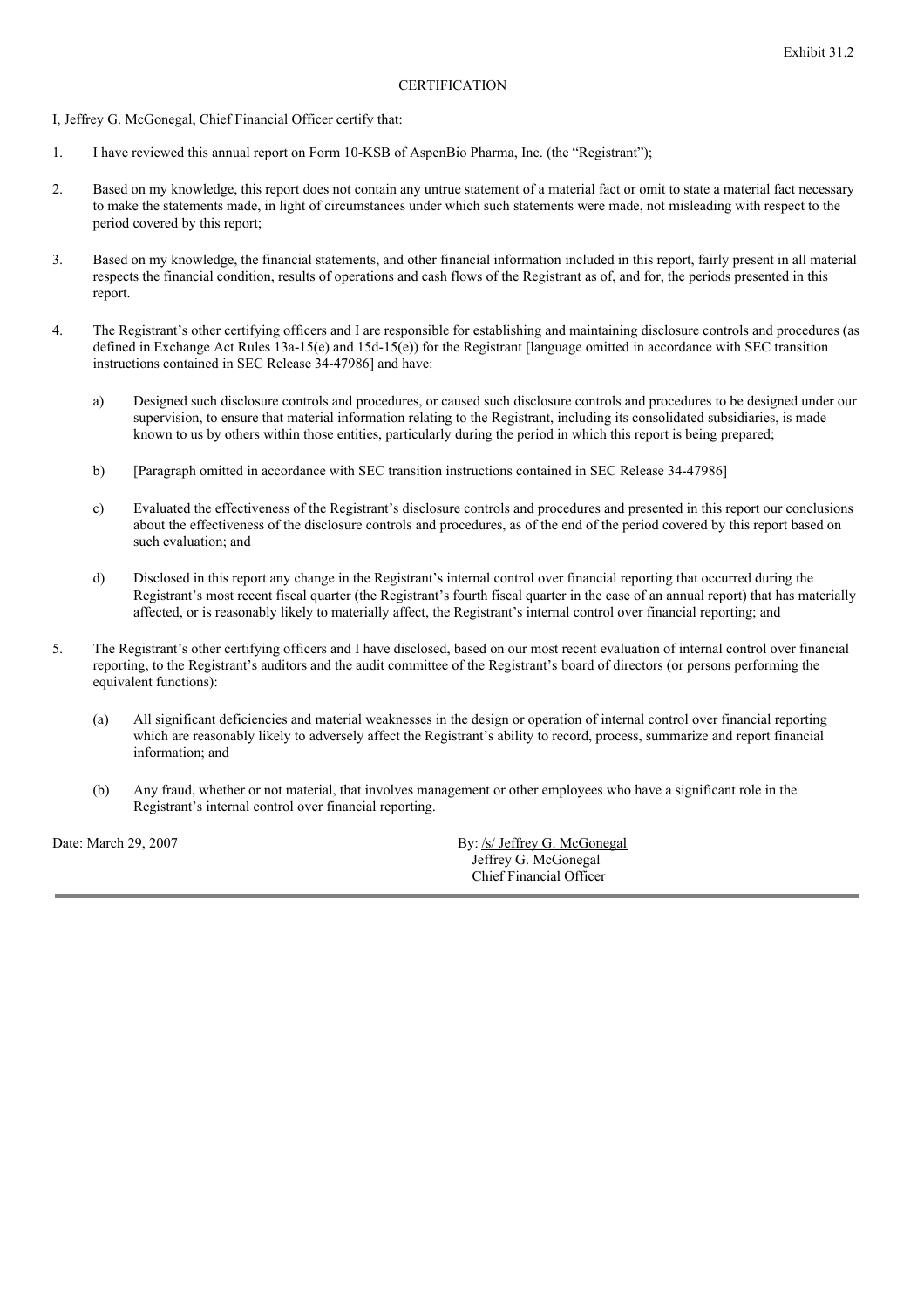Exhibit 31.2

# CERTIFICATION

I, Jeffrey G. McGonegal, Chief Financial Officer certify that:

1. I have reviewed this annual report on Form 10-KSB of AspenBio Pharma, Inc. (the "Registrant");

2. Based on my knowledge, this report does not contain any untrue statement of a material fact or omit to state a material fact necessary to make the statements made, in light of circumstances under which such statements were made, not misleading with respect to the period covered by this report;

3. Based on my knowledge, the financial statements, and other financial information included in this report, fairly present in all material respects the financial condition, results of operations and cash flows of the Registrant as of, and for, the periods presented in this report.

4. The Registrant's other certifying officers and I are responsible for establishing and maintaining disclosure controls and procedures (as defined in Exchange Act Rules 13a-15(e) and 15d-15(e)) for the Registrant [language omitted in accordance with SEC transition instructions contained in SEC Release 34-47986] and have:

   a) Designed such disclosure controls and procedures, or caused such disclosure controls and procedures to be designed under our supervision, to ensure that material information relating to the Registrant, including its consolidated subsidiaries, is made known to us by others within those entities, particularly during the period in which this report is being prepared;

   b) [Paragraph omitted in accordance with SEC transition instructions contained in SEC Release 34-47986]

   c) Evaluated the effectiveness of the Registrant's disclosure controls and procedures and presented in this report our conclusions about the effectiveness of the disclosure controls and procedures, as of the end of the period covered by this report based on such evaluation; and

   d) Disclosed in this report any change in the Registrant's internal control over financial reporting that occurred during the Registrant's most recent fiscal quarter (the Registrant's fourth fiscal quarter in the case of an annual report) that has materially affected, or is reasonably likely to materially affect, the Registrant's internal control over financial reporting; and

5. The Registrant's other certifying officers and I have disclosed, based on our most recent evaluation of internal control over financial reporting, to the Registrant's auditors and the audit committee of the Registrant's board of directors (or persons performing the equivalent functions):

   (a) All significant deficiencies and material weaknesses in the design or operation of internal control over financial reporting which are reasonably likely to adversely affect the Registrant's ability to record, process, summarize and report financial information; and

   (b) Any fraud, whether or not material, that involves management or other employees who have a significant role in the Registrant's internal control over financial reporting.

Date: March 29, 2007

By: /s/ Jeffrey G. McGonegal
Jeffrey G. McGonegal
Chief Financial Officer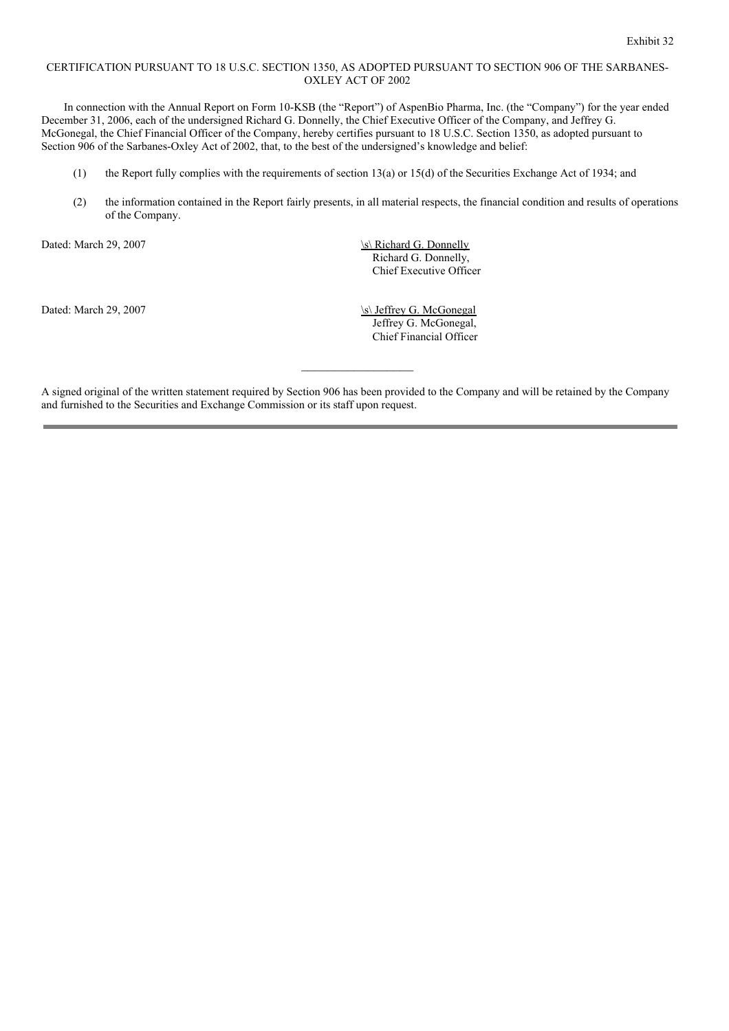Exhibit 32

CERTIFICATION PURSUANT TO 18 U.S.C. SECTION 1350, AS ADOPTED PURSUANT TO SECTION 906 OF THE SARBANES-OXLEY ACT OF 2002

In connection with the Annual Report on Form 10-KSB (the "Report") of AspenBio Pharma, Inc. (the "Company") for the year ended December 31, 2006, each of the undersigned Richard G. Donnelly, the Chief Executive Officer of the Company, and Jeffrey G. McGonegal, the Chief Financial Officer of the Company, hereby certifies pursuant to 18 U.S.C. Section 1350, as adopted pursuant to Section 906 of the Sarbanes-Oxley Act of 2002, that, to the best of the undersigned's knowledge and belief:

(1) the Report fully complies with the requirements of section 13(a) or 15(d) of the Securities Exchange Act of 1934; and

(2) the information contained in the Report fairly presents, in all material respects, the financial condition and results of operations of the Company.

Dated: March 29, 2007

\s\ Richard G. Donnelly
Richard G. Donnelly,
Chief Executive Officer

Dated: March 29, 2007

\s\ Jeffrey G. McGonegal
Jeffrey G. McGonegal,
Chief Financial Officer

---

A signed original of the written statement required by Section 906 has been provided to the Company and will be retained by the Company and furnished to the Securities and Exchange Commission or its staff upon request.